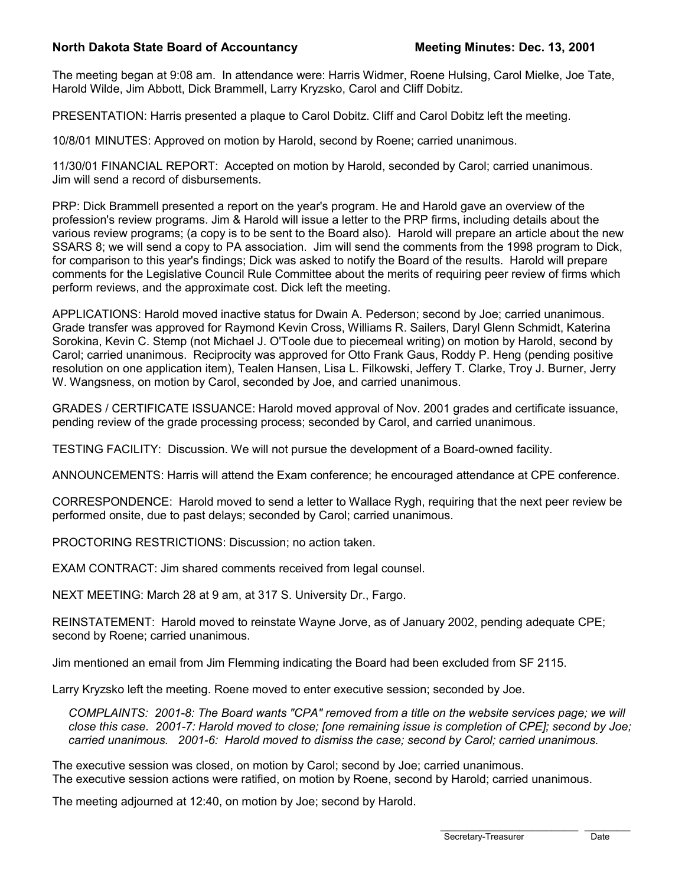**North Dakota State Board of Accountancy** **Meeting Minutes: Dec. 13, 2001**

The meeting began at 9:08 am. In attendance were: Harris Widmer, Roene Hulsing, Carol Mielke, Joe Tate, Harold Wilde, Jim Abbott, Dick Brammell, Larry Kryzsko, Carol and Cliff Dobitz.

PRESENTATION: Harris presented a plaque to Carol Dobitz. Cliff and Carol Dobitz left the meeting.

10/8/01 MINUTES: Approved on motion by Harold, second by Roene; carried unanimous.

11/30/01 FINANCIAL REPORT: Accepted on motion by Harold, seconded by Carol; carried unanimous. Jim will send a record of disbursements.

PRP: Dick Brammell presented a report on the year's program. He and Harold gave an overview of the profession's review programs. Jim & Harold will issue a letter to the PRP firms, including details about the various review programs; (a copy is to be sent to the Board also). Harold will prepare an article about the new SSARS 8; we will send a copy to PA association. Jim will send the comments from the 1998 program to Dick, for comparison to this year's findings; Dick was asked to notify the Board of the results. Harold will prepare comments for the Legislative Council Rule Committee about the merits of requiring peer review of firms which perform reviews, and the approximate cost. Dick left the meeting.

APPLICATIONS: Harold moved inactive status for Dwain A. Pederson; second by Joe; carried unanimous. Grade transfer was approved for Raymond Kevin Cross, Williams R. Sailers, Daryl Glenn Schmidt, Katerina Sorokina, Kevin C. Stemp (not Michael J. O'Toole due to piecemeal writing) on motion by Harold, second by Carol; carried unanimous. Reciprocity was approved for Otto Frank Gaus, Roddy P. Heng (pending positive resolution on one application item), Tealen Hansen, Lisa L. Filkowski, Jeffery T. Clarke, Troy J. Burner, Jerry W. Wangsness, on motion by Carol, seconded by Joe, and carried unanimous.

GRADES / CERTIFICATE ISSUANCE: Harold moved approval of Nov. 2001 grades and certificate issuance, pending review of the grade processing process; seconded by Carol, and carried unanimous.

TESTING FACILITY: Discussion. We will not pursue the development of a Board-owned facility.

ANNOUNCEMENTS: Harris will attend the Exam conference; he encouraged attendance at CPE conference.

CORRESPONDENCE: Harold moved to send a letter to Wallace Rygh, requiring that the next peer review be performed onsite, due to past delays; seconded by Carol; carried unanimous.

PROCTORING RESTRICTIONS: Discussion; no action taken.

EXAM CONTRACT: Jim shared comments received from legal counsel.

NEXT MEETING: March 28 at 9 am, at 317 S. University Dr., Fargo.

REINSTATEMENT: Harold moved to reinstate Wayne Jorve, as of January 2002, pending adequate CPE; second by Roene; carried unanimous.

Jim mentioned an email from Jim Flemming indicating the Board had been excluded from SF 2115.

Larry Kryzsko left the meeting. Roene moved to enter executive session; seconded by Joe.

> *COMPLAINTS: 2001-8: The Board wants "CPA" removed from a title on the website services page; we will close this case. 2001-7: Harold moved to close; [one remaining issue is completion of CPE]; second by Joe; carried unanimous. 2001-6: Harold moved to dismiss the case; second by Carol; carried unanimous.*

The executive session was closed, on motion by Carol; second by Joe; carried unanimous.
The executive session actions were ratified, on motion by Roene, second by Harold; carried unanimous.

The meeting adjourned at 12:40, on motion by Joe; second by Harold.

\_\_\_\_\_\_\_\_\_\_\_\_\_\_\_\_\_\_\_\_\_\_\_\_ \_\_\_\_\_\_\_\_
Secretary-Treasurer Date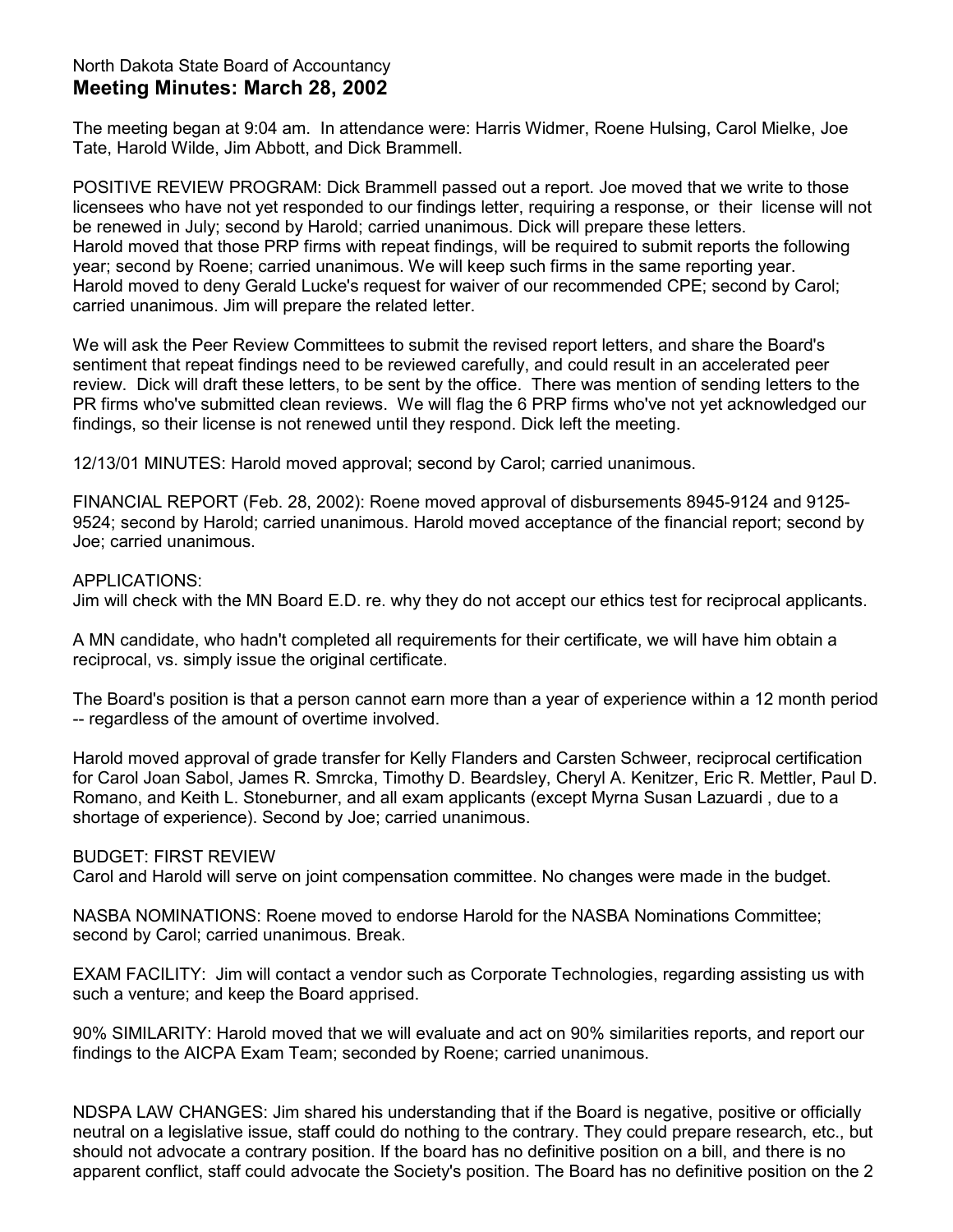North Dakota State Board of Accountancy

# Meeting Minutes: March 28, 2002

The meeting began at 9:04 am. In attendance were: Harris Widmer, Roene Hulsing, Carol Mielke, Joe Tate, Harold Wilde, Jim Abbott, and Dick Brammell.

POSITIVE REVIEW PROGRAM: Dick Brammell passed out a report. Joe moved that we write to those licensees who have not yet responded to our findings letter, requiring a response, or their license will not be renewed in July; second by Harold; carried unanimous. Dick will prepare these letters.
Harold moved that those PRP firms with repeat findings, will be required to submit reports the following year; second by Roene; carried unanimous. We will keep such firms in the same reporting year.
Harold moved to deny Gerald Lucke's request for waiver of our recommended CPE; second by Carol; carried unanimous. Jim will prepare the related letter.

We will ask the Peer Review Committees to submit the revised report letters, and share the Board's sentiment that repeat findings need to be reviewed carefully, and could result in an accelerated peer review. Dick will draft these letters, to be sent by the office. There was mention of sending letters to the PR firms who've submitted clean reviews. We will flag the 6 PRP firms who've not yet acknowledged our findings, so their license is not renewed until they respond. Dick left the meeting.

12/13/01 MINUTES: Harold moved approval; second by Carol; carried unanimous.

FINANCIAL REPORT (Feb. 28, 2002): Roene moved approval of disbursements 8945-9124 and 9125-9524; second by Harold; carried unanimous. Harold moved acceptance of the financial report; second by Joe; carried unanimous.

APPLICATIONS:
Jim will check with the MN Board E.D. re. why they do not accept our ethics test for reciprocal applicants.

A MN candidate, who hadn't completed all requirements for their certificate, we will have him obtain a reciprocal, vs. simply issue the original certificate.

The Board's position is that a person cannot earn more than a year of experience within a 12 month period -- regardless of the amount of overtime involved.

Harold moved approval of grade transfer for Kelly Flanders and Carsten Schweer, reciprocal certification for Carol Joan Sabol, James R. Smrcka, Timothy D. Beardsley, Cheryl A. Kenitzer, Eric R. Mettler, Paul D. Romano, and Keith L. Stoneburner, and all exam applicants (except Myrna Susan Lazuardi , due to a shortage of experience). Second by Joe; carried unanimous.

BUDGET: FIRST REVIEW
Carol and Harold will serve on joint compensation committee. No changes were made in the budget.

NASBA NOMINATIONS: Roene moved to endorse Harold for the NASBA Nominations Committee; second by Carol; carried unanimous. Break.

EXAM FACILITY: Jim will contact a vendor such as Corporate Technologies, regarding assisting us with such a venture; and keep the Board apprised.

90% SIMILARITY: Harold moved that we will evaluate and act on 90% similarities reports, and report our findings to the AICPA Exam Team; seconded by Roene; carried unanimous.

NDSPA LAW CHANGES: Jim shared his understanding that if the Board is negative, positive or officially neutral on a legislative issue, staff could do nothing to the contrary. They could prepare research, etc., but should not advocate a contrary position. If the board has no definitive position on a bill, and there is no apparent conflict, staff could advocate the Society's position. The Board has no definitive position on the 2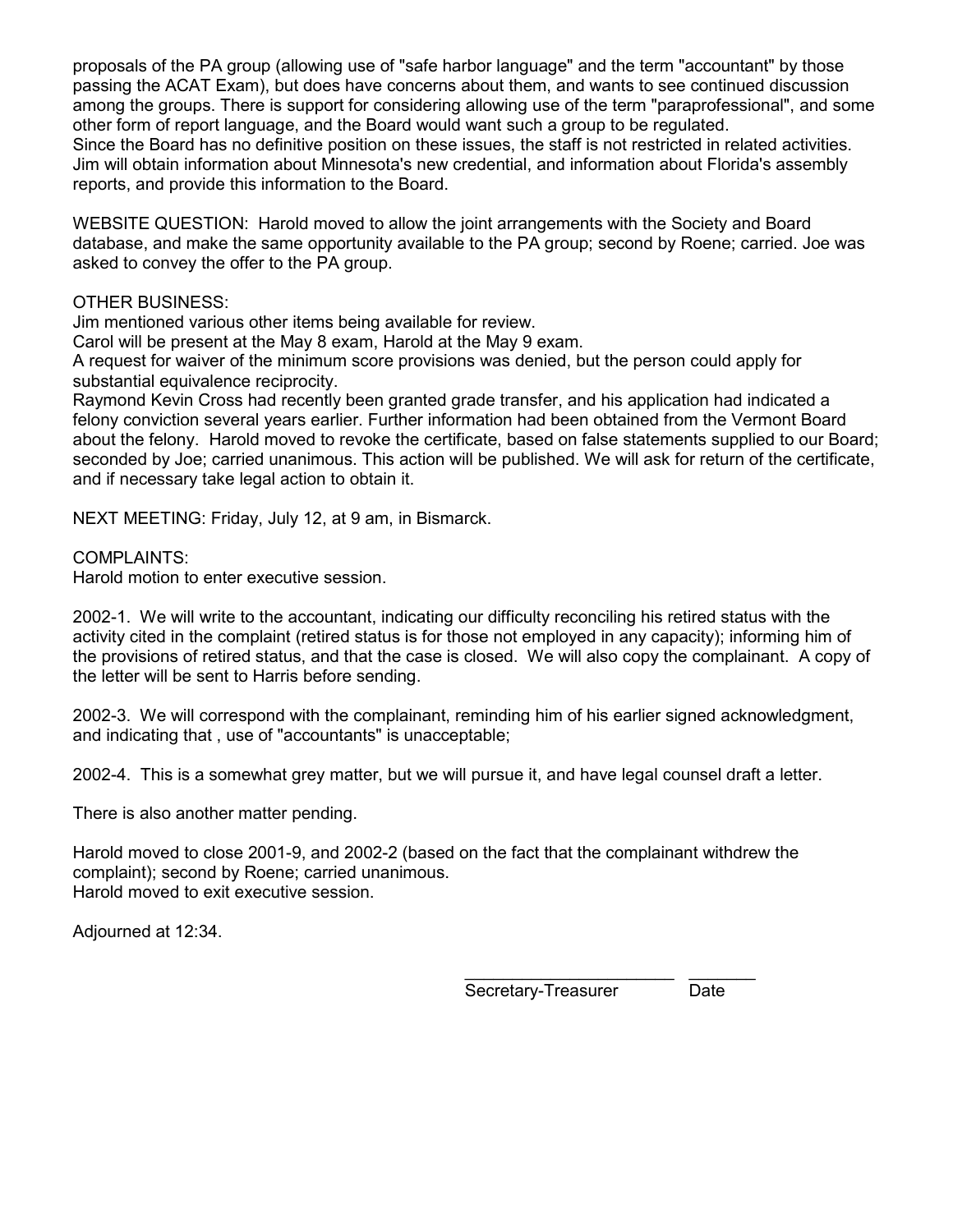proposals of the PA group (allowing use of "safe harbor language" and the term "accountant" by those passing the ACAT Exam), but does have concerns about them, and wants to see continued discussion among the groups. There is support for considering allowing use of the term "paraprofessional", and some other form of report language, and the Board would want such a group to be regulated.
Since the Board has no definitive position on these issues, the staff is not restricted in related activities. Jim will obtain information about Minnesota's new credential, and information about Florida's assembly reports, and provide this information to the Board.

WEBSITE QUESTION: Harold moved to allow the joint arrangements with the Society and Board database, and make the same opportunity available to the PA group; second by Roene; carried. Joe was asked to convey the offer to the PA group.

OTHER BUSINESS:
Jim mentioned various other items being available for review.
Carol will be present at the May 8 exam, Harold at the May 9 exam.
A request for waiver of the minimum score provisions was denied, but the person could apply for substantial equivalence reciprocity.
Raymond Kevin Cross had recently been granted grade transfer, and his application had indicated a felony conviction several years earlier. Further information had been obtained from the Vermont Board about the felony. Harold moved to revoke the certificate, based on false statements supplied to our Board; seconded by Joe; carried unanimous. This action will be published. We will ask for return of the certificate, and if necessary take legal action to obtain it.

NEXT MEETING: Friday, July 12, at 9 am, in Bismarck.

COMPLAINTS:
Harold motion to enter executive session.

2002-1. We will write to the accountant, indicating our difficulty reconciling his retired status with the activity cited in the complaint (retired status is for those not employed in any capacity); informing him of the provisions of retired status, and that the case is closed. We will also copy the complainant. A copy of the letter will be sent to Harris before sending.

2002-3. We will correspond with the complainant, reminding him of his earlier signed acknowledgment, and indicating that , use of "accountants" is unacceptable;

2002-4. This is a somewhat grey matter, but we will pursue it, and have legal counsel draft a letter.

There is also another matter pending.

Harold moved to close 2001-9, and 2002-2 (based on the fact that the complainant withdrew the complaint); second by Roene; carried unanimous.
Harold moved to exit executive session.

Adjourned at 12:34.

\_\_\_\_\_\_\_\_\_\_\_\_\_\_\_\_\_\_\_\_\_\_ \_\_\_\_\_\_\_
Secretary-Treasurer Date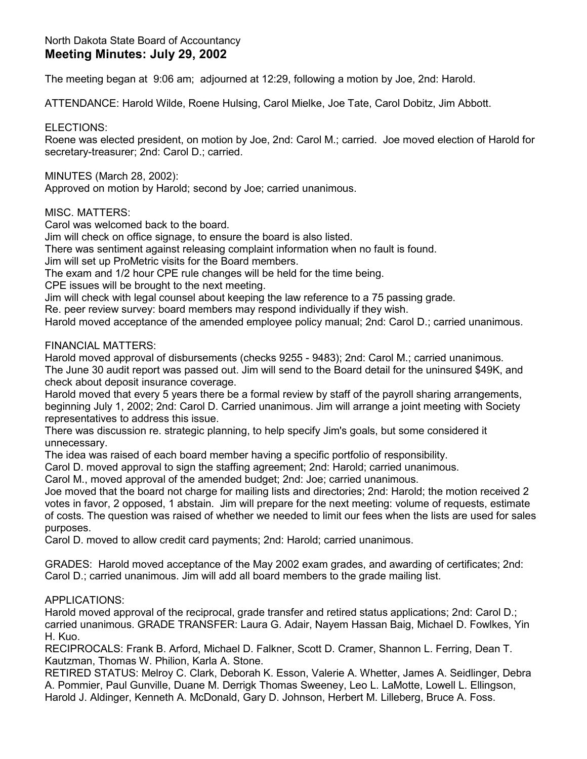North Dakota State Board of Accountancy

# Meeting Minutes: July 29, 2002

The meeting began at 9:06 am; adjourned at 12:29, following a motion by Joe, 2nd: Harold.

ATTENDANCE: Harold Wilde, Roene Hulsing, Carol Mielke, Joe Tate, Carol Dobitz, Jim Abbott.

ELECTIONS:
Roene was elected president, on motion by Joe, 2nd: Carol M.; carried. Joe moved election of Harold for secretary-treasurer; 2nd: Carol D.; carried.

MINUTES (March 28, 2002):
Approved on motion by Harold; second by Joe; carried unanimous.

MISC. MATTERS:
Carol was welcomed back to the board.
Jim will check on office signage, to ensure the board is also listed.
There was sentiment against releasing complaint information when no fault is found.
Jim will set up ProMetric visits for the Board members.
The exam and 1/2 hour CPE rule changes will be held for the time being.
CPE issues will be brought to the next meeting.
Jim will check with legal counsel about keeping the law reference to a 75 passing grade.
Re. peer review survey: board members may respond individually if they wish.
Harold moved acceptance of the amended employee policy manual; 2nd: Carol D.; carried unanimous.

FINANCIAL MATTERS:
Harold moved approval of disbursements (checks 9255 - 9483); 2nd: Carol M.; carried unanimous.
The June 30 audit report was passed out. Jim will send to the Board detail for the uninsured $49K, and check about deposit insurance coverage.
Harold moved that every 5 years there be a formal review by staff of the payroll sharing arrangements, beginning July 1, 2002; 2nd: Carol D. Carried unanimous. Jim will arrange a joint meeting with Society representatives to address this issue.
There was discussion re. strategic planning, to help specify Jim's goals, but some considered it unnecessary.
The idea was raised of each board member having a specific portfolio of responsibility.
Carol D. moved approval to sign the staffing agreement; 2nd: Harold; carried unanimous.
Carol M., moved approval of the amended budget; 2nd: Joe; carried unanimous.
Joe moved that the board not charge for mailing lists and directories; 2nd: Harold; the motion received 2 votes in favor, 2 opposed, 1 abstain. Jim will prepare for the next meeting: volume of requests, estimate of costs. The question was raised of whether we needed to limit our fees when the lists are used for sales purposes.
Carol D. moved to allow credit card payments; 2nd: Harold; carried unanimous.

GRADES: Harold moved acceptance of the May 2002 exam grades, and awarding of certificates; 2nd: Carol D.; carried unanimous. Jim will add all board members to the grade mailing list.

APPLICATIONS:
Harold moved approval of the reciprocal, grade transfer and retired status applications; 2nd: Carol D.; carried unanimous. GRADE TRANSFER: Laura G. Adair, Nayem Hassan Baig, Michael D. Fowlkes, Yin H. Kuo.
RECIPROCALS: Frank B. Arford, Michael D. Falkner, Scott D. Cramer, Shannon L. Ferring, Dean T. Kautzman, Thomas W. Philion, Karla A. Stone.
RETIRED STATUS: Melroy C. Clark, Deborah K. Esson, Valerie A. Whetter, James A. Seidlinger, Debra A. Pommier, Paul Gunville, Duane M. Derrigk Thomas Sweeney, Leo L. LaMotte, Lowell L. Ellingson, Harold J. Aldinger, Kenneth A. McDonald, Gary D. Johnson, Herbert M. Lilleberg, Bruce A. Foss.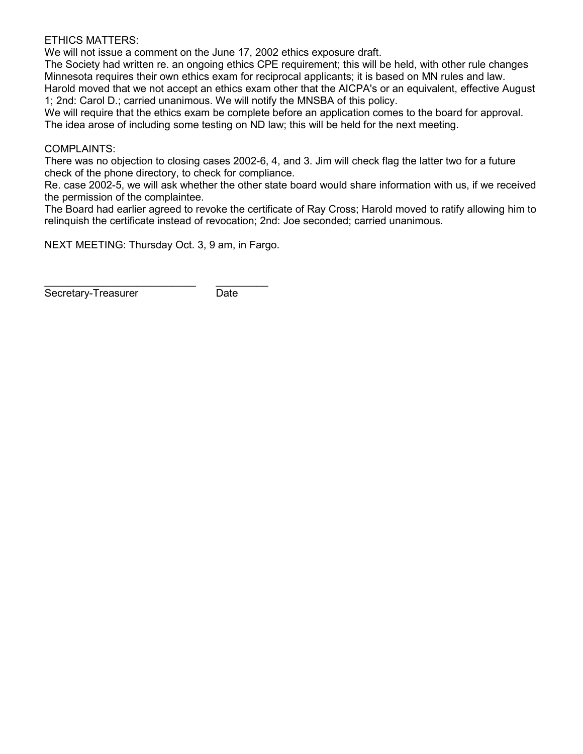ETHICS MATTERS:

We will not issue a comment on the June 17, 2002 ethics exposure draft.

The Society had written re. an ongoing ethics CPE requirement; this will be held, with other rule changes

Minnesota requires their own ethics exam for reciprocal applicants; it is based on MN rules and law.

Harold moved that we not accept an ethics exam other that the AICPA's or an equivalent, effective August 1; 2nd: Carol D.; carried unanimous. We will notify the MNSBA of this policy.

We will require that the ethics exam be complete before an application comes to the board for approval.

The idea arose of including some testing on ND law; this will be held for the next meeting.

COMPLAINTS:

There was no objection to closing cases 2002-6, 4, and 3. Jim will check flag the latter two for a future check of the phone directory, to check for compliance.

Re. case 2002-5, we will ask whether the other state board would share information with us, if we received the permission of the complaintee.

The Board had earlier agreed to revoke the certificate of Ray Cross; Harold moved to ratify allowing him to relinquish the certificate instead of revocation; 2nd: Joe seconded; carried unanimous.

NEXT MEETING: Thursday Oct. 3, 9 am, in Fargo.

\_\_\_\_\_\_\_\_\_\_\_\_\_\_\_\_\_\_\_\_\_\_\_\_\_\_ \_\_\_\_\_\_\_\_\_

Secretary-Treasurer Date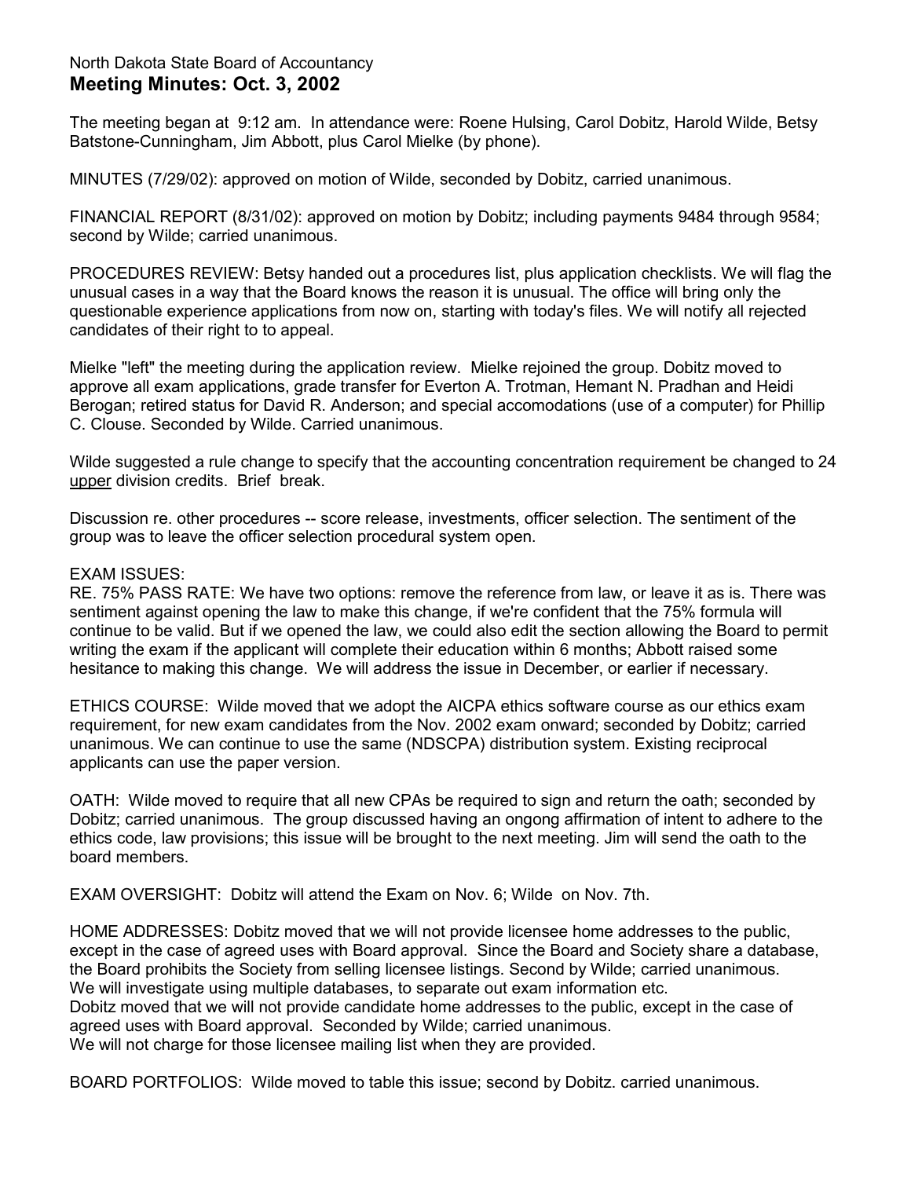North Dakota State Board of Accountancy

## Meeting Minutes: Oct. 3, 2002

The meeting began at 9:12 am. In attendance were: Roene Hulsing, Carol Dobitz, Harold Wilde, Betsy Batstone-Cunningham, Jim Abbott, plus Carol Mielke (by phone).

MINUTES (7/29/02): approved on motion of Wilde, seconded by Dobitz, carried unanimous.

FINANCIAL REPORT (8/31/02): approved on motion by Dobitz; including payments 9484 through 9584; second by Wilde; carried unanimous.

PROCEDURES REVIEW: Betsy handed out a procedures list, plus application checklists. We will flag the unusual cases in a way that the Board knows the reason it is unusual. The office will bring only the questionable experience applications from now on, starting with today's files. We will notify all rejected candidates of their right to to appeal.

Mielke "left" the meeting during the application review. Mielke rejoined the group. Dobitz moved to approve all exam applications, grade transfer for Everton A. Trotman, Hemant N. Pradhan and Heidi Berogan; retired status for David R. Anderson; and special accomodations (use of a computer) for Phillip C. Clouse. Seconded by Wilde. Carried unanimous.

Wilde suggested a rule change to specify that the accounting concentration requirement be changed to 24 upper division credits. Brief break.

Discussion re. other procedures -- score release, investments, officer selection. The sentiment of the group was to leave the officer selection procedural system open.

EXAM ISSUES:
RE. 75% PASS RATE: We have two options: remove the reference from law, or leave it as is. There was sentiment against opening the law to make this change, if we're confident that the 75% formula will continue to be valid. But if we opened the law, we could also edit the section allowing the Board to permit writing the exam if the applicant will complete their education within 6 months; Abbott raised some hesitance to making this change. We will address the issue in December, or earlier if necessary.

ETHICS COURSE: Wilde moved that we adopt the AICPA ethics software course as our ethics exam requirement, for new exam candidates from the Nov. 2002 exam onward; seconded by Dobitz; carried unanimous. We can continue to use the same (NDSCPA) distribution system. Existing reciprocal applicants can use the paper version.

OATH: Wilde moved to require that all new CPAs be required to sign and return the oath; seconded by Dobitz; carried unanimous. The group discussed having an ongong affirmation of intent to adhere to the ethics code, law provisions; this issue will be brought to the next meeting. Jim will send the oath to the board members.

EXAM OVERSIGHT: Dobitz will attend the Exam on Nov. 6; Wilde on Nov. 7th.

HOME ADDRESSES: Dobitz moved that we will not provide licensee home addresses to the public, except in the case of agreed uses with Board approval. Since the Board and Society share a database, the Board prohibits the Society from selling licensee listings. Second by Wilde; carried unanimous.
We will investigate using multiple databases, to separate out exam information etc.
Dobitz moved that we will not provide candidate home addresses to the public, except in the case of agreed uses with Board approval. Seconded by Wilde; carried unanimous.
We will not charge for those licensee mailing list when they are provided.

BOARD PORTFOLIOS: Wilde moved to table this issue; second by Dobitz. carried unanimous.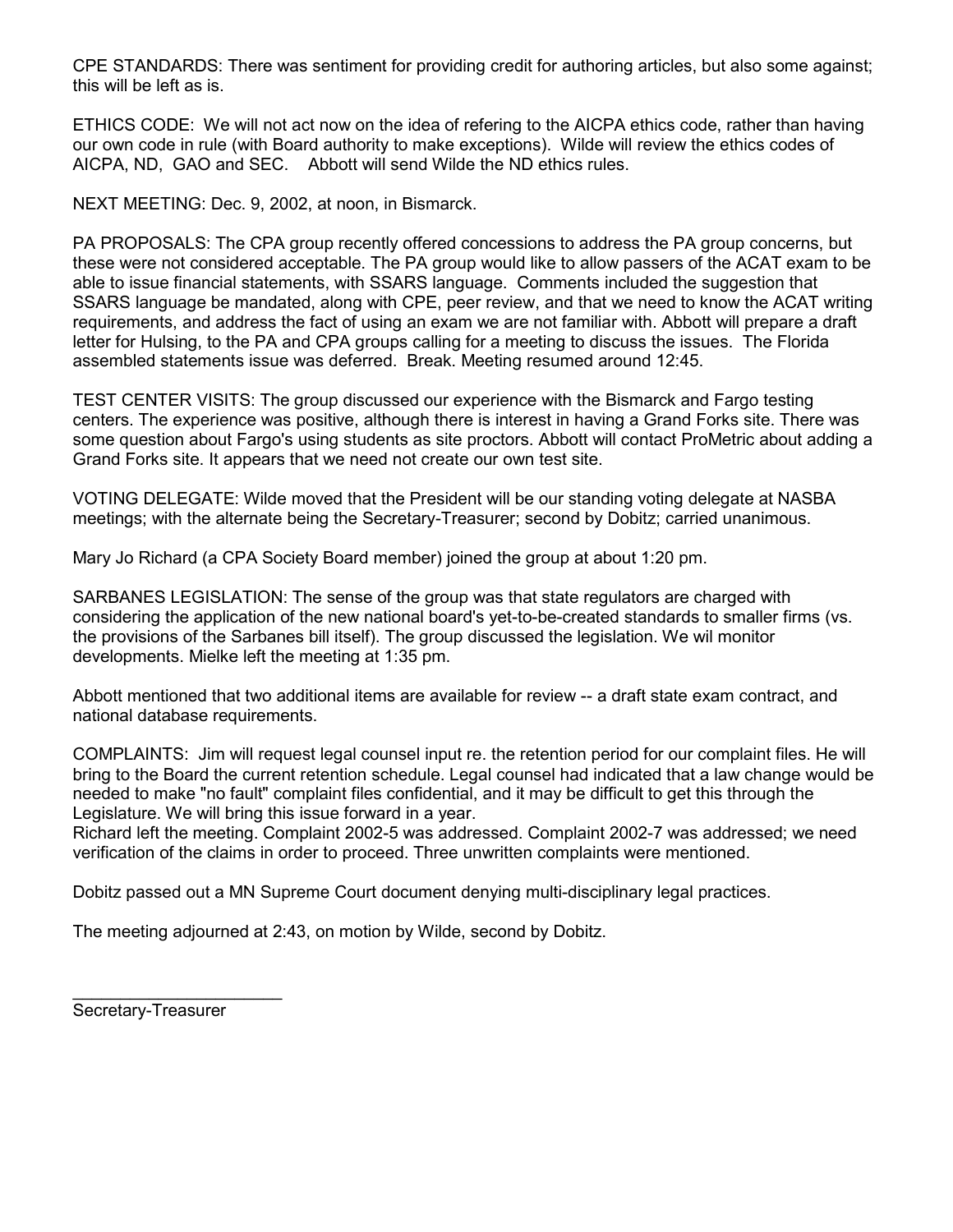CPE STANDARDS: There was sentiment for providing credit for authoring articles, but also some against; this will be left as is.

ETHICS CODE: We will not act now on the idea of refering to the AICPA ethics code, rather than having our own code in rule (with Board authority to make exceptions). Wilde will review the ethics codes of AICPA, ND, GAO and SEC. Abbott will send Wilde the ND ethics rules.

NEXT MEETING: Dec. 9, 2002, at noon, in Bismarck.

PA PROPOSALS: The CPA group recently offered concessions to address the PA group concerns, but these were not considered acceptable. The PA group would like to allow passers of the ACAT exam to be able to issue financial statements, with SSARS language. Comments included the suggestion that SSARS language be mandated, along with CPE, peer review, and that we need to know the ACAT writing requirements, and address the fact of using an exam we are not familiar with. Abbott will prepare a draft letter for Hulsing, to the PA and CPA groups calling for a meeting to discuss the issues. The Florida assembled statements issue was deferred. Break. Meeting resumed around 12:45.

TEST CENTER VISITS: The group discussed our experience with the Bismarck and Fargo testing centers. The experience was positive, although there is interest in having a Grand Forks site. There was some question about Fargo's using students as site proctors. Abbott will contact ProMetric about adding a Grand Forks site. It appears that we need not create our own test site.

VOTING DELEGATE: Wilde moved that the President will be our standing voting delegate at NASBA meetings; with the alternate being the Secretary-Treasurer; second by Dobitz; carried unanimous.

Mary Jo Richard (a CPA Society Board member) joined the group at about 1:20 pm.

SARBANES LEGISLATION: The sense of the group was that state regulators are charged with considering the application of the new national board's yet-to-be-created standards to smaller firms (vs. the provisions of the Sarbanes bill itself). The group discussed the legislation. We wil monitor developments. Mielke left the meeting at 1:35 pm.

Abbott mentioned that two additional items are available for review -- a draft state exam contract, and national database requirements.

COMPLAINTS: Jim will request legal counsel input re. the retention period for our complaint files. He will bring to the Board the current retention schedule. Legal counsel had indicated that a law change would be needed to make "no fault" complaint files confidential, and it may be difficult to get this through the Legislature. We will bring this issue forward in a year.
Richard left the meeting. Complaint 2002-5 was addressed. Complaint 2002-7 was addressed; we need verification of the claims in order to proceed. Three unwritten complaints were mentioned.

Dobitz passed out a MN Supreme Court document denying multi-disciplinary legal practices.

The meeting adjourned at 2:43, on motion by Wilde, second by Dobitz.

______________________
Secretary-Treasurer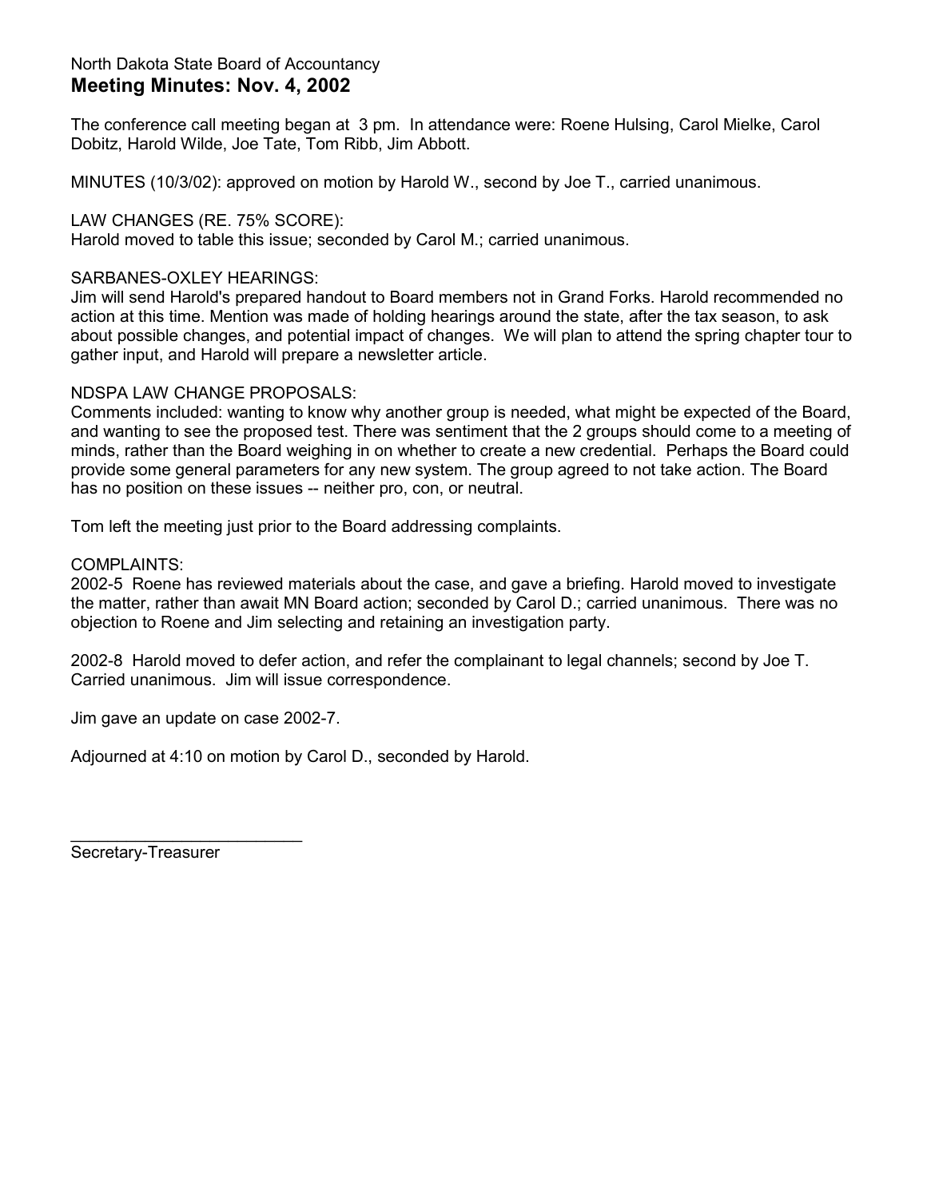North Dakota State Board of Accountancy

# Meeting Minutes: Nov. 4, 2002

The conference call meeting began at 3 pm. In attendance were: Roene Hulsing, Carol Mielke, Carol Dobitz, Harold Wilde, Joe Tate, Tom Ribb, Jim Abbott.

MINUTES (10/3/02): approved on motion by Harold W., second by Joe T., carried unanimous.

LAW CHANGES (RE. 75% SCORE):
Harold moved to table this issue; seconded by Carol M.; carried unanimous.

SARBANES-OXLEY HEARINGS:
Jim will send Harold's prepared handout to Board members not in Grand Forks. Harold recommended no action at this time. Mention was made of holding hearings around the state, after the tax season, to ask about possible changes, and potential impact of changes. We will plan to attend the spring chapter tour to gather input, and Harold will prepare a newsletter article.

NDSPA LAW CHANGE PROPOSALS:
Comments included: wanting to know why another group is needed, what might be expected of the Board, and wanting to see the proposed test. There was sentiment that the 2 groups should come to a meeting of minds, rather than the Board weighing in on whether to create a new credential. Perhaps the Board could provide some general parameters for any new system. The group agreed to not take action. The Board has no position on these issues -- neither pro, con, or neutral.

Tom left the meeting just prior to the Board addressing complaints.

COMPLAINTS:
2002-5 Roene has reviewed materials about the case, and gave a briefing. Harold moved to investigate the matter, rather than await MN Board action; seconded by Carol D.; carried unanimous. There was no objection to Roene and Jim selecting and retaining an investigation party.

2002-8 Harold moved to defer action, and refer the complainant to legal channels; second by Joe T. Carried unanimous. Jim will issue correspondence.

Jim gave an update on case 2002-7.

Adjourned at 4:10 on motion by Carol D., seconded by Harold.

_________________________
Secretary-Treasurer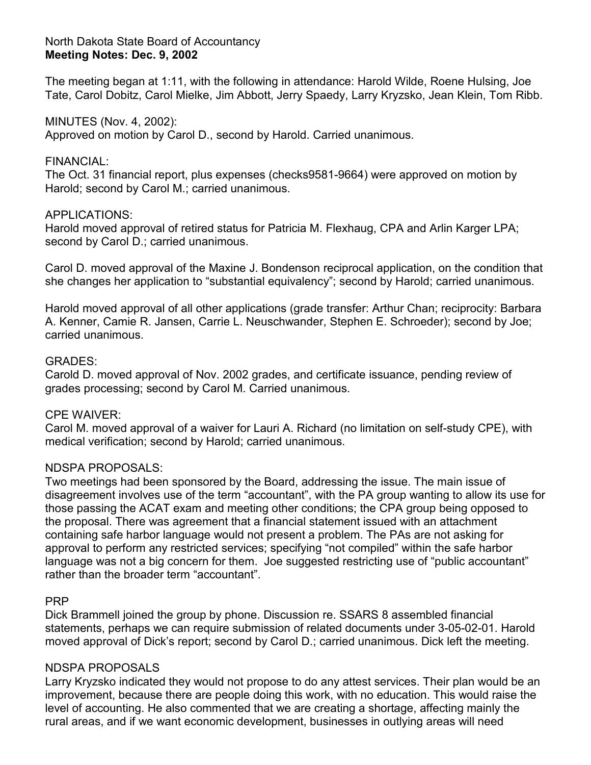North Dakota State Board of Accountancy
**Meeting Notes: Dec. 9, 2002**

The meeting began at 1:11, with the following in attendance: Harold Wilde, Roene Hulsing, Joe Tate, Carol Dobitz, Carol Mielke, Jim Abbott, Jerry Spaedy, Larry Kryzsko, Jean Klein, Tom Ribb.

MINUTES (Nov. 4, 2002):
Approved on motion by Carol D., second by Harold. Carried unanimous.

FINANCIAL:
The Oct. 31 financial report, plus expenses (checks9581-9664) were approved on motion by Harold; second by Carol M.; carried unanimous.

APPLICATIONS:
Harold moved approval of retired status for Patricia M. Flexhaug, CPA and Arlin Karger LPA; second by Carol D.; carried unanimous.

Carol D. moved approval of the Maxine J. Bondenson reciprocal application, on the condition that she changes her application to "substantial equivalency"; second by Harold; carried unanimous.

Harold moved approval of all other applications (grade transfer: Arthur Chan; reciprocity: Barbara A. Kenner, Camie R. Jansen, Carrie L. Neuschwander, Stephen E. Schroeder); second by Joe; carried unanimous.

GRADES:
Carold D. moved approval of Nov. 2002 grades, and certificate issuance, pending review of grades processing; second by Carol M. Carried unanimous.

CPE WAIVER:
Carol M. moved approval of a waiver for Lauri A. Richard (no limitation on self-study CPE), with medical verification; second by Harold; carried unanimous.

NDSPA PROPOSALS:
Two meetings had been sponsored by the Board, addressing the issue. The main issue of disagreement involves use of the term "accountant", with the PA group wanting to allow its use for those passing the ACAT exam and meeting other conditions; the CPA group being opposed to the proposal. There was agreement that a financial statement issued with an attachment containing safe harbor language would not present a problem. The PAs are not asking for approval to perform any restricted services; specifying "not compiled" within the safe harbor language was not a big concern for them. Joe suggested restricting use of "public accountant" rather than the broader term "accountant".

PRP
Dick Brammell joined the group by phone. Discussion re. SSARS 8 assembled financial statements, perhaps we can require submission of related documents under 3-05-02-01. Harold moved approval of Dick's report; second by Carol D.; carried unanimous. Dick left the meeting.

NDSPA PROPOSALS
Larry Kryzsko indicated they would not propose to do any attest services. Their plan would be an improvement, because there are people doing this work, with no education. This would raise the level of accounting. He also commented that we are creating a shortage, affecting mainly the rural areas, and if we want economic development, businesses in outlying areas will need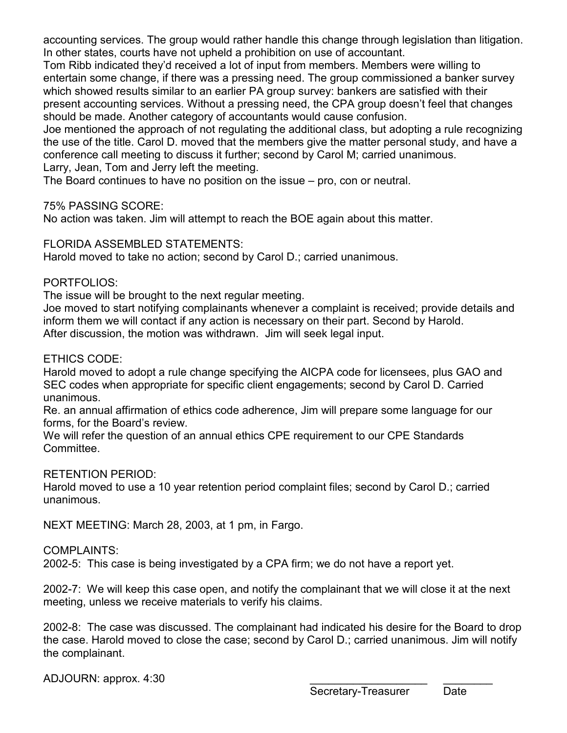accounting services. The group would rather handle this change through legislation than litigation. In other states, courts have not upheld a prohibition on use of accountant.

Tom Ribb indicated they'd received a lot of input from members. Members were willing to entertain some change, if there was a pressing need. The group commissioned a banker survey which showed results similar to an earlier PA group survey: bankers are satisfied with their present accounting services. Without a pressing need, the CPA group doesn't feel that changes should be made. Another category of accountants would cause confusion.

Joe mentioned the approach of not regulating the additional class, but adopting a rule recognizing the use of the title. Carol D. moved that the members give the matter personal study, and have a conference call meeting to discuss it further; second by Carol M; carried unanimous.

Larry, Jean, Tom and Jerry left the meeting.

The Board continues to have no position on the issue – pro, con or neutral.

75% PASSING SCORE:

No action was taken. Jim will attempt to reach the BOE again about this matter.

FLORIDA ASSEMBLED STATEMENTS:

Harold moved to take no action; second by Carol D.; carried unanimous.

PORTFOLIOS:

The issue will be brought to the next regular meeting.

Joe moved to start notifying complainants whenever a complaint is received; provide details and inform them we will contact if any action is necessary on their part. Second by Harold.

After discussion, the motion was withdrawn. Jim will seek legal input.

ETHICS CODE:

Harold moved to adopt a rule change specifying the AICPA code for licensees, plus GAO and SEC codes when appropriate for specific client engagements; second by Carol D. Carried unanimous.

Re. an annual affirmation of ethics code adherence, Jim will prepare some language for our forms, for the Board's review.

We will refer the question of an annual ethics CPE requirement to our CPE Standards Committee.

RETENTION PERIOD:

Harold moved to use a 10 year retention period complaint files; second by Carol D.; carried unanimous.

NEXT MEETING: March 28, 2003, at 1 pm, in Fargo.

COMPLAINTS:

2002-5: This case is being investigated by a CPA firm; we do not have a report yet.

2002-7: We will keep this case open, and notify the complainant that we will close it at the next meeting, unless we receive materials to verify his claims.

2002-8: The case was discussed. The complainant had indicated his desire for the Board to drop the case. Harold moved to close the case; second by Carol D.; carried unanimous. Jim will notify the complainant.

ADJOURN: approx. 4:30

\_\_\_\_\_\_\_\_\_\_\_\_\_\_\_\_\_\_\_\_ \_\_\_\_\_\_\_\_\_

Secretary-Treasurer Date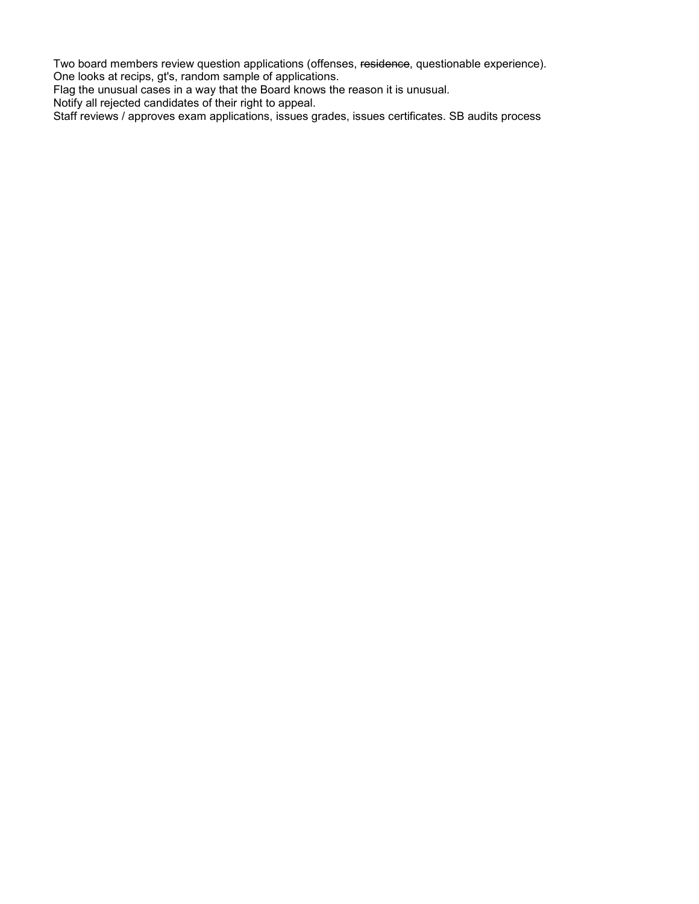Two board members review question applications (offenses, ~~residence~~, questionable experience).
One looks at recips, gt's, random sample of applications.
Flag the unusual cases in a way that the Board knows the reason it is unusual.
Notify all rejected candidates of their right to appeal.
Staff reviews / approves exam applications, issues grades, issues certificates. SB audits process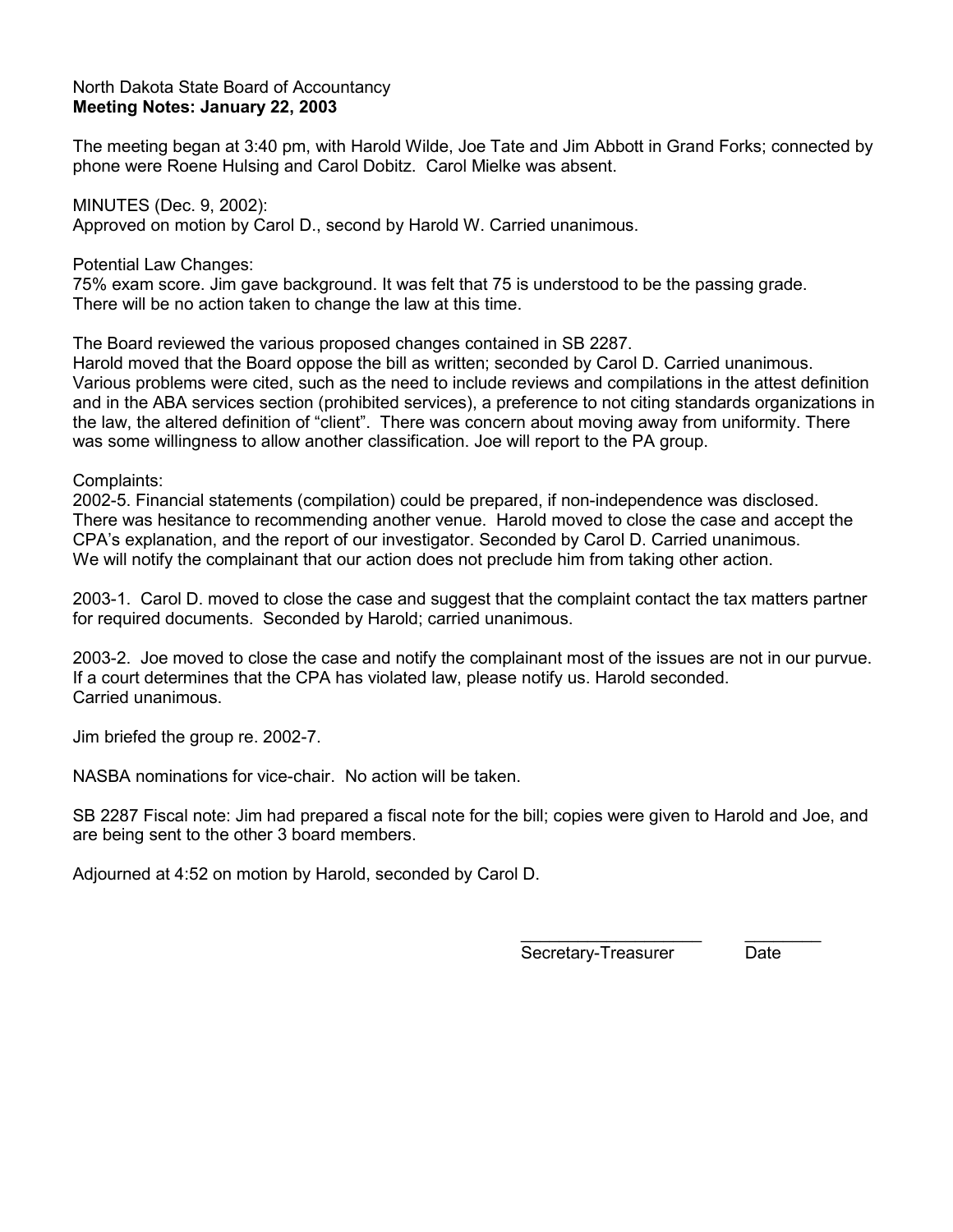North Dakota State Board of Accountancy
**Meeting Notes: January 22, 2003**

The meeting began at 3:40 pm, with Harold Wilde, Joe Tate and Jim Abbott in Grand Forks; connected by phone were Roene Hulsing and Carol Dobitz. Carol Mielke was absent.

MINUTES (Dec. 9, 2002):
Approved on motion by Carol D., second by Harold W. Carried unanimous.

Potential Law Changes:
75% exam score. Jim gave background. It was felt that 75 is understood to be the passing grade. There will be no action taken to change the law at this time.

The Board reviewed the various proposed changes contained in SB 2287.
Harold moved that the Board oppose the bill as written; seconded by Carol D. Carried unanimous. Various problems were cited, such as the need to include reviews and compilations in the attest definition and in the ABA services section (prohibited services), a preference to not citing standards organizations in the law, the altered definition of "client". There was concern about moving away from uniformity. There was some willingness to allow another classification. Joe will report to the PA group.

Complaints:
2002-5. Financial statements (compilation) could be prepared, if non-independence was disclosed. There was hesitance to recommending another venue. Harold moved to close the case and accept the CPA's explanation, and the report of our investigator. Seconded by Carol D. Carried unanimous. We will notify the complainant that our action does not preclude him from taking other action.

2003-1. Carol D. moved to close the case and suggest that the complaint contact the tax matters partner for required documents. Seconded by Harold; carried unanimous.

2003-2. Joe moved to close the case and notify the complainant most of the issues are not in our purvue. If a court determines that the CPA has violated law, please notify us. Harold seconded. Carried unanimous.

Jim briefed the group re. 2002-7.

NASBA nominations for vice-chair. No action will be taken.

SB 2287 Fiscal note: Jim had prepared a fiscal note for the bill; copies were given to Harold and Joe, and are being sent to the other 3 board members.

Adjourned at 4:52 on motion by Harold, seconded by Carol D.

\_\_\_\_\_\_\_\_\_\_\_\_\_\_\_\_\_\_\_\_ \_\_\_\_\_\_\_\_
Secretary-Treasurer Date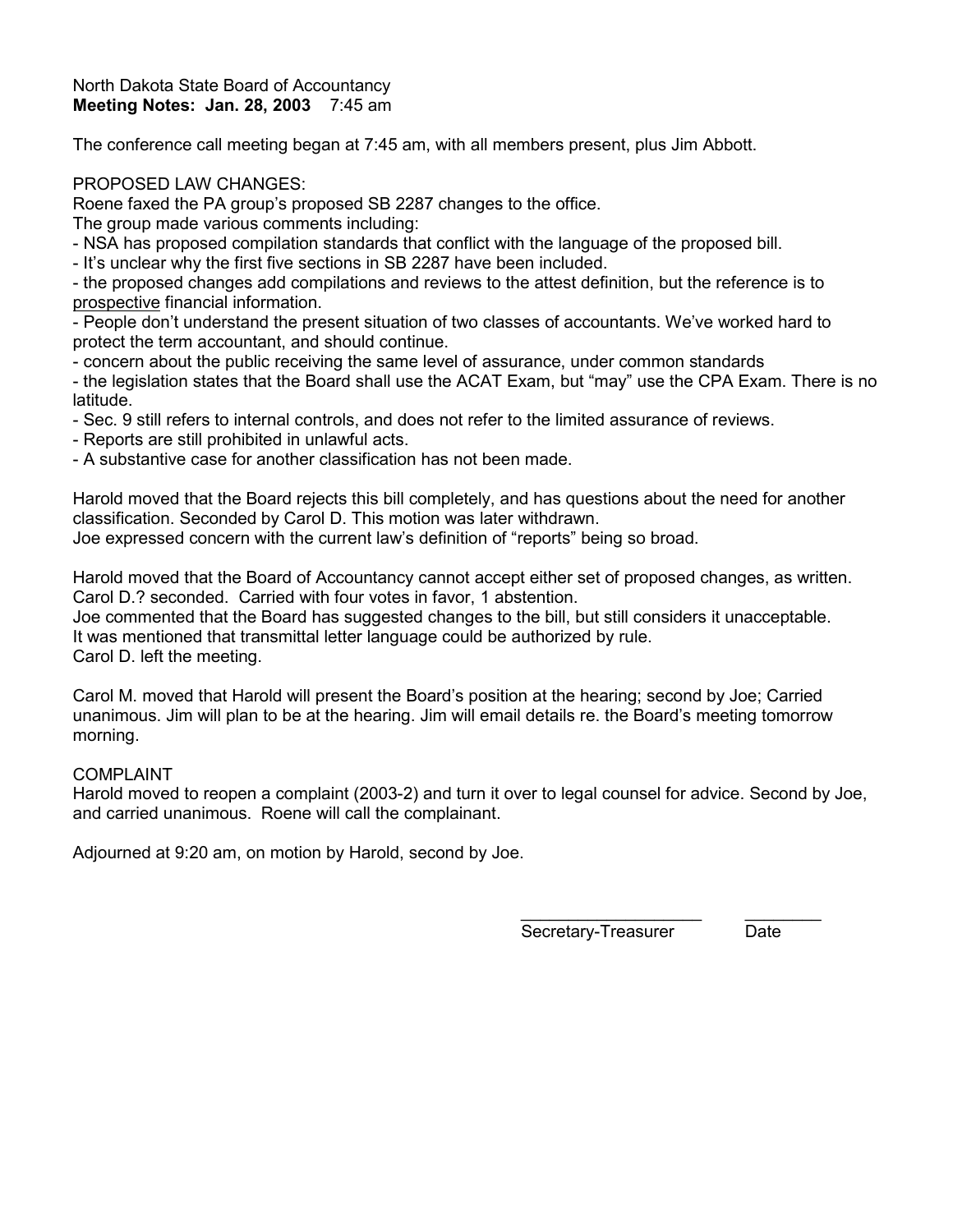North Dakota State Board of Accountancy
**Meeting Notes: Jan. 28, 2003** 7:45 am

The conference call meeting began at 7:45 am, with all members present, plus Jim Abbott.

PROPOSED LAW CHANGES:
Roene faxed the PA group's proposed SB 2287 changes to the office.
The group made various comments including:
- NSA has proposed compilation standards that conflict with the language of the proposed bill.
- It's unclear why the first five sections in SB 2287 have been included.
- the proposed changes add compilations and reviews to the attest definition, but the reference is to <u>prospective</u> financial information.
- People don't understand the present situation of two classes of accountants. We've worked hard to protect the term accountant, and should continue.
- concern about the public receiving the same level of assurance, under common standards
- the legislation states that the Board shall use the ACAT Exam, but "may" use the CPA Exam. There is no latitude.
- Sec. 9 still refers to internal controls, and does not refer to the limited assurance of reviews.
- Reports are still prohibited in unlawful acts.
- A substantive case for another classification has not been made.

Harold moved that the Board rejects this bill completely, and has questions about the need for another classification. Seconded by Carol D. This motion was later withdrawn.
Joe expressed concern with the current law's definition of "reports" being so broad.

Harold moved that the Board of Accountancy cannot accept either set of proposed changes, as written. Carol D.? seconded. Carried with four votes in favor, 1 abstention.
Joe commented that the Board has suggested changes to the bill, but still considers it unacceptable.
It was mentioned that transmittal letter language could be authorized by rule.
Carol D. left the meeting.

Carol M. moved that Harold will present the Board's position at the hearing; second by Joe; Carried unanimous. Jim will plan to be at the hearing. Jim will email details re. the Board's meeting tomorrow morning.

COMPLAINT
Harold moved to reopen a complaint (2003-2) and turn it over to legal counsel for advice. Second by Joe, and carried unanimous. Roene will call the complainant.

Adjourned at 9:20 am, on motion by Harold, second by Joe.

\_\_\_\_\_\_\_\_\_\_\_\_\_\_\_\_\_\_\_\_ \_\_\_\_\_\_\_\_\_
Secretary-Treasurer Date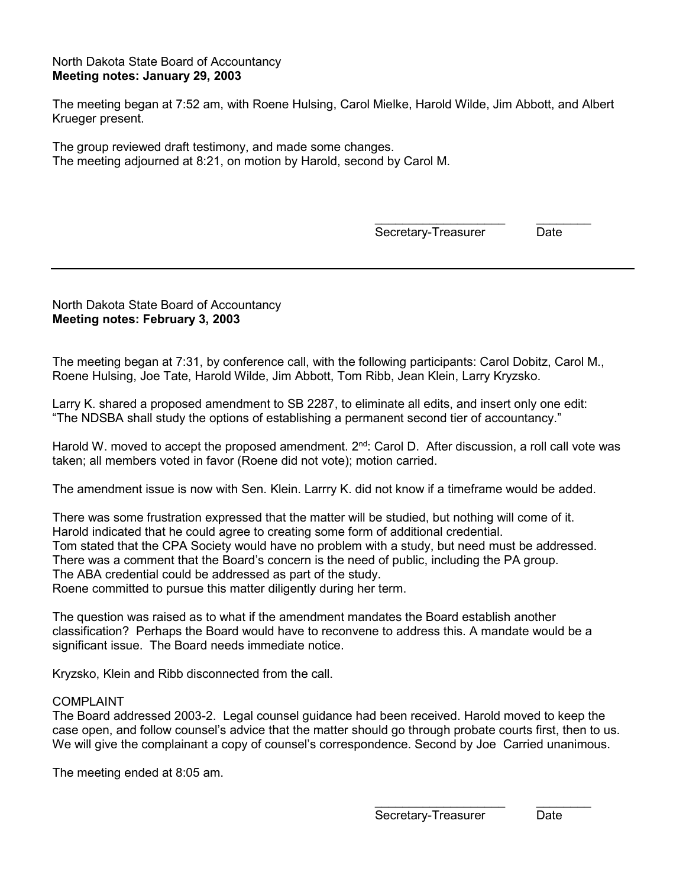North Dakota State Board of Accountancy
**Meeting notes: January 29, 2003**

The meeting began at 7:52 am, with Roene Hulsing, Carol Mielke, Harold Wilde, Jim Abbott, and Albert Krueger present.

The group reviewed draft testimony, and made some changes.
The meeting adjourned at 8:21, on motion by Harold, second by Carol M.

\_\_\_\_\_\_\_\_\_\_\_\_\_\_\_\_\_\_\_\_ \_\_\_\_\_\_\_\_
Secretary-Treasurer Date

---

North Dakota State Board of Accountancy
**Meeting notes: February 3, 2003**

The meeting began at 7:31, by conference call, with the following participants: Carol Dobitz, Carol M., Roene Hulsing, Joe Tate, Harold Wilde, Jim Abbott, Tom Ribb, Jean Klein, Larry Kryzsko.

Larry K. shared a proposed amendment to SB 2287, to eliminate all edits, and insert only one edit: "The NDSBA shall study the options of establishing a permanent second tier of accountancy."

Harold W. moved to accept the proposed amendment. 2nd: Carol D. After discussion, a roll call vote was taken; all members voted in favor (Roene did not vote); motion carried.

The amendment issue is now with Sen. Klein. Larrry K. did not know if a timeframe would be added.

There was some frustration expressed that the matter will be studied, but nothing will come of it.
Harold indicated that he could agree to creating some form of additional credential.
Tom stated that the CPA Society would have no problem with a study, but need must be addressed.
There was a comment that the Board's concern is the need of public, including the PA group.
The ABA credential could be addressed as part of the study.
Roene committed to pursue this matter diligently during her term.

The question was raised as to what if the amendment mandates the Board establish another classification? Perhaps the Board would have to reconvene to address this. A mandate would be a significant issue. The Board needs immediate notice.

Kryzsko, Klein and Ribb disconnected from the call.

COMPLAINT
The Board addressed 2003-2. Legal counsel guidance had been received. Harold moved to keep the case open, and follow counsel's advice that the matter should go through probate courts first, then to us. We will give the complainant a copy of counsel's correspondence. Second by Joe Carried unanimous.

The meeting ended at 8:05 am.

\_\_\_\_\_\_\_\_\_\_\_\_\_\_\_\_\_\_\_\_ \_\_\_\_\_\_\_\_
Secretary-Treasurer Date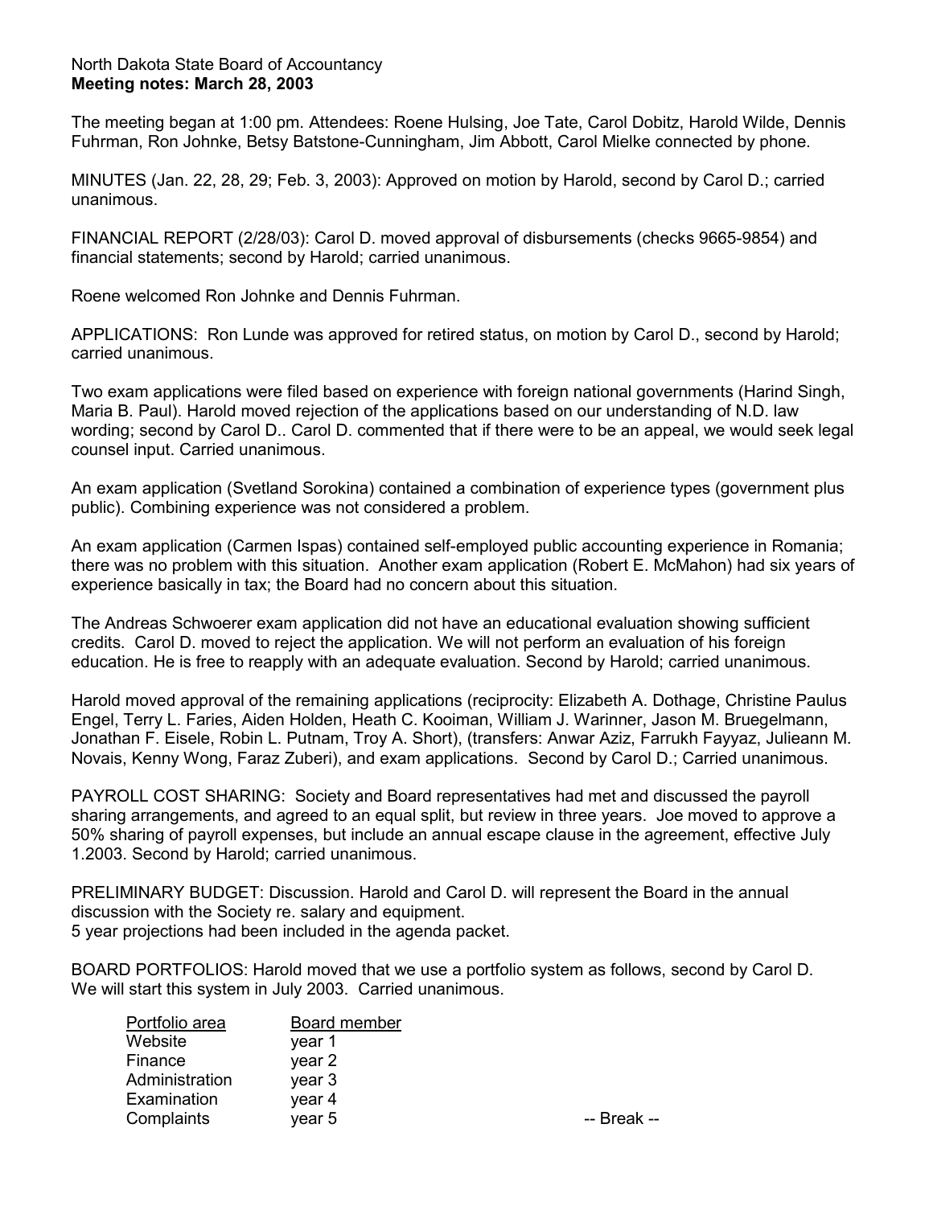North Dakota State Board of Accountancy
**Meeting notes: March 28, 2003**

The meeting began at 1:00 pm. Attendees: Roene Hulsing, Joe Tate, Carol Dobitz, Harold Wilde, Dennis Fuhrman, Ron Johnke, Betsy Batstone-Cunningham, Jim Abbott, Carol Mielke connected by phone.

MINUTES (Jan. 22, 28, 29; Feb. 3, 2003): Approved on motion by Harold, second by Carol D.; carried unanimous.

FINANCIAL REPORT (2/28/03): Carol D. moved approval of disbursements (checks 9665-9854) and financial statements; second by Harold; carried unanimous.

Roene welcomed Ron Johnke and Dennis Fuhrman.

APPLICATIONS: Ron Lunde was approved for retired status, on motion by Carol D., second by Harold; carried unanimous.

Two exam applications were filed based on experience with foreign national governments (Harind Singh, Maria B. Paul). Harold moved rejection of the applications based on our understanding of N.D. law wording; second by Carol D.. Carol D. commented that if there were to be an appeal, we would seek legal counsel input. Carried unanimous.

An exam application (Svetland Sorokina) contained a combination of experience types (government plus public). Combining experience was not considered a problem.

An exam application (Carmen Ispas) contained self-employed public accounting experience in Romania; there was no problem with this situation. Another exam application (Robert E. McMahon) had six years of experience basically in tax; the Board had no concern about this situation.

The Andreas Schwoerer exam application did not have an educational evaluation showing sufficient credits. Carol D. moved to reject the application. We will not perform an evaluation of his foreign education. He is free to reapply with an adequate evaluation. Second by Harold; carried unanimous.

Harold moved approval of the remaining applications (reciprocity: Elizabeth A. Dothage, Christine Paulus Engel, Terry L. Faries, Aiden Holden, Heath C. Kooiman, William J. Warinner, Jason M. Bruegelmann, Jonathan F. Eisele, Robin L. Putnam, Troy A. Short), (transfers: Anwar Aziz, Farrukh Fayyaz, Julieann M. Novais, Kenny Wong, Faraz Zuberi), and exam applications. Second by Carol D.; Carried unanimous.

PAYROLL COST SHARING: Society and Board representatives had met and discussed the payroll sharing arrangements, and agreed to an equal split, but review in three years. Joe moved to approve a 50% sharing of payroll expenses, but include an annual escape clause in the agreement, effective July 1.2003. Second by Harold; carried unanimous.

PRELIMINARY BUDGET: Discussion. Harold and Carol D. will represent the Board in the annual discussion with the Society re. salary and equipment.
5 year projections had been included in the agenda packet.

BOARD PORTFOLIOS: Harold moved that we use a portfolio system as follows, second by Carol D. We will start this system in July 2003. Carried unanimous.

| Portfolio area | Board member |
|---|---|
| Website | year 1 |
| Finance | year 2 |
| Administration | year 3 |
| Examination | year 4 |
| Complaints | year 5 |

-- Break --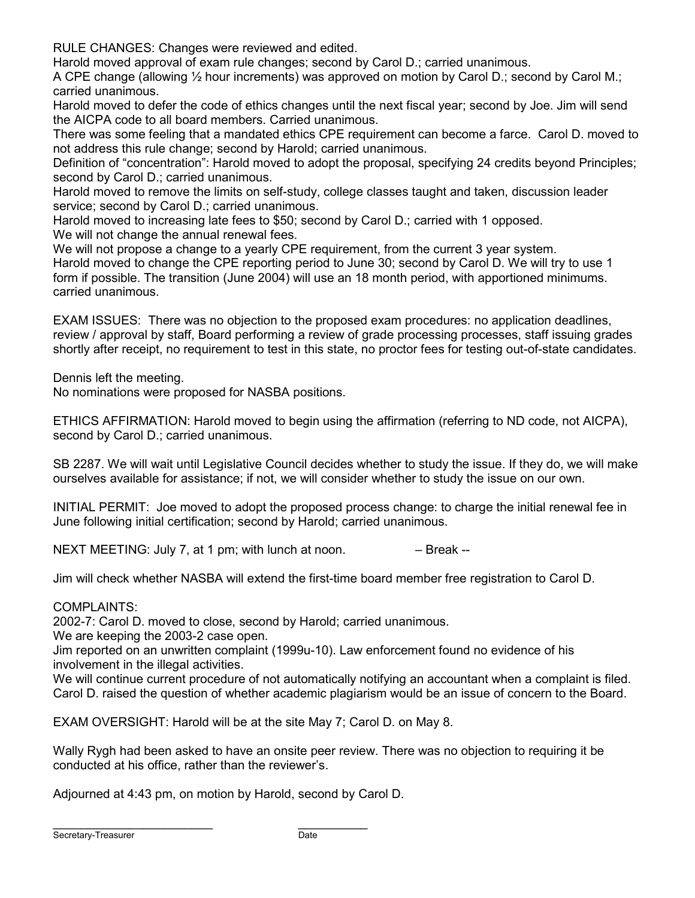RULE CHANGES: Changes were reviewed and edited.
Harold moved approval of exam rule changes; second by Carol D.; carried unanimous.
A CPE change (allowing ½ hour increments) was approved on motion by Carol D.; second by Carol M.; carried unanimous.
Harold moved to defer the code of ethics changes until the next fiscal year; second by Joe. Jim will send the AICPA code to all board members. Carried unanimous.
There was some feeling that a mandated ethics CPE requirement can become a farce. Carol D. moved to not address this rule change; second by Harold; carried unanimous.
Definition of "concentration": Harold moved to adopt the proposal, specifying 24 credits beyond Principles; second by Carol D.; carried unanimous.
Harold moved to remove the limits on self-study, college classes taught and taken, discussion leader service; second by Carol D.; carried unanimous.
Harold moved to increasing late fees to $50; second by Carol D.; carried with 1 opposed.
We will not change the annual renewal fees.
We will not propose a change to a yearly CPE requirement, from the current 3 year system.
Harold moved to change the CPE reporting period to June 30; second by Carol D. We will try to use 1 form if possible. The transition (June 2004) will use an 18 month period, with apportioned minimums. carried unanimous.

EXAM ISSUES: There was no objection to the proposed exam procedures: no application deadlines, review / approval by staff, Board performing a review of grade processing processes, staff issuing grades shortly after receipt, no requirement to test in this state, no proctor fees for testing out-of-state candidates.

Dennis left the meeting.
No nominations were proposed for NASBA positions.

ETHICS AFFIRMATION: Harold moved to begin using the affirmation (referring to ND code, not AICPA), second by Carol D.; carried unanimous.

SB 2287. We will wait until Legislative Council decides whether to study the issue. If they do, we will make ourselves available for assistance; if not, we will consider whether to study the issue on our own.

INITIAL PERMIT: Joe moved to adopt the proposed process change: to charge the initial renewal fee in June following initial certification; second by Harold; carried unanimous.

NEXT MEETING: July 7, at 1 pm; with lunch at noon. – Break --

Jim will check whether NASBA will extend the first-time board member free registration to Carol D.

COMPLAINTS:
2002-7: Carol D. moved to close, second by Harold; carried unanimous.
We are keeping the 2003-2 case open.
Jim reported on an unwritten complaint (1999u-10). Law enforcement found no evidence of his involvement in the illegal activities.
We will continue current procedure of not automatically notifying an accountant when a complaint is filed.
Carol D. raised the question of whether academic plagiarism would be an issue of concern to the Board.

EXAM OVERSIGHT: Harold will be at the site May 7; Carol D. on May 8.

Wally Rygh had been asked to have an onsite peer review. There was no objection to requiring it be conducted at his office, rather than the reviewer's.

Adjourned at 4:43 pm, on motion by Harold, second by Carol D.

_________________________ ___________
Secretary-Treasurer Date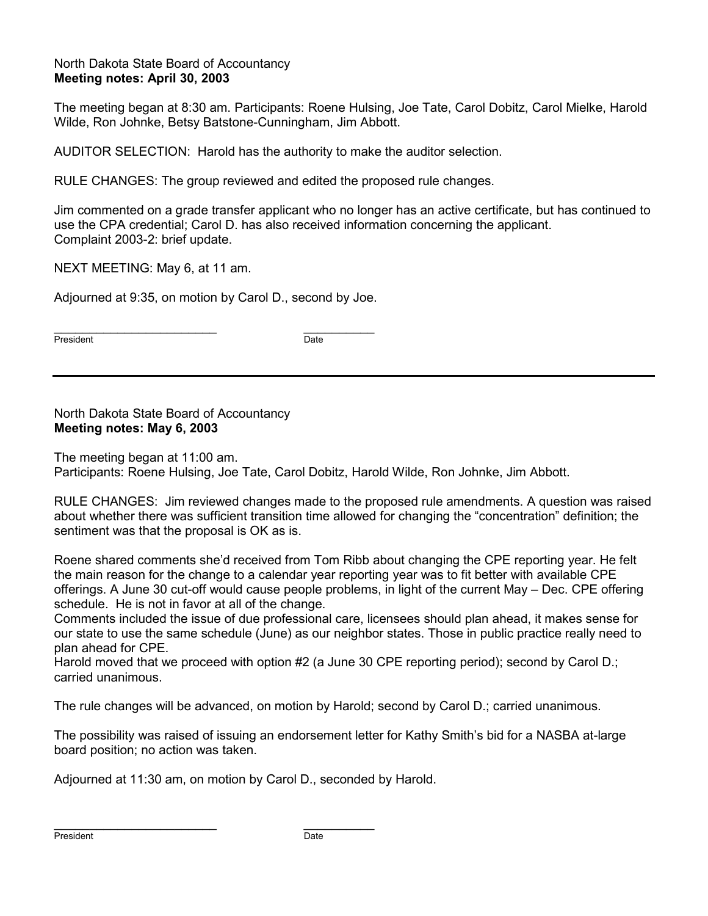North Dakota State Board of Accountancy
**Meeting notes: April 30, 2003**

The meeting began at 8:30 am. Participants: Roene Hulsing, Joe Tate, Carol Dobitz, Carol Mielke, Harold Wilde, Ron Johnke, Betsy Batstone-Cunningham, Jim Abbott.

AUDITOR SELECTION: Harold has the authority to make the auditor selection.

RULE CHANGES: The group reviewed and edited the proposed rule changes.

Jim commented on a grade transfer applicant who no longer has an active certificate, but has continued to use the CPA credential; Carol D. has also received information concerning the applicant.
Complaint 2003-2: brief update.

NEXT MEETING: May 6, at 11 am.

Adjourned at 9:35, on motion by Carol D., second by Joe.

\_\_\_\_\_\_\_\_\_\_\_\_\_\_\_\_\_\_\_\_\_\_\_\_\_\_ \_\_\_\_\_\_\_\_\_\_\_
President Date

---

North Dakota State Board of Accountancy
**Meeting notes: May 6, 2003**

The meeting began at 11:00 am.
Participants: Roene Hulsing, Joe Tate, Carol Dobitz, Harold Wilde, Ron Johnke, Jim Abbott.

RULE CHANGES: Jim reviewed changes made to the proposed rule amendments. A question was raised about whether there was sufficient transition time allowed for changing the "concentration" definition; the sentiment was that the proposal is OK as is.

Roene shared comments she'd received from Tom Ribb about changing the CPE reporting year. He felt the main reason for the change to a calendar year reporting year was to fit better with available CPE offerings. A June 30 cut-off would cause people problems, in light of the current May – Dec. CPE offering schedule. He is not in favor at all of the change.
Comments included the issue of due professional care, licensees should plan ahead, it makes sense for our state to use the same schedule (June) as our neighbor states. Those in public practice really need to plan ahead for CPE.
Harold moved that we proceed with option #2 (a June 30 CPE reporting period); second by Carol D.; carried unanimous.

The rule changes will be advanced, on motion by Harold; second by Carol D.; carried unanimous.

The possibility was raised of issuing an endorsement letter for Kathy Smith's bid for a NASBA at-large board position; no action was taken.

Adjourned at 11:30 am, on motion by Carol D., seconded by Harold.

\_\_\_\_\_\_\_\_\_\_\_\_\_\_\_\_\_\_\_\_\_\_\_\_\_\_ \_\_\_\_\_\_\_\_\_\_\_
President Date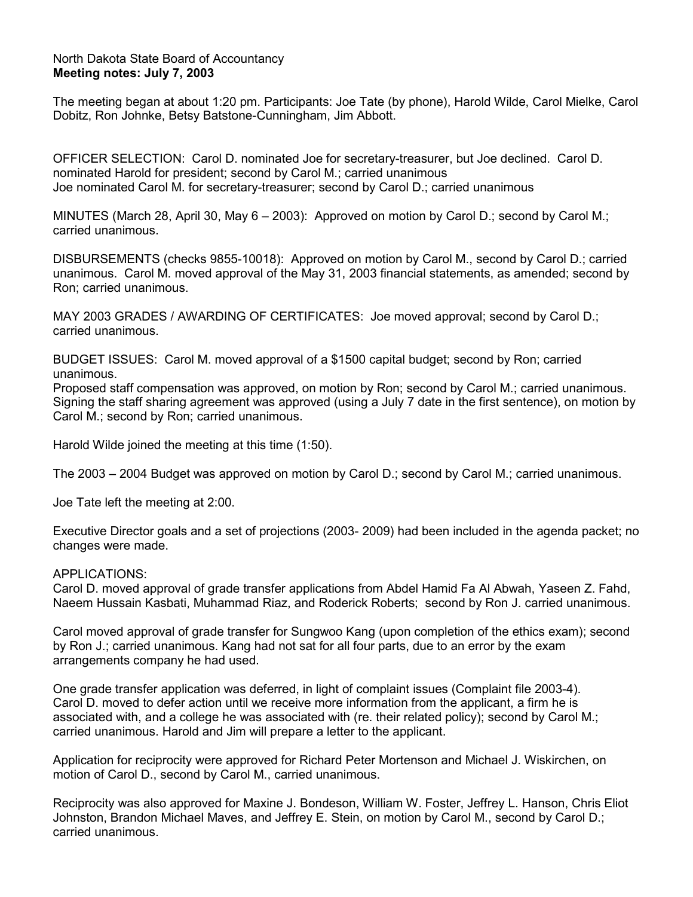North Dakota State Board of Accountancy
**Meeting notes: July 7, 2003**

The meeting began at about 1:20 pm. Participants: Joe Tate (by phone), Harold Wilde, Carol Mielke, Carol Dobitz, Ron Johnke, Betsy Batstone-Cunningham, Jim Abbott.

OFFICER SELECTION: Carol D. nominated Joe for secretary-treasurer, but Joe declined. Carol D. nominated Harold for president; second by Carol M.; carried unanimous
Joe nominated Carol M. for secretary-treasurer; second by Carol D.; carried unanimous

MINUTES (March 28, April 30, May 6 – 2003): Approved on motion by Carol D.; second by Carol M.; carried unanimous.

DISBURSEMENTS (checks 9855-10018): Approved on motion by Carol M., second by Carol D.; carried unanimous. Carol M. moved approval of the May 31, 2003 financial statements, as amended; second by Ron; carried unanimous.

MAY 2003 GRADES / AWARDING OF CERTIFICATES: Joe moved approval; second by Carol D.; carried unanimous.

BUDGET ISSUES: Carol M. moved approval of a $1500 capital budget; second by Ron; carried unanimous.
Proposed staff compensation was approved, on motion by Ron; second by Carol M.; carried unanimous.
Signing the staff sharing agreement was approved (using a July 7 date in the first sentence), on motion by Carol M.; second by Ron; carried unanimous.

Harold Wilde joined the meeting at this time (1:50).

The 2003 – 2004 Budget was approved on motion by Carol D.; second by Carol M.; carried unanimous.

Joe Tate left the meeting at 2:00.

Executive Director goals and a set of projections (2003- 2009) had been included in the agenda packet; no changes were made.

APPLICATIONS:
Carol D. moved approval of grade transfer applications from Abdel Hamid Fa Al Abwah, Yaseen Z. Fahd, Naeem Hussain Kasbati, Muhammad Riaz, and Roderick Roberts; second by Ron J. carried unanimous.

Carol moved approval of grade transfer for Sungwoo Kang (upon completion of the ethics exam); second by Ron J.; carried unanimous. Kang had not sat for all four parts, due to an error by the exam arrangements company he had used.

One grade transfer application was deferred, in light of complaint issues (Complaint file 2003-4). Carol D. moved to defer action until we receive more information from the applicant, a firm he is associated with, and a college he was associated with (re. their related policy); second by Carol M.; carried unanimous. Harold and Jim will prepare a letter to the applicant.

Application for reciprocity were approved for Richard Peter Mortenson and Michael J. Wiskirchen, on motion of Carol D., second by Carol M., carried unanimous.

Reciprocity was also approved for Maxine J. Bondeson, William W. Foster, Jeffrey L. Hanson, Chris Eliot Johnston, Brandon Michael Maves, and Jeffrey E. Stein, on motion by Carol M., second by Carol D.; carried unanimous.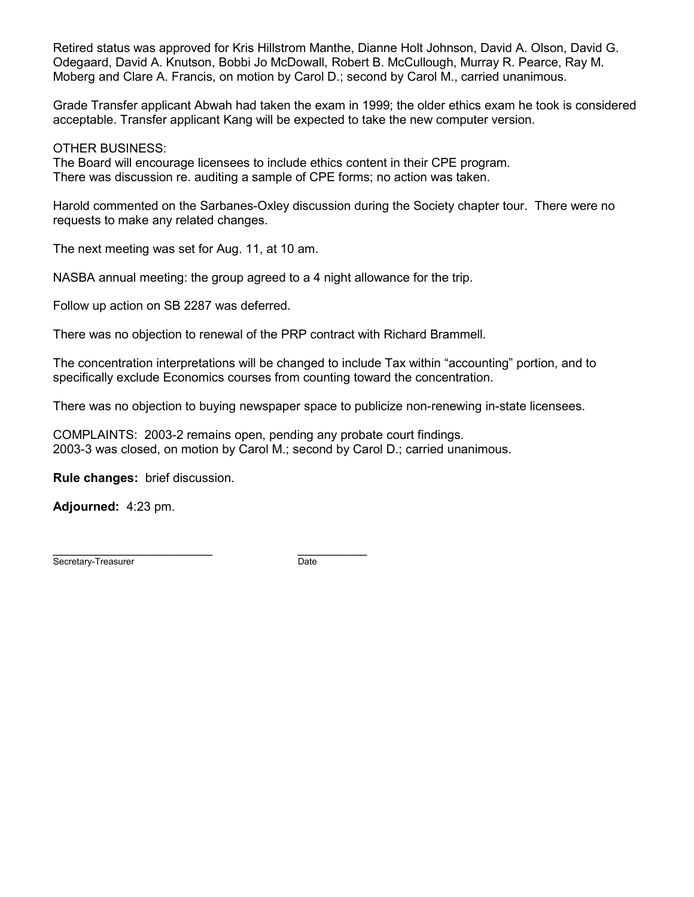Retired status was approved for Kris Hillstrom Manthe, Dianne Holt Johnson, David A. Olson, David G. Odegaard, David A. Knutson, Bobbi Jo McDowall, Robert B. McCullough, Murray R. Pearce, Ray M. Moberg and Clare A. Francis, on motion by Carol D.; second by Carol M., carried unanimous.

Grade Transfer applicant Abwah had taken the exam in 1999; the older ethics exam he took is considered acceptable. Transfer applicant Kang will be expected to take the new computer version.

OTHER BUSINESS:
The Board will encourage licensees to include ethics content in their CPE program.
There was discussion re. auditing a sample of CPE forms; no action was taken.

Harold commented on the Sarbanes-Oxley discussion during the Society chapter tour. There were no requests to make any related changes.

The next meeting was set for Aug. 11, at 10 am.

NASBA annual meeting: the group agreed to a 4 night allowance for the trip.

Follow up action on SB 2287 was deferred.

There was no objection to renewal of the PRP contract with Richard Brammell.

The concentration interpretations will be changed to include Tax within "accounting" portion, and to specifically exclude Economics courses from counting toward the concentration.

There was no objection to buying newspaper space to publicize non-renewing in-state licensees.

COMPLAINTS: 2003-2 remains open, pending any probate court findings.
2003-3 was closed, on motion by Carol M.; second by Carol D.; carried unanimous.

**Rule changes:** brief discussion.

**Adjourned:** 4:23 pm.

_________________________ ___________
Secretary-Treasurer Date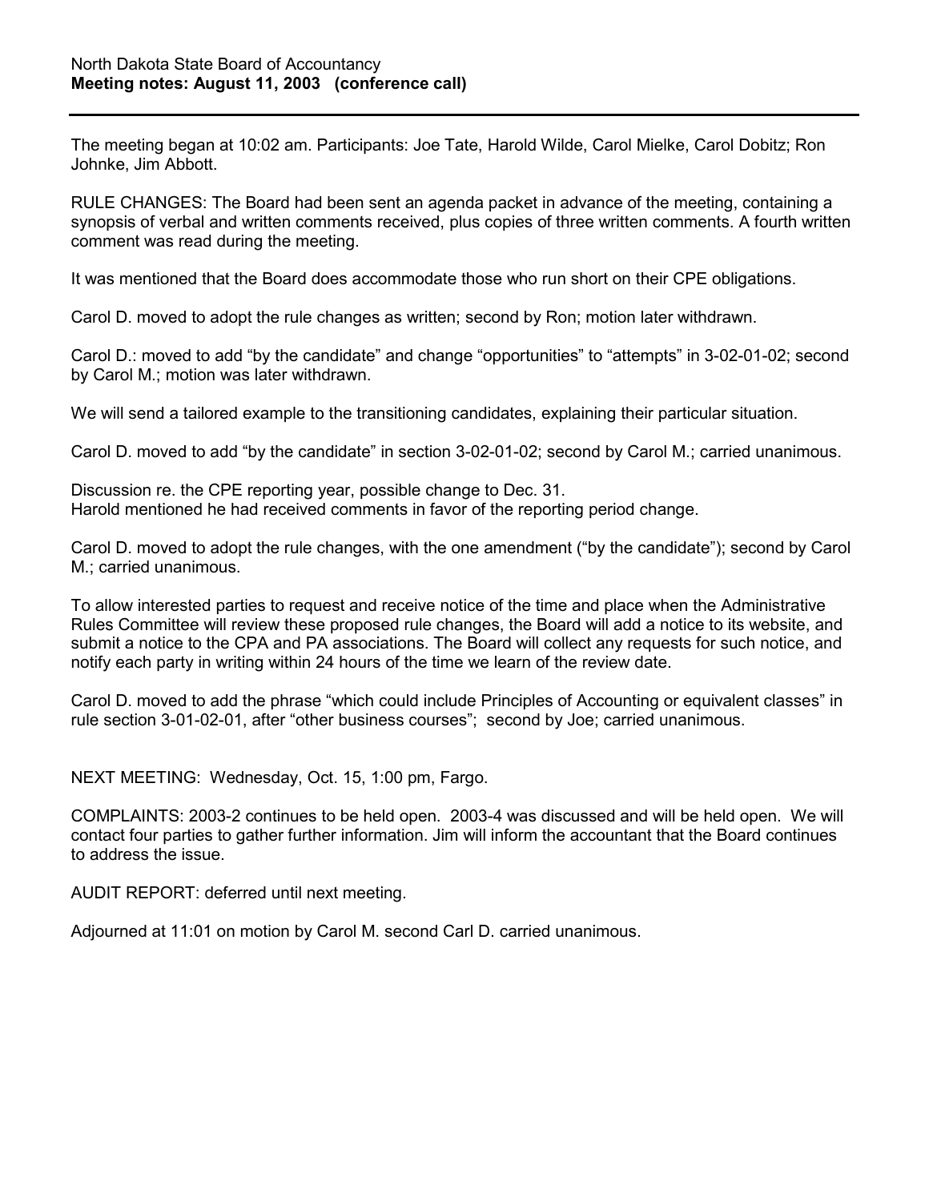North Dakota State Board of Accountancy
**Meeting notes: August 11, 2003 (conference call)**

---

The meeting began at 10:02 am. Participants: Joe Tate, Harold Wilde, Carol Mielke, Carol Dobitz; Ron Johnke, Jim Abbott.

RULE CHANGES: The Board had been sent an agenda packet in advance of the meeting, containing a synopsis of verbal and written comments received, plus copies of three written comments. A fourth written comment was read during the meeting.

It was mentioned that the Board does accommodate those who run short on their CPE obligations.

Carol D. moved to adopt the rule changes as written; second by Ron; motion later withdrawn.

Carol D.: moved to add "by the candidate" and change "opportunities" to "attempts" in 3-02-01-02; second by Carol M.; motion was later withdrawn.

We will send a tailored example to the transitioning candidates, explaining their particular situation.

Carol D. moved to add "by the candidate" in section 3-02-01-02; second by Carol M.; carried unanimous.

Discussion re. the CPE reporting year, possible change to Dec. 31.
Harold mentioned he had received comments in favor of the reporting period change.

Carol D. moved to adopt the rule changes, with the one amendment ("by the candidate"); second by Carol M.; carried unanimous.

To allow interested parties to request and receive notice of the time and place when the Administrative Rules Committee will review these proposed rule changes, the Board will add a notice to its website, and submit a notice to the CPA and PA associations. The Board will collect any requests for such notice, and notify each party in writing within 24 hours of the time we learn of the review date.

Carol D. moved to add the phrase "which could include Principles of Accounting or equivalent classes" in rule section 3-01-02-01, after "other business courses"; second by Joe; carried unanimous.

NEXT MEETING: Wednesday, Oct. 15, 1:00 pm, Fargo.

COMPLAINTS: 2003-2 continues to be held open. 2003-4 was discussed and will be held open. We will contact four parties to gather further information. Jim will inform the accountant that the Board continues to address the issue.

AUDIT REPORT: deferred until next meeting.

Adjourned at 11:01 on motion by Carol M. second Carl D. carried unanimous.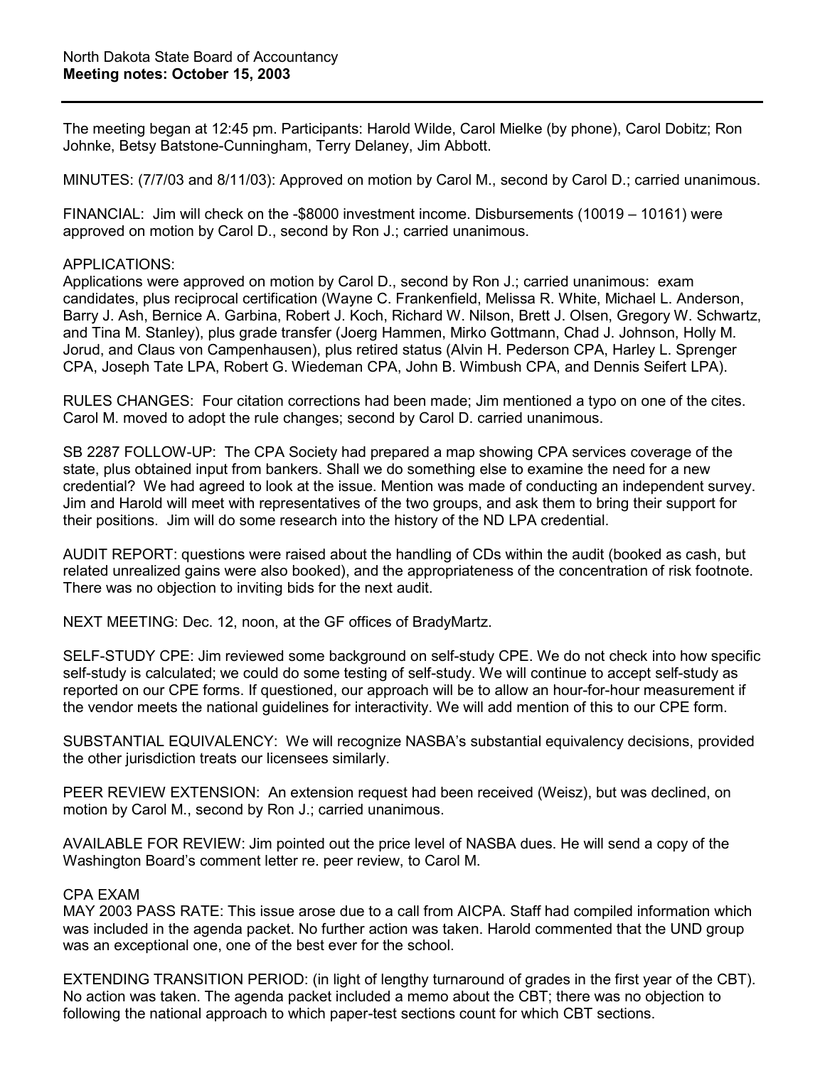North Dakota State Board of Accountancy
**Meeting notes: October 15, 2003**

---

The meeting began at 12:45 pm. Participants: Harold Wilde, Carol Mielke (by phone), Carol Dobitz; Ron Johnke, Betsy Batstone-Cunningham, Terry Delaney, Jim Abbott.

MINUTES: (7/7/03 and 8/11/03): Approved on motion by Carol M., second by Carol D.; carried unanimous.

FINANCIAL: Jim will check on the -$8000 investment income. Disbursements (10019 – 10161) were approved on motion by Carol D., second by Ron J.; carried unanimous.

APPLICATIONS:
Applications were approved on motion by Carol D., second by Ron J.; carried unanimous: exam candidates, plus reciprocal certification (Wayne C. Frankenfield, Melissa R. White, Michael L. Anderson, Barry J. Ash, Bernice A. Garbina, Robert J. Koch, Richard W. Nilson, Brett J. Olsen, Gregory W. Schwartz, and Tina M. Stanley), plus grade transfer (Joerg Hammen, Mirko Gottmann, Chad J. Johnson, Holly M. Jorud, and Claus von Campenhausen), plus retired status (Alvin H. Pederson CPA, Harley L. Sprenger CPA, Joseph Tate LPA, Robert G. Wiedeman CPA, John B. Wimbush CPA, and Dennis Seifert LPA).

RULES CHANGES: Four citation corrections had been made; Jim mentioned a typo on one of the cites. Carol M. moved to adopt the rule changes; second by Carol D. carried unanimous.

SB 2287 FOLLOW-UP: The CPA Society had prepared a map showing CPA services coverage of the state, plus obtained input from bankers. Shall we do something else to examine the need for a new credential? We had agreed to look at the issue. Mention was made of conducting an independent survey. Jim and Harold will meet with representatives of the two groups, and ask them to bring their support for their positions. Jim will do some research into the history of the ND LPA credential.

AUDIT REPORT: questions were raised about the handling of CDs within the audit (booked as cash, but related unrealized gains were also booked), and the appropriateness of the concentration of risk footnote. There was no objection to inviting bids for the next audit.

NEXT MEETING: Dec. 12, noon, at the GF offices of BradyMartz.

SELF-STUDY CPE: Jim reviewed some background on self-study CPE. We do not check into how specific self-study is calculated; we could do some testing of self-study. We will continue to accept self-study as reported on our CPE forms. If questioned, our approach will be to allow an hour-for-hour measurement if the vendor meets the national guidelines for interactivity. We will add mention of this to our CPE form.

SUBSTANTIAL EQUIVALENCY: We will recognize NASBA's substantial equivalency decisions, provided the other jurisdiction treats our licensees similarly.

PEER REVIEW EXTENSION: An extension request had been received (Weisz), but was declined, on motion by Carol M., second by Ron J.; carried unanimous.

AVAILABLE FOR REVIEW: Jim pointed out the price level of NASBA dues. He will send a copy of the Washington Board's comment letter re. peer review, to Carol M.

CPA EXAM
MAY 2003 PASS RATE: This issue arose due to a call from AICPA. Staff had compiled information which was included in the agenda packet. No further action was taken. Harold commented that the UND group was an exceptional one, one of the best ever for the school.

EXTENDING TRANSITION PERIOD: (in light of lengthy turnaround of grades in the first year of the CBT). No action was taken. The agenda packet included a memo about the CBT; there was no objection to following the national approach to which paper-test sections count for which CBT sections.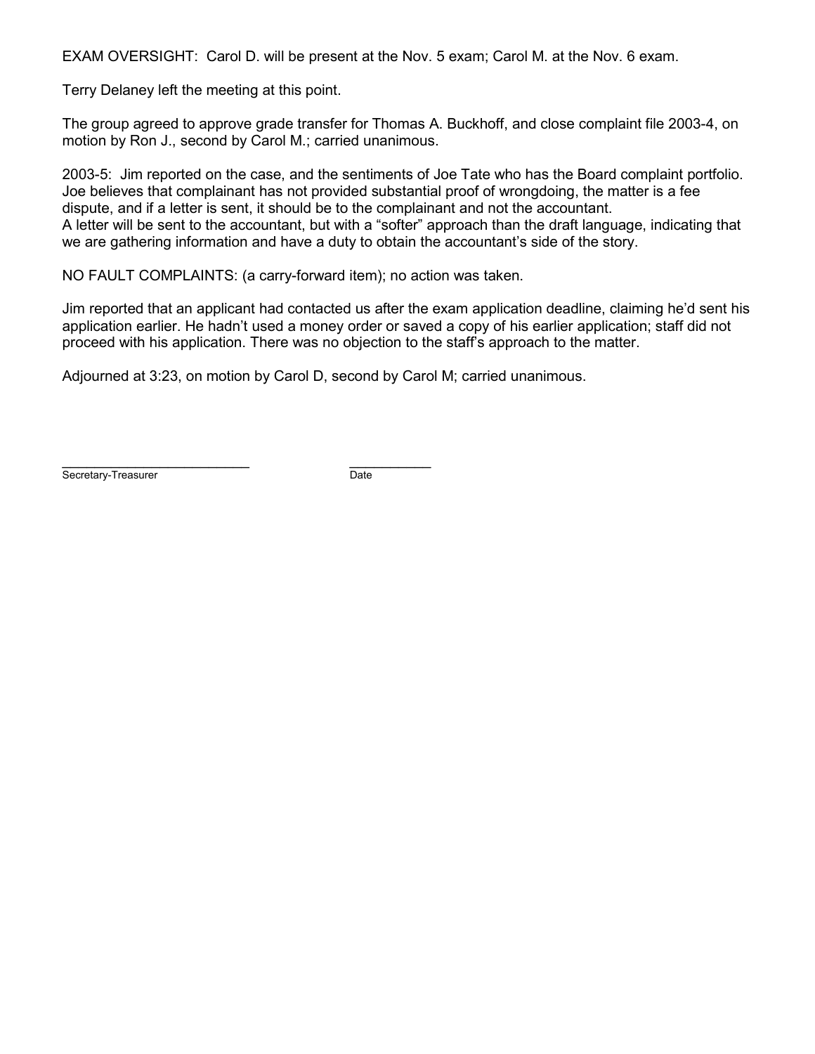EXAM OVERSIGHT: Carol D. will be present at the Nov. 5 exam; Carol M. at the Nov. 6 exam.

Terry Delaney left the meeting at this point.

The group agreed to approve grade transfer for Thomas A. Buckhoff, and close complaint file 2003-4, on motion by Ron J., second by Carol M.; carried unanimous.

2003-5: Jim reported on the case, and the sentiments of Joe Tate who has the Board complaint portfolio. Joe believes that complainant has not provided substantial proof of wrongdoing, the matter is a fee dispute, and if a letter is sent, it should be to the complainant and not the accountant.
A letter will be sent to the accountant, but with a "softer" approach than the draft language, indicating that we are gathering information and have a duty to obtain the accountant's side of the story.

NO FAULT COMPLAINTS: (a carry-forward item); no action was taken.

Jim reported that an applicant had contacted us after the exam application deadline, claiming he'd sent his application earlier. He hadn't used a money order or saved a copy of his earlier application; staff did not proceed with his application. There was no objection to the staff's approach to the matter.

Adjourned at 3:23, on motion by Carol D, second by Carol M; carried unanimous.

\_\_\_\_\_\_\_\_\_\_\_\_\_\_\_\_\_\_\_\_\_\_\_\_\_\_ \_\_\_\_\_\_\_\_\_\_\_
Secretary-Treasurer Date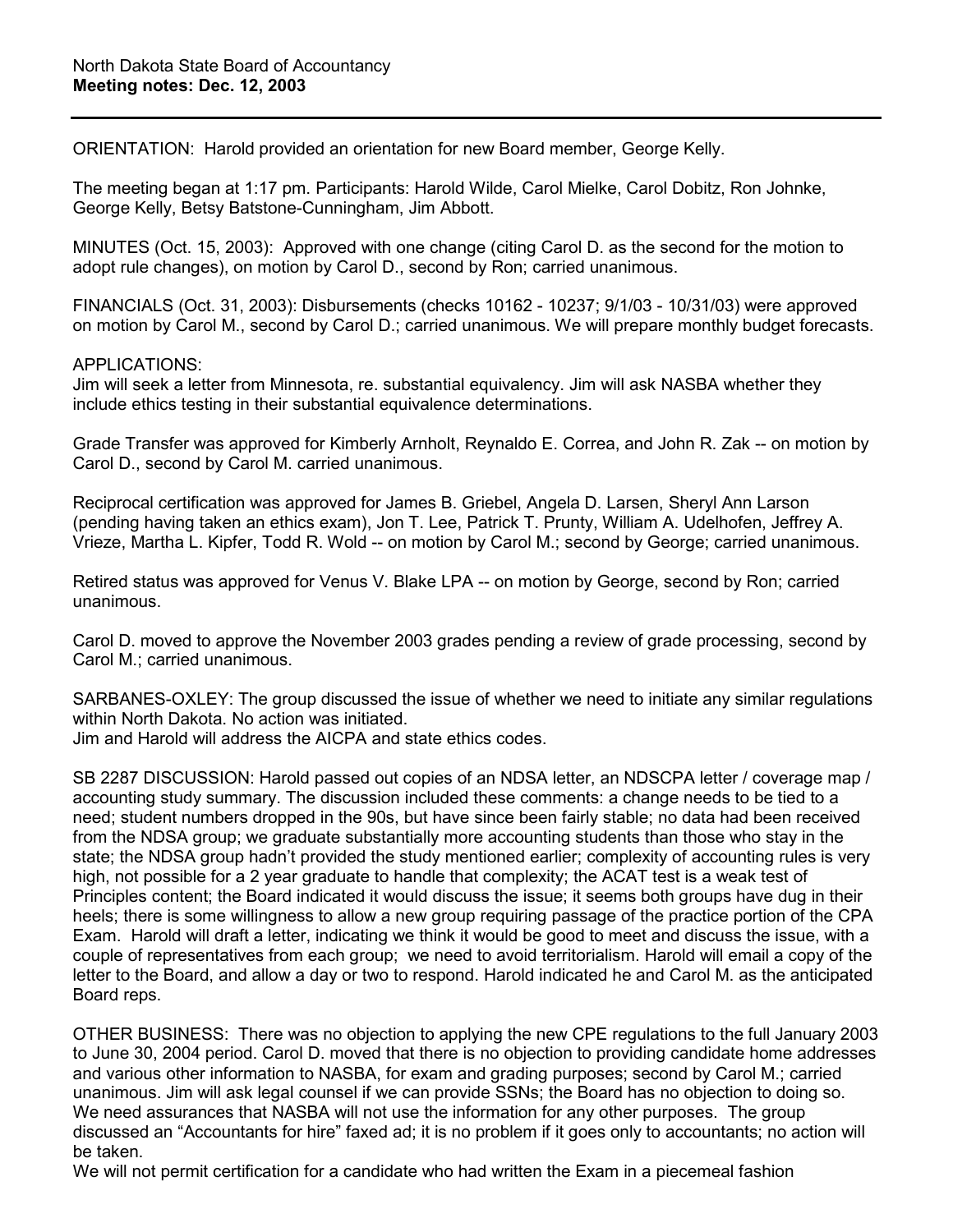North Dakota State Board of Accountancy
**Meeting notes: Dec. 12, 2003**

---

ORIENTATION: Harold provided an orientation for new Board member, George Kelly.

The meeting began at 1:17 pm. Participants: Harold Wilde, Carol Mielke, Carol Dobitz, Ron Johnke, George Kelly, Betsy Batstone-Cunningham, Jim Abbott.

MINUTES (Oct. 15, 2003): Approved with one change (citing Carol D. as the second for the motion to adopt rule changes), on motion by Carol D., second by Ron; carried unanimous.

FINANCIALS (Oct. 31, 2003): Disbursements (checks 10162 - 10237; 9/1/03 - 10/31/03) were approved on motion by Carol M., second by Carol D.; carried unanimous. We will prepare monthly budget forecasts.

APPLICATIONS:
Jim will seek a letter from Minnesota, re. substantial equivalency. Jim will ask NASBA whether they include ethics testing in their substantial equivalence determinations.

Grade Transfer was approved for Kimberly Arnholt, Reynaldo E. Correa, and John R. Zak -- on motion by Carol D., second by Carol M. carried unanimous.

Reciprocal certification was approved for James B. Griebel, Angela D. Larsen, Sheryl Ann Larson (pending having taken an ethics exam), Jon T. Lee, Patrick T. Prunty, William A. Udelhofen, Jeffrey A. Vrieze, Martha L. Kipfer, Todd R. Wold -- on motion by Carol M.; second by George; carried unanimous.

Retired status was approved for Venus V. Blake LPA -- on motion by George, second by Ron; carried unanimous.

Carol D. moved to approve the November 2003 grades pending a review of grade processing, second by Carol M.; carried unanimous.

SARBANES-OXLEY: The group discussed the issue of whether we need to initiate any similar regulations within North Dakota. No action was initiated.
Jim and Harold will address the AICPA and state ethics codes.

SB 2287 DISCUSSION: Harold passed out copies of an NDSA letter, an NDSCPA letter / coverage map / accounting study summary. The discussion included these comments: a change needs to be tied to a need; student numbers dropped in the 90s, but have since been fairly stable; no data had been received from the NDSA group; we graduate substantially more accounting students than those who stay in the state; the NDSA group hadn't provided the study mentioned earlier; complexity of accounting rules is very high, not possible for a 2 year graduate to handle that complexity; the ACAT test is a weak test of Principles content; the Board indicated it would discuss the issue; it seems both groups have dug in their heels; there is some willingness to allow a new group requiring passage of the practice portion of the CPA Exam. Harold will draft a letter, indicating we think it would be good to meet and discuss the issue, with a couple of representatives from each group; we need to avoid territorialism. Harold will email a copy of the letter to the Board, and allow a day or two to respond. Harold indicated he and Carol M. as the anticipated Board reps.

OTHER BUSINESS: There was no objection to applying the new CPE regulations to the full January 2003 to June 30, 2004 period. Carol D. moved that there is no objection to providing candidate home addresses and various other information to NASBA, for exam and grading purposes; second by Carol M.; carried unanimous. Jim will ask legal counsel if we can provide SSNs; the Board has no objection to doing so. We need assurances that NASBA will not use the information for any other purposes. The group discussed an "Accountants for hire" faxed ad; it is no problem if it goes only to accountants; no action will be taken.
We will not permit certification for a candidate who had written the Exam in a piecemeal fashion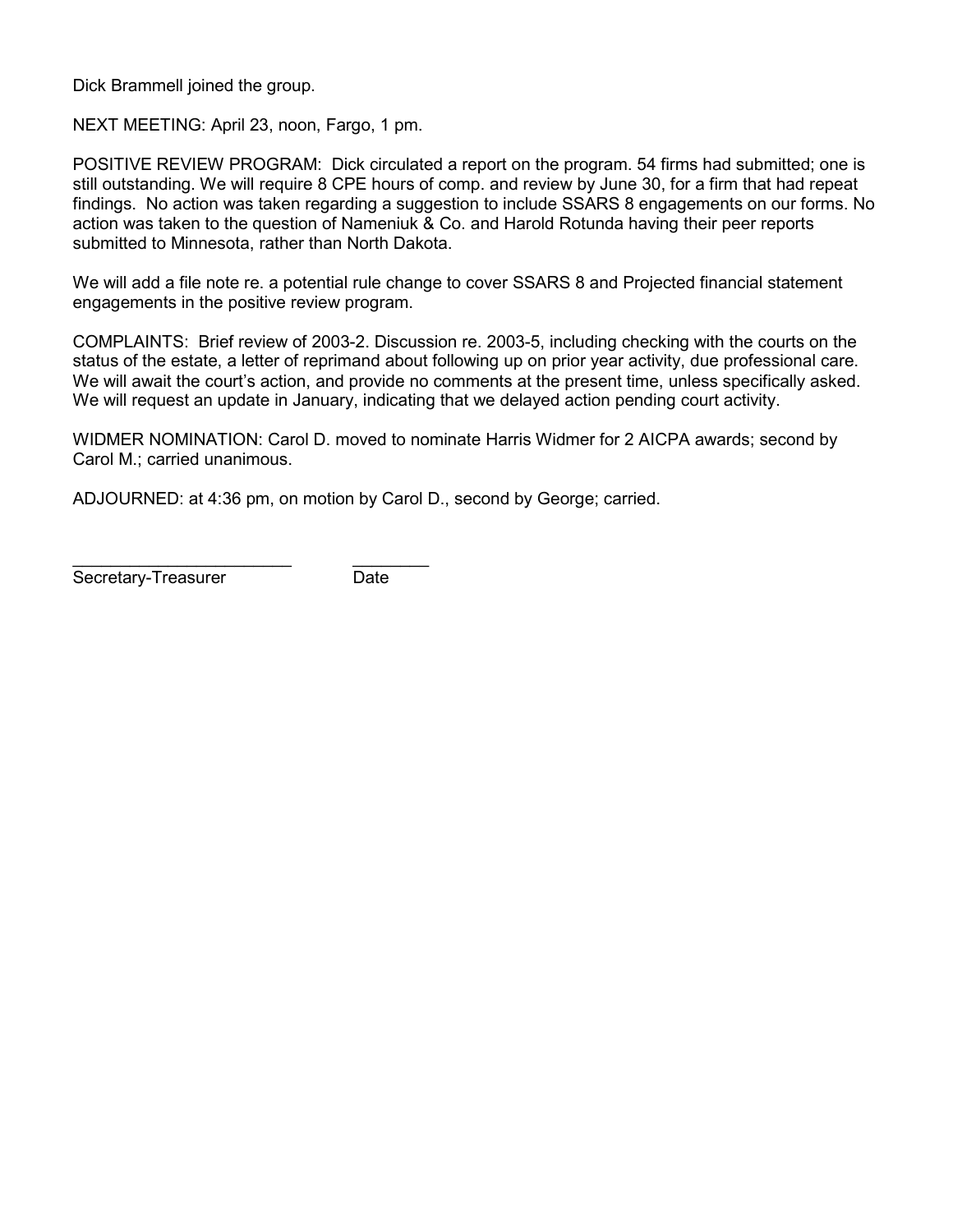Dick Brammell joined the group.

NEXT MEETING: April 23, noon, Fargo, 1 pm.

POSITIVE REVIEW PROGRAM: Dick circulated a report on the program. 54 firms had submitted; one is still outstanding. We will require 8 CPE hours of comp. and review by June 30, for a firm that had repeat findings. No action was taken regarding a suggestion to include SSARS 8 engagements on our forms. No action was taken to the question of Nameniuk & Co. and Harold Rotunda having their peer reports submitted to Minnesota, rather than North Dakota.

We will add a file note re. a potential rule change to cover SSARS 8 and Projected financial statement engagements in the positive review program.

COMPLAINTS: Brief review of 2003-2. Discussion re. 2003-5, including checking with the courts on the status of the estate, a letter of reprimand about following up on prior year activity, due professional care. We will await the court's action, and provide no comments at the present time, unless specifically asked. We will request an update in January, indicating that we delayed action pending court activity.

WIDMER NOMINATION: Carol D. moved to nominate Harris Widmer for 2 AICPA awards; second by Carol M.; carried unanimous.

ADJOURNED: at 4:36 pm, on motion by Carol D., second by George; carried.

_______________________ ________

Secretary-Treasurer Date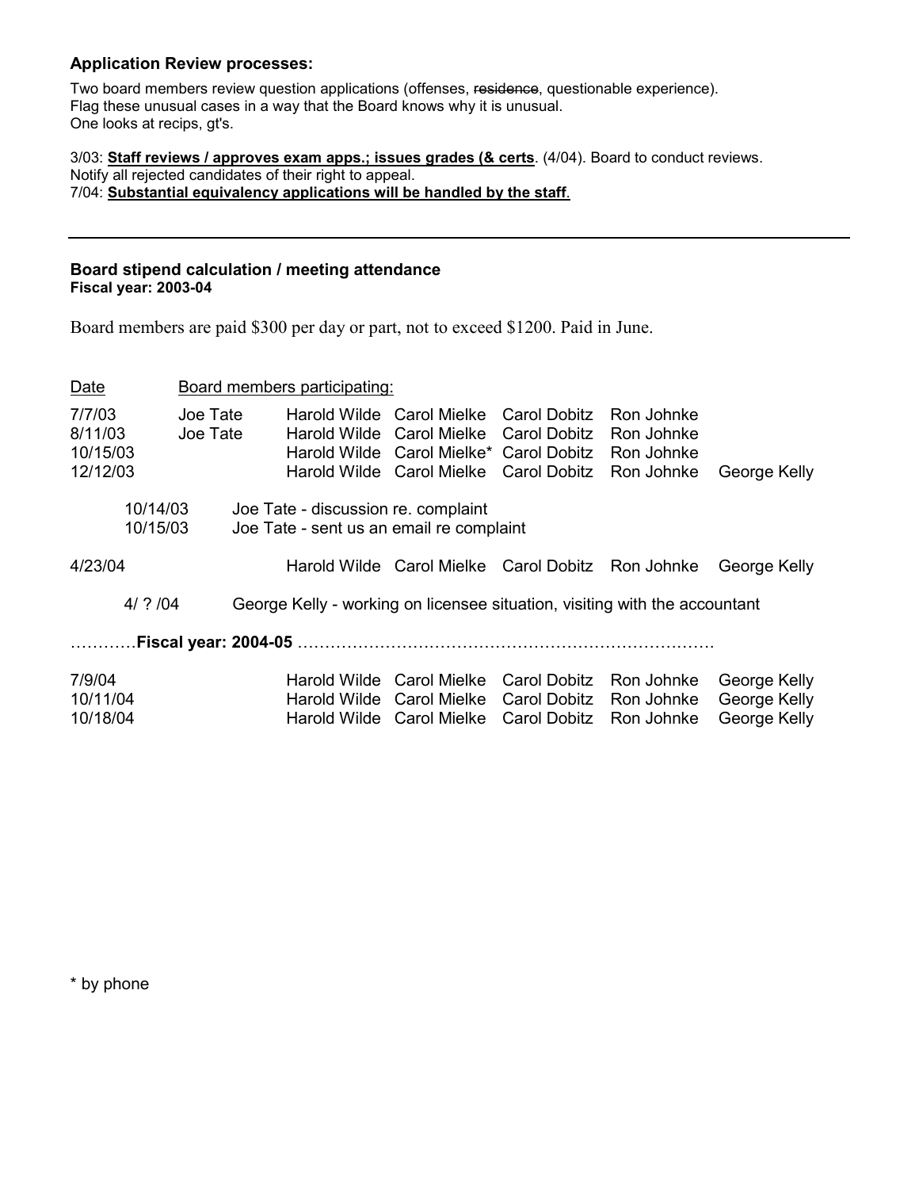**Application Review processes:**

Two board members review question applications (offenses, ~~residence~~, questionable experience).
Flag these unusual cases in a way that the Board knows why it is unusual.
One looks at recips, gt's.

3/03: **Staff reviews / approves exam apps.; issues grades (& certs**. (4/04). Board to conduct reviews.
Notify all rejected candidates of their right to appeal.
7/04: **Substantial equivalency applications will be handled by the staff**.

---

**Board stipend calculation / meeting attendance**
**Fiscal year: 2003-04**

Board members are paid $300 per day or part, not to exceed $1200. Paid in June.

| Date | Board members participating: | | | | | |
|---|---|---|---|---|---|---|
| 7/7/03 | Joe Tate | Harold Wilde | Carol Mielke | Carol Dobitz | Ron Johnke | |
| 8/11/03 | Joe Tate | Harold Wilde | Carol Mielke | Carol Dobitz | Ron Johnke | |
| 10/15/03 | | Harold Wilde | Carol Mielke* | Carol Dobitz | Ron Johnke | |
| 12/12/03 | | Harold Wilde | Carol Mielke | Carol Dobitz | Ron Johnke | George Kelly |

10/14/03 Joe Tate - discussion re. complaint
10/15/03 Joe Tate - sent us an email re complaint

| | | | | | | |
|---|---|---|---|---|---|---|
| 4/23/04 | | Harold Wilde | Carol Mielke | Carol Dobitz | Ron Johnke | George Kelly |

4/ ? /04 George Kelly - working on licensee situation, visiting with the accountant

…………**Fiscal year: 2004-05** …………………………………………………………………

| | | | | | | |
|---|---|---|---|---|---|---|
| 7/9/04 | | Harold Wilde | Carol Mielke | Carol Dobitz | Ron Johnke | George Kelly |
| 10/11/04 | | Harold Wilde | Carol Mielke | Carol Dobitz | Ron Johnke | George Kelly |
| 10/18/04 | | Harold Wilde | Carol Mielke | Carol Dobitz | Ron Johnke | George Kelly |

* by phone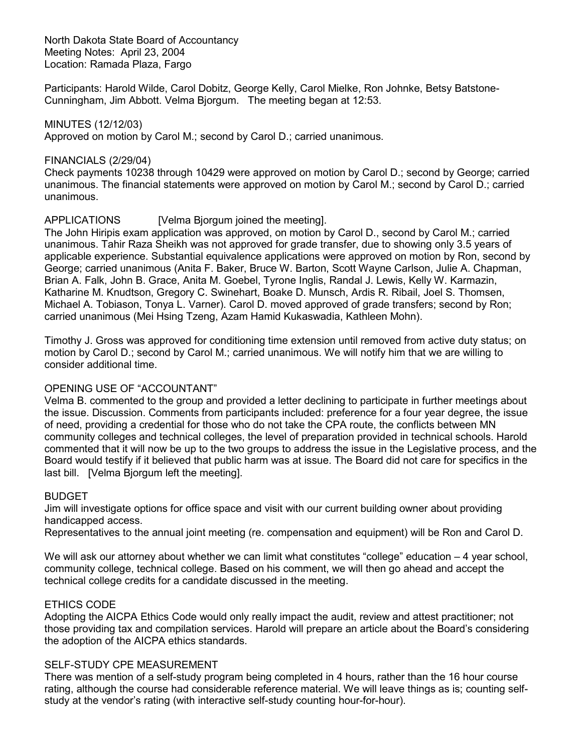North Dakota State Board of Accountancy
Meeting Notes: April 23, 2004
Location: Ramada Plaza, Fargo

Participants: Harold Wilde, Carol Dobitz, George Kelly, Carol Mielke, Ron Johnke, Betsy Batstone-Cunningham, Jim Abbott. Velma Bjorgum. The meeting began at 12:53.

MINUTES (12/12/03)
Approved on motion by Carol M.; second by Carol D.; carried unanimous.

FINANCIALS (2/29/04)
Check payments 10238 through 10429 were approved on motion by Carol D.; second by George; carried unanimous. The financial statements were approved on motion by Carol M.; second by Carol D.; carried unanimous.

APPLICATIONS [Velma Bjorgum joined the meeting].
The John Hiripis exam application was approved, on motion by Carol D., second by Carol M.; carried unanimous. Tahir Raza Sheikh was not approved for grade transfer, due to showing only 3.5 years of applicable experience. Substantial equivalence applications were approved on motion by Ron, second by George; carried unanimous (Anita F. Baker, Bruce W. Barton, Scott Wayne Carlson, Julie A. Chapman, Brian A. Falk, John B. Grace, Anita M. Goebel, Tyrone Inglis, Randal J. Lewis, Kelly W. Karmazin, Katharine M. Knudtson, Gregory C. Swinehart, Boake D. Munsch, Ardis R. Ribail, Joel S. Thomsen, Michael A. Tobiason, Tonya L. Varner). Carol D. moved approved of grade transfers; second by Ron; carried unanimous (Mei Hsing Tzeng, Azam Hamid Kukaswadia, Kathleen Mohn).

Timothy J. Gross was approved for conditioning time extension until removed from active duty status; on motion by Carol D.; second by Carol M.; carried unanimous. We will notify him that we are willing to consider additional time.

OPENING USE OF "ACCOUNTANT"
Velma B. commented to the group and provided a letter declining to participate in further meetings about the issue. Discussion. Comments from participants included: preference for a four year degree, the issue of need, providing a credential for those who do not take the CPA route, the conflicts between MN community colleges and technical colleges, the level of preparation provided in technical schools. Harold commented that it will now be up to the two groups to address the issue in the Legislative process, and the Board would testify if it believed that public harm was at issue. The Board did not care for specifics in the last bill. [Velma Bjorgum left the meeting].

BUDGET
Jim will investigate options for office space and visit with our current building owner about providing handicapped access.
Representatives to the annual joint meeting (re. compensation and equipment) will be Ron and Carol D.

We will ask our attorney about whether we can limit what constitutes "college" education – 4 year school, community college, technical college. Based on his comment, we will then go ahead and accept the technical college credits for a candidate discussed in the meeting.

ETHICS CODE
Adopting the AICPA Ethics Code would only really impact the audit, review and attest practitioner; not those providing tax and compilation services. Harold will prepare an article about the Board's considering the adoption of the AICPA ethics standards.

SELF-STUDY CPE MEASUREMENT
There was mention of a self-study program being completed in 4 hours, rather than the 16 hour course rating, although the course had considerable reference material. We will leave things as is; counting self-study at the vendor's rating (with interactive self-study counting hour-for-hour).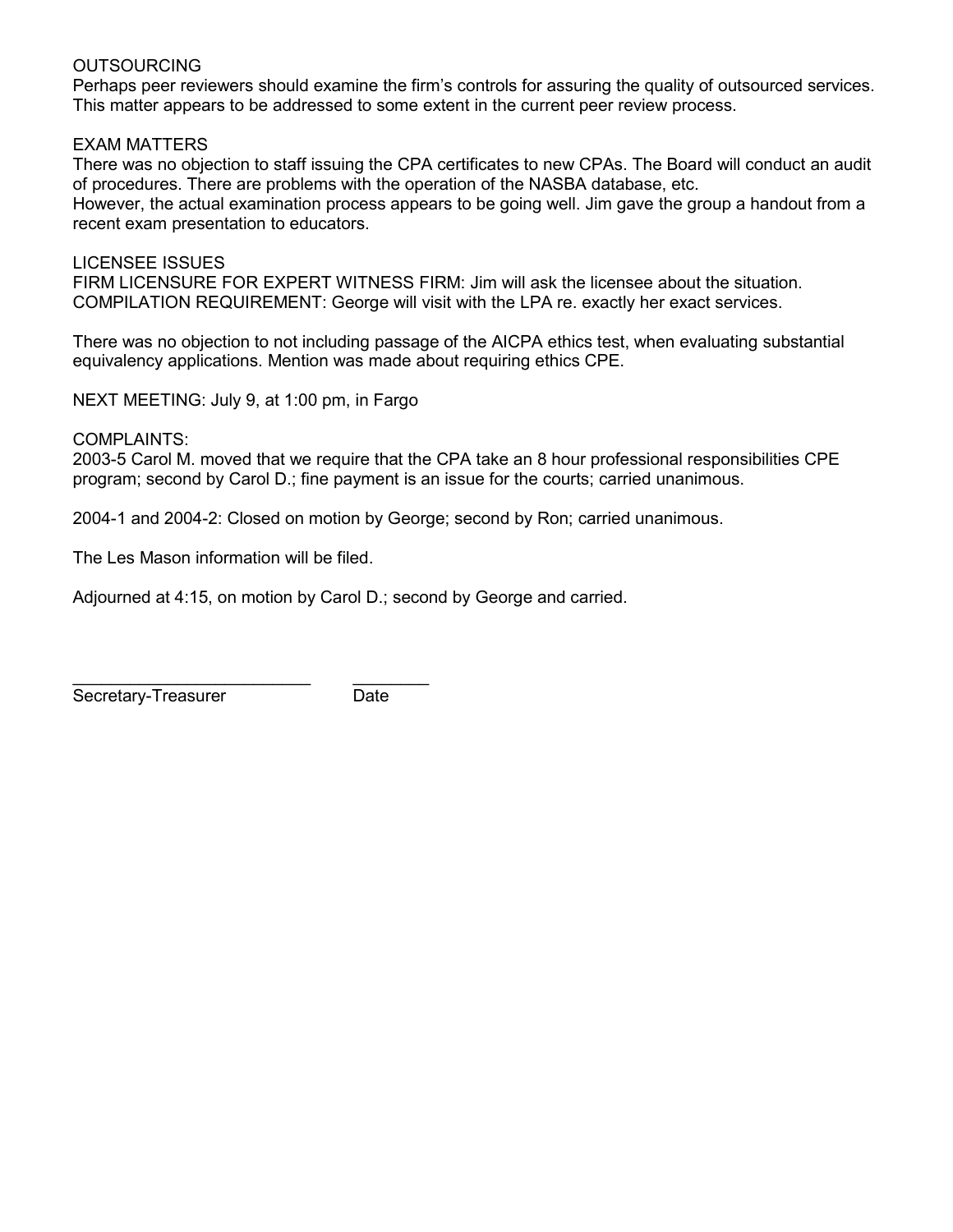OUTSOURCING

Perhaps peer reviewers should examine the firm's controls for assuring the quality of outsourced services. This matter appears to be addressed to some extent in the current peer review process.

EXAM MATTERS

There was no objection to staff issuing the CPA certificates to new CPAs. The Board will conduct an audit of procedures. There are problems with the operation of the NASBA database, etc.
However, the actual examination process appears to be going well. Jim gave the group a handout from a recent exam presentation to educators.

LICENSEE ISSUES

FIRM LICENSURE FOR EXPERT WITNESS FIRM: Jim will ask the licensee about the situation.
COMPILATION REQUIREMENT: George will visit with the LPA re. exactly her exact services.

There was no objection to not including passage of the AICPA ethics test, when evaluating substantial equivalency applications. Mention was made about requiring ethics CPE.

NEXT MEETING: July 9, at 1:00 pm, in Fargo

COMPLAINTS:

2003-5 Carol M. moved that we require that the CPA take an 8 hour professional responsibilities CPE program; second by Carol D.; fine payment is an issue for the courts; carried unanimous.

2004-1 and 2004-2: Closed on motion by George; second by Ron; carried unanimous.

The Les Mason information will be filed.

Adjourned at 4:15, on motion by Carol D.; second by George and carried.

_________________________ ________
Secretary-Treasurer Date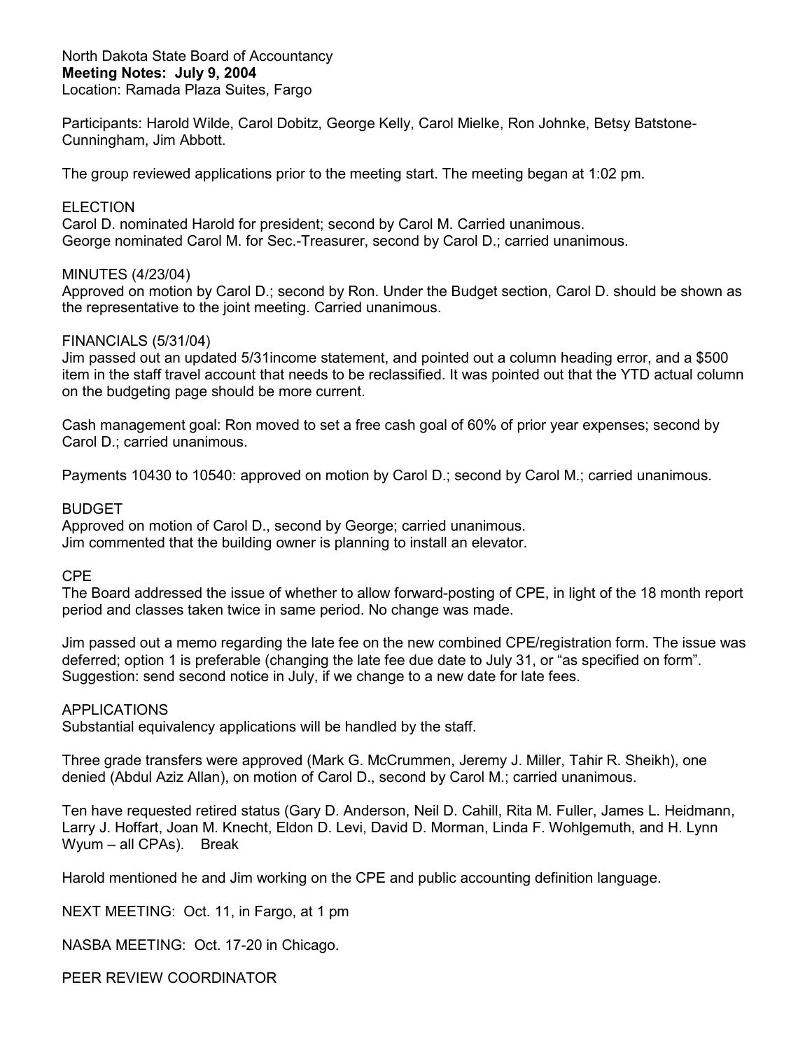North Dakota State Board of Accountancy
**Meeting Notes: July 9, 2004**
Location: Ramada Plaza Suites, Fargo

Participants: Harold Wilde, Carol Dobitz, George Kelly, Carol Mielke, Ron Johnke, Betsy Batstone-Cunningham, Jim Abbott.

The group reviewed applications prior to the meeting start. The meeting began at 1:02 pm.

ELECTION
Carol D. nominated Harold for president; second by Carol M. Carried unanimous.
George nominated Carol M. for Sec.-Treasurer, second by Carol D.; carried unanimous.

MINUTES (4/23/04)
Approved on motion by Carol D.; second by Ron. Under the Budget section, Carol D. should be shown as the representative to the joint meeting. Carried unanimous.

FINANCIALS (5/31/04)
Jim passed out an updated 5/31income statement, and pointed out a column heading error, and a $500 item in the staff travel account that needs to be reclassified. It was pointed out that the YTD actual column on the budgeting page should be more current.

Cash management goal: Ron moved to set a free cash goal of 60% of prior year expenses; second by Carol D.; carried unanimous.

Payments 10430 to 10540: approved on motion by Carol D.; second by Carol M.; carried unanimous.

BUDGET
Approved on motion of Carol D., second by George; carried unanimous.
Jim commented that the building owner is planning to install an elevator.

CPE
The Board addressed the issue of whether to allow forward-posting of CPE, in light of the 18 month report period and classes taken twice in same period. No change was made.

Jim passed out a memo regarding the late fee on the new combined CPE/registration form. The issue was deferred; option 1 is preferable (changing the late fee due date to July 31, or "as specified on form". Suggestion: send second notice in July, if we change to a new date for late fees.

APPLICATIONS
Substantial equivalency applications will be handled by the staff.

Three grade transfers were approved (Mark G. McCrummen, Jeremy J. Miller, Tahir R. Sheikh), one denied (Abdul Aziz Allan), on motion of Carol D., second by Carol M.; carried unanimous.

Ten have requested retired status (Gary D. Anderson, Neil D. Cahill, Rita M. Fuller, James L. Heidmann, Larry J. Hoffart, Joan M. Knecht, Eldon D. Levi, David D. Morman, Linda F. Wohlgemuth, and H. Lynn Wyum – all CPAs). Break

Harold mentioned he and Jim working on the CPE and public accounting definition language.

NEXT MEETING: Oct. 11, in Fargo, at 1 pm

NASBA MEETING: Oct. 17-20 in Chicago.

PEER REVIEW COORDINATOR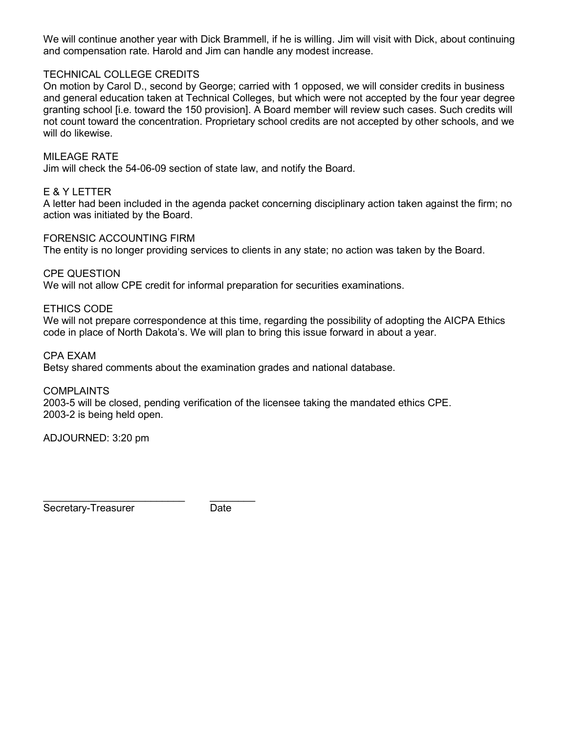We will continue another year with Dick Brammell, if he is willing. Jim will visit with Dick, about continuing and compensation rate. Harold and Jim can handle any modest increase.

TECHNICAL COLLEGE CREDITS
On motion by Carol D., second by George; carried with 1 opposed, we will consider credits in business and general education taken at Technical Colleges, but which were not accepted by the four year degree granting school [i.e. toward the 150 provision]. A Board member will review such cases. Such credits will not count toward the concentration. Proprietary school credits are not accepted by other schools, and we will do likewise.

MILEAGE RATE
Jim will check the 54-06-09 section of state law, and notify the Board.

E & Y LETTER
A letter had been included in the agenda packet concerning disciplinary action taken against the firm; no action was initiated by the Board.

FORENSIC ACCOUNTING FIRM
The entity is no longer providing services to clients in any state; no action was taken by the Board.

CPE QUESTION
We will not allow CPE credit for informal preparation for securities examinations.

ETHICS CODE
We will not prepare correspondence at this time, regarding the possibility of adopting the AICPA Ethics code in place of North Dakota's. We will plan to bring this issue forward in about a year.

CPA EXAM
Betsy shared comments about the examination grades and national database.

COMPLAINTS
2003-5 will be closed, pending verification of the licensee taking the mandated ethics CPE.
2003-2 is being held open.

ADJOURNED: 3:20 pm

_________________________ ________
Secretary-Treasurer Date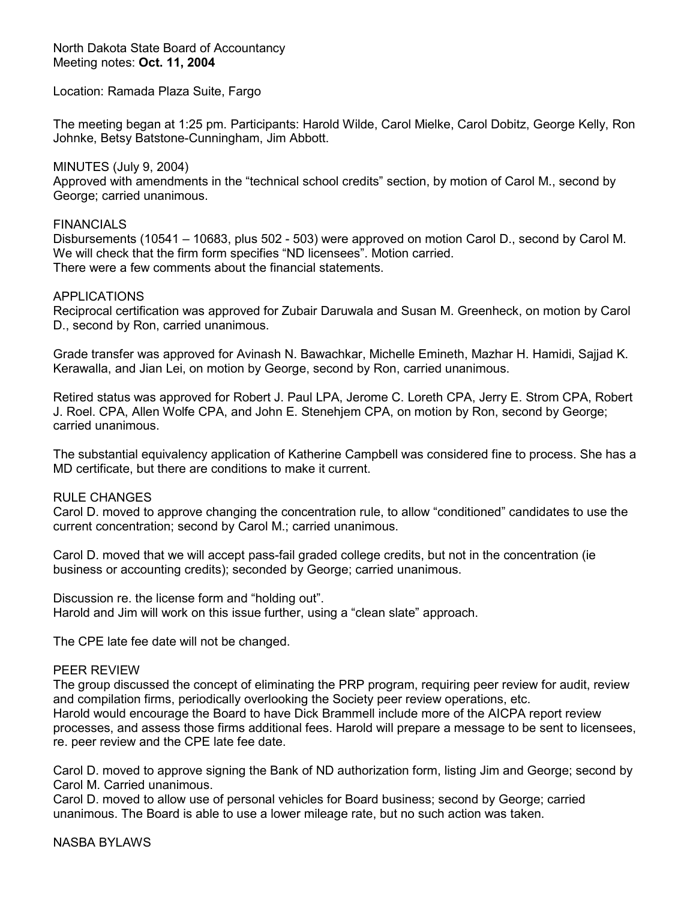North Dakota State Board of Accountancy
Meeting notes: **Oct. 11, 2004**

Location: Ramada Plaza Suite, Fargo

The meeting began at 1:25 pm. Participants: Harold Wilde, Carol Mielke, Carol Dobitz, George Kelly, Ron Johnke, Betsy Batstone-Cunningham, Jim Abbott.

MINUTES (July 9, 2004)
Approved with amendments in the "technical school credits" section, by motion of Carol M., second by George; carried unanimous.

FINANCIALS
Disbursements (10541 – 10683, plus 502 - 503) were approved on motion Carol D., second by Carol M. We will check that the firm form specifies "ND licensees". Motion carried.
There were a few comments about the financial statements.

APPLICATIONS
Reciprocal certification was approved for Zubair Daruwala and Susan M. Greenheck, on motion by Carol D., second by Ron, carried unanimous.

Grade transfer was approved for Avinash N. Bawachkar, Michelle Emineth, Mazhar H. Hamidi, Sajjad K. Kerawalla, and Jian Lei, on motion by George, second by Ron, carried unanimous.

Retired status was approved for Robert J. Paul LPA, Jerome C. Loreth CPA, Jerry E. Strom CPA, Robert J. Roel. CPA, Allen Wolfe CPA, and John E. Stenehjem CPA, on motion by Ron, second by George; carried unanimous.

The substantial equivalency application of Katherine Campbell was considered fine to process. She has a MD certificate, but there are conditions to make it current.

RULE CHANGES
Carol D. moved to approve changing the concentration rule, to allow "conditioned" candidates to use the current concentration; second by Carol M.; carried unanimous.

Carol D. moved that we will accept pass-fail graded college credits, but not in the concentration (ie business or accounting credits); seconded by George; carried unanimous.

Discussion re. the license form and "holding out".
Harold and Jim will work on this issue further, using a "clean slate" approach.

The CPE late fee date will not be changed.

PEER REVIEW
The group discussed the concept of eliminating the PRP program, requiring peer review for audit, review and compilation firms, periodically overlooking the Society peer review operations, etc.
Harold would encourage the Board to have Dick Brammell include more of the AICPA report review processes, and assess those firms additional fees. Harold will prepare a message to be sent to licensees, re. peer review and the CPE late fee date.

Carol D. moved to approve signing the Bank of ND authorization form, listing Jim and George; second by Carol M. Carried unanimous.
Carol D. moved to allow use of personal vehicles for Board business; second by George; carried unanimous. The Board is able to use a lower mileage rate, but no such action was taken.

NASBA BYLAWS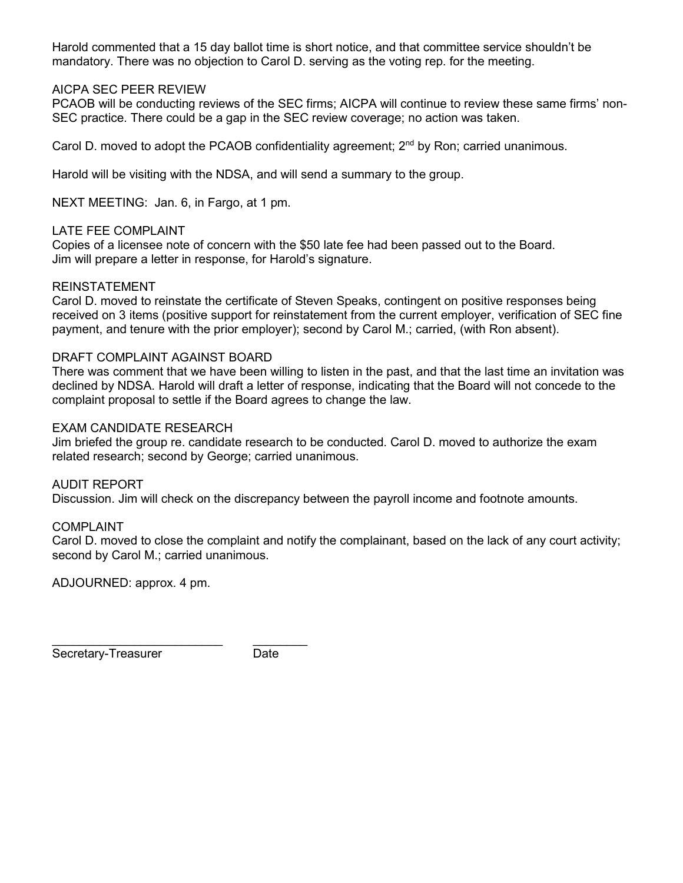Harold commented that a 15 day ballot time is short notice, and that committee service shouldn't be mandatory. There was no objection to Carol D. serving as the voting rep. for the meeting.

AICPA SEC PEER REVIEW
PCAOB will be conducting reviews of the SEC firms; AICPA will continue to review these same firms' non-SEC practice. There could be a gap in the SEC review coverage; no action was taken.

Carol D. moved to adopt the PCAOB confidentiality agreement; 2nd by Ron; carried unanimous.

Harold will be visiting with the NDSA, and will send a summary to the group.

NEXT MEETING: Jan. 6, in Fargo, at 1 pm.

LATE FEE COMPLAINT
Copies of a licensee note of concern with the $50 late fee had been passed out to the Board. Jim will prepare a letter in response, for Harold's signature.

REINSTATEMENT
Carol D. moved to reinstate the certificate of Steven Speaks, contingent on positive responses being received on 3 items (positive support for reinstatement from the current employer, verification of SEC fine payment, and tenure with the prior employer); second by Carol M.; carried, (with Ron absent).

DRAFT COMPLAINT AGAINST BOARD
There was comment that we have been willing to listen in the past, and that the last time an invitation was declined by NDSA. Harold will draft a letter of response, indicating that the Board will not concede to the complaint proposal to settle if the Board agrees to change the law.

EXAM CANDIDATE RESEARCH
Jim briefed the group re. candidate research to be conducted. Carol D. moved to authorize the exam related research; second by George; carried unanimous.

AUDIT REPORT
Discussion. Jim will check on the discrepancy between the payroll income and footnote amounts.

COMPLAINT
Carol D. moved to close the complaint and notify the complainant, based on the lack of any court activity; second by Carol M.; carried unanimous.

ADJOURNED: approx. 4 pm.

_________________________ ________
Secretary-Treasurer Date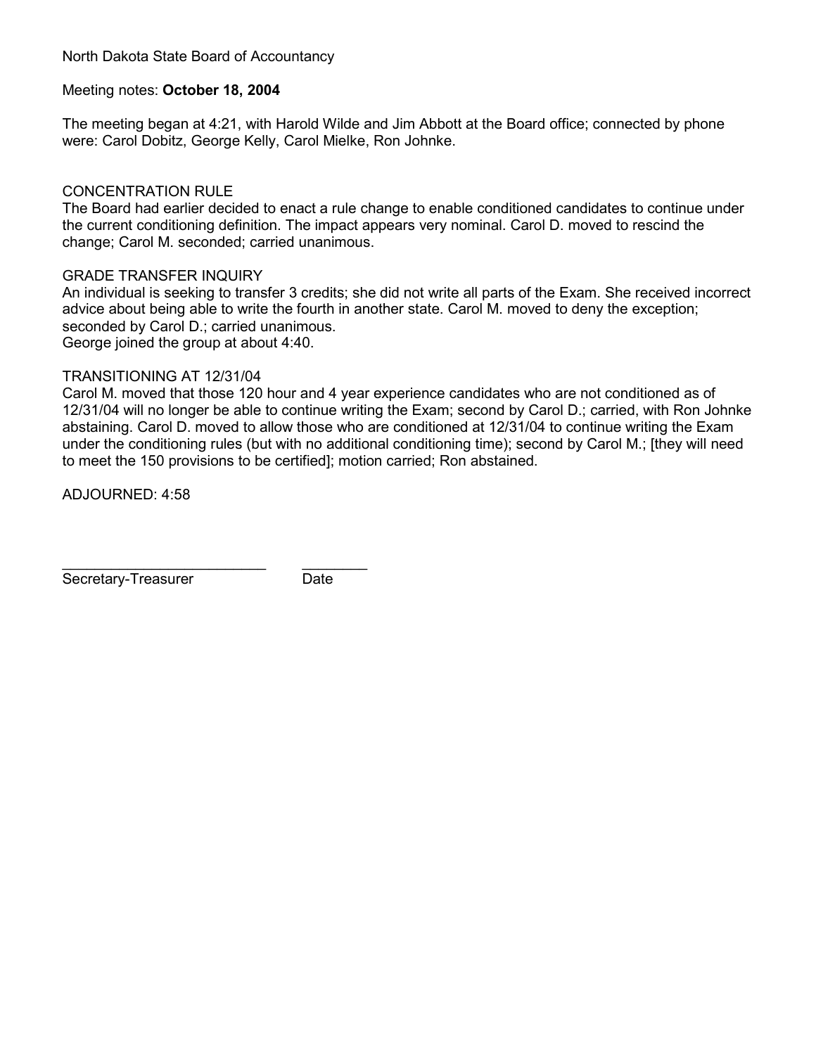North Dakota State Board of Accountancy

Meeting notes: **October 18, 2004**

The meeting began at 4:21, with Harold Wilde and Jim Abbott at the Board office; connected by phone were: Carol Dobitz, George Kelly, Carol Mielke, Ron Johnke.

CONCENTRATION RULE
The Board had earlier decided to enact a rule change to enable conditioned candidates to continue under the current conditioning definition. The impact appears very nominal. Carol D. moved to rescind the change; Carol M. seconded; carried unanimous.

GRADE TRANSFER INQUIRY
An individual is seeking to transfer 3 credits; she did not write all parts of the Exam. She received incorrect advice about being able to write the fourth in another state. Carol M. moved to deny the exception; seconded by Carol D.; carried unanimous.
George joined the group at about 4:40.

TRANSITIONING AT 12/31/04
Carol M. moved that those 120 hour and 4 year experience candidates who are not conditioned as of 12/31/04 will no longer be able to continue writing the Exam; second by Carol D.; carried, with Ron Johnke abstaining. Carol D. moved to allow those who are conditioned at 12/31/04 to continue writing the Exam under the conditioning rules (but with no additional conditioning time); second by Carol M.; [they will need to meet the 150 provisions to be certified]; motion carried; Ron abstained.

ADJOURNED: 4:58

_________________________ ________
Secretary-Treasurer Date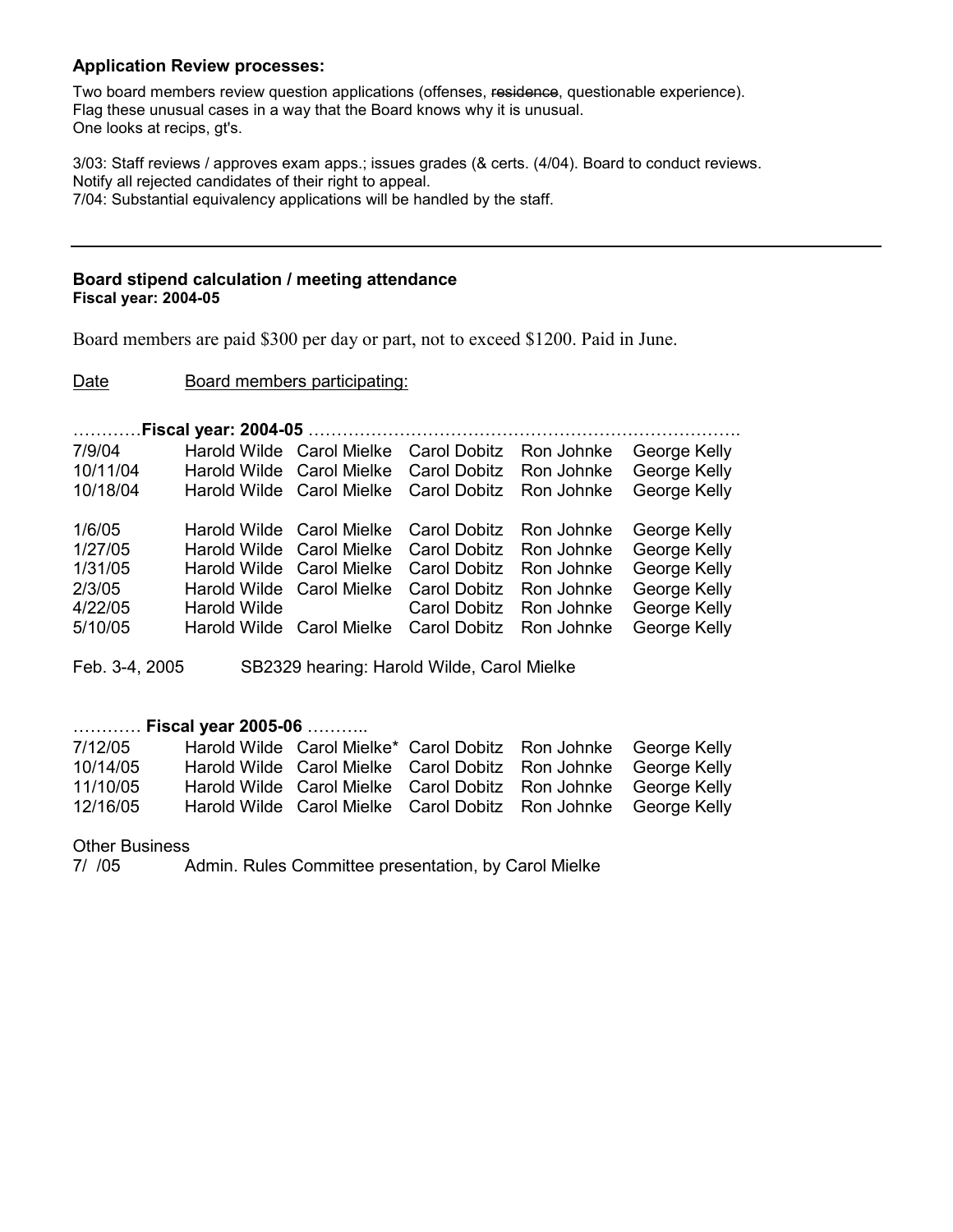**Application Review processes:**

Two board members review question applications (offenses, ~~residence~~, questionable experience).
Flag these unusual cases in a way that the Board knows why it is unusual.
One looks at recips, gt's.

3/03: Staff reviews / approves exam apps.; issues grades (& certs. (4/04). Board to conduct reviews.
Notify all rejected candidates of their right to appeal.
7/04: Substantial equivalency applications will be handled by the staff.

---

**Board stipend calculation / meeting attendance**
**Fiscal year: 2004-05**

Board members are paid $300 per day or part, not to exceed $1200. Paid in June.

<u>Date</u> <u>Board members participating:</u>

…………**Fiscal year: 2004-05** ………………………………………………………………….

| Date | | | | | |
|---|---|---|---|---|---|
| 7/9/04 | Harold Wilde | Carol Mielke | Carol Dobitz | Ron Johnke | George Kelly |
| 10/11/04 | Harold Wilde | Carol Mielke | Carol Dobitz | Ron Johnke | George Kelly |
| 10/18/04 | Harold Wilde | Carol Mielke | Carol Dobitz | Ron Johnke | George Kelly |
| 1/6/05 | Harold Wilde | Carol Mielke | Carol Dobitz | Ron Johnke | George Kelly |
| 1/27/05 | Harold Wilde | Carol Mielke | Carol Dobitz | Ron Johnke | George Kelly |
| 1/31/05 | Harold Wilde | Carol Mielke | Carol Dobitz | Ron Johnke | George Kelly |
| 2/3/05 | Harold Wilde | Carol Mielke | Carol Dobitz | Ron Johnke | George Kelly |
| 4/22/05 | Harold Wilde | | Carol Dobitz | Ron Johnke | George Kelly |
| 5/10/05 | Harold Wilde | Carol Mielke | Carol Dobitz | Ron Johnke | George Kelly |

Feb. 3-4, 2005 SB2329 hearing: Harold Wilde, Carol Mielke

………… **Fiscal year 2005-06** ………..

| Date | | | | | |
|---|---|---|---|---|---|
| 7/12/05 | Harold Wilde | Carol Mielke* | Carol Dobitz | Ron Johnke | George Kelly |
| 10/14/05 | Harold Wilde | Carol Mielke | Carol Dobitz | Ron Johnke | George Kelly |
| 11/10/05 | Harold Wilde | Carol Mielke | Carol Dobitz | Ron Johnke | George Kelly |
| 12/16/05 | Harold Wilde | Carol Mielke | Carol Dobitz | Ron Johnke | George Kelly |

Other Business
7/ /05 Admin. Rules Committee presentation, by Carol Mielke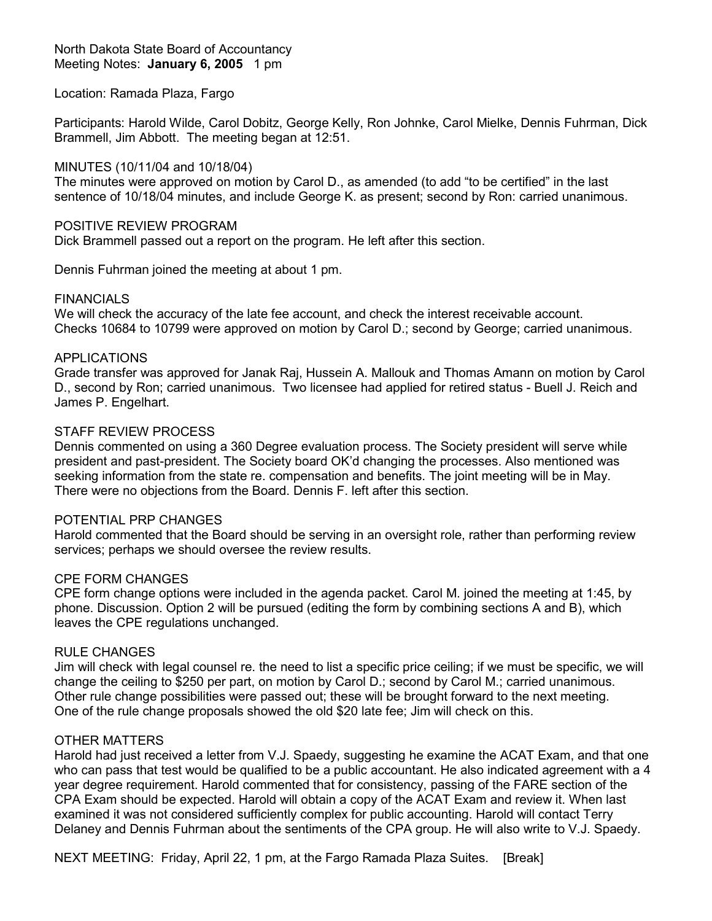North Dakota State Board of Accountancy
Meeting Notes: **January 6, 2005** 1 pm

Location: Ramada Plaza, Fargo

Participants: Harold Wilde, Carol Dobitz, George Kelly, Ron Johnke, Carol Mielke, Dennis Fuhrman, Dick Brammell, Jim Abbott. The meeting began at 12:51.

MINUTES (10/11/04 and 10/18/04)
The minutes were approved on motion by Carol D., as amended (to add "to be certified" in the last sentence of 10/18/04 minutes, and include George K. as present; second by Ron: carried unanimous.

POSITIVE REVIEW PROGRAM
Dick Brammell passed out a report on the program. He left after this section.

Dennis Fuhrman joined the meeting at about 1 pm.

FINANCIALS
We will check the accuracy of the late fee account, and check the interest receivable account.
Checks 10684 to 10799 were approved on motion by Carol D.; second by George; carried unanimous.

APPLICATIONS
Grade transfer was approved for Janak Raj, Hussein A. Mallouk and Thomas Amann on motion by Carol D., second by Ron; carried unanimous. Two licensee had applied for retired status - Buell J. Reich and James P. Engelhart.

STAFF REVIEW PROCESS
Dennis commented on using a 360 Degree evaluation process. The Society president will serve while president and past-president. The Society board OK'd changing the processes. Also mentioned was seeking information from the state re. compensation and benefits. The joint meeting will be in May. There were no objections from the Board. Dennis F. left after this section.

POTENTIAL PRP CHANGES
Harold commented that the Board should be serving in an oversight role, rather than performing review services; perhaps we should oversee the review results.

CPE FORM CHANGES
CPE form change options were included in the agenda packet. Carol M. joined the meeting at 1:45, by phone. Discussion. Option 2 will be pursued (editing the form by combining sections A and B), which leaves the CPE regulations unchanged.

RULE CHANGES
Jim will check with legal counsel re. the need to list a specific price ceiling; if we must be specific, we will change the ceiling to $250 per part, on motion by Carol D.; second by Carol M.; carried unanimous.
Other rule change possibilities were passed out; these will be brought forward to the next meeting.
One of the rule change proposals showed the old $20 late fee; Jim will check on this.

OTHER MATTERS
Harold had just received a letter from V.J. Spaedy, suggesting he examine the ACAT Exam, and that one who can pass that test would be qualified to be a public accountant. He also indicated agreement with a 4 year degree requirement. Harold commented that for consistency, passing of the FARE section of the CPA Exam should be expected. Harold will obtain a copy of the ACAT Exam and review it. When last examined it was not considered sufficiently complex for public accounting. Harold will contact Terry Delaney and Dennis Fuhrman about the sentiments of the CPA group. He will also write to V.J. Spaedy.

NEXT MEETING: Friday, April 22, 1 pm, at the Fargo Ramada Plaza Suites. [Break]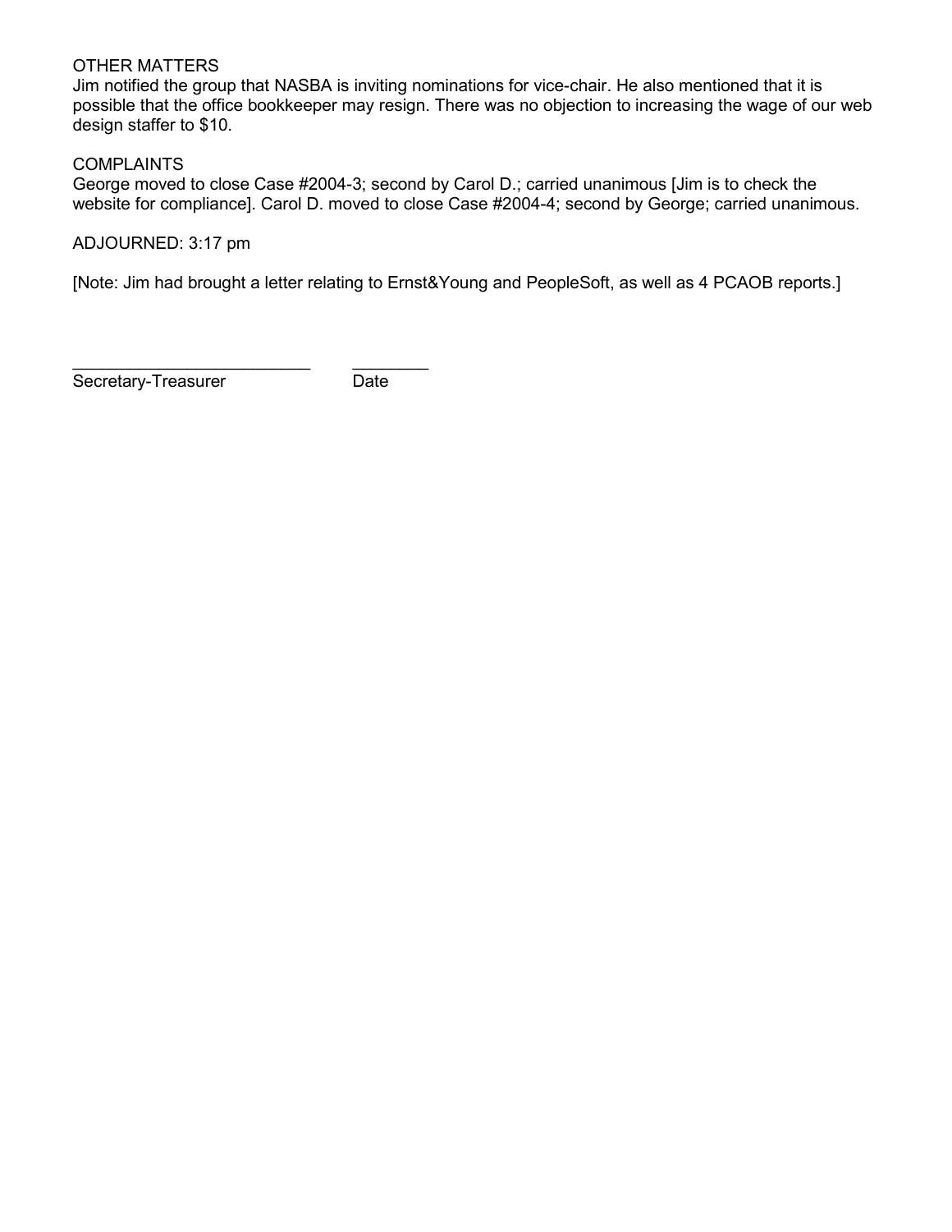OTHER MATTERS

Jim notified the group that NASBA is inviting nominations for vice-chair. He also mentioned that it is possible that the office bookkeeper may resign. There was no objection to increasing the wage of our web design staffer to $10.

COMPLAINTS

George moved to close Case #2004-3; second by Carol D.; carried unanimous [Jim is to check the website for compliance]. Carol D. moved to close Case #2004-4; second by George; carried unanimous.

ADJOURNED: 3:17 pm

[Note: Jim had brought a letter relating to Ernst&Young and PeopleSoft, as well as 4 PCAOB reports.]

_________________________ ________

Secretary-Treasurer Date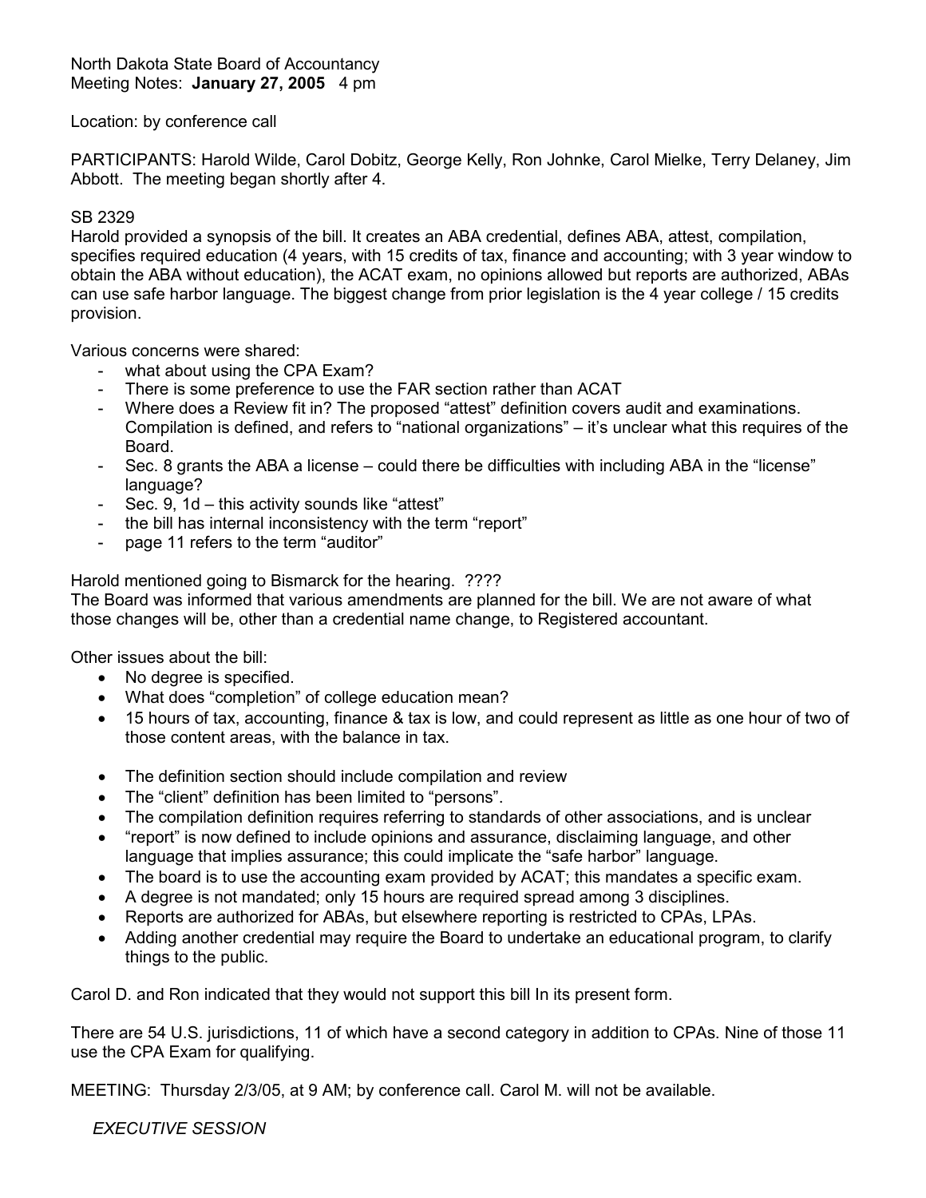North Dakota State Board of Accountancy
Meeting Notes: **January 27, 2005** 4 pm

Location: by conference call

PARTICIPANTS: Harold Wilde, Carol Dobitz, George Kelly, Ron Johnke, Carol Mielke, Terry Delaney, Jim Abbott. The meeting began shortly after 4.

SB 2329
Harold provided a synopsis of the bill. It creates an ABA credential, defines ABA, attest, compilation, specifies required education (4 years, with 15 credits of tax, finance and accounting; with 3 year window to obtain the ABA without education), the ACAT exam, no opinions allowed but reports are authorized, ABAs can use safe harbor language. The biggest change from prior legislation is the 4 year college / 15 credits provision.

Various concerns were shared:

- what about using the CPA Exam?
- There is some preference to use the FAR section rather than ACAT
- Where does a Review fit in? The proposed "attest" definition covers audit and examinations. Compilation is defined, and refers to "national organizations" – it's unclear what this requires of the Board.
- Sec. 8 grants the ABA a license – could there be difficulties with including ABA in the "license" language?
- Sec. 9, 1d – this activity sounds like "attest"
- the bill has internal inconsistency with the term "report"
- page 11 refers to the term "auditor"

Harold mentioned going to Bismarck for the hearing. ????
The Board was informed that various amendments are planned for the bill. We are not aware of what those changes will be, other than a credential name change, to Registered accountant.

Other issues about the bill:

- No degree is specified.
- What does "completion" of college education mean?
- 15 hours of tax, accounting, finance & tax is low, and could represent as little as one hour of two of those content areas, with the balance in tax.
- The definition section should include compilation and review
- The "client" definition has been limited to "persons".
- The compilation definition requires referring to standards of other associations, and is unclear
- "report" is now defined to include opinions and assurance, disclaiming language, and other language that implies assurance; this could implicate the "safe harbor" language.
- The board is to use the accounting exam provided by ACAT; this mandates a specific exam.
- A degree is not mandated; only 15 hours are required spread among 3 disciplines.
- Reports are authorized for ABAs, but elsewhere reporting is restricted to CPAs, LPAs.
- Adding another credential may require the Board to undertake an educational program, to clarify things to the public.

Carol D. and Ron indicated that they would not support this bill In its present form.

There are 54 U.S. jurisdictions, 11 of which have a second category in addition to CPAs. Nine of those 11 use the CPA Exam for qualifying.

MEETING: Thursday 2/3/05, at 9 AM; by conference call. Carol M. will not be available.

*EXECUTIVE SESSION*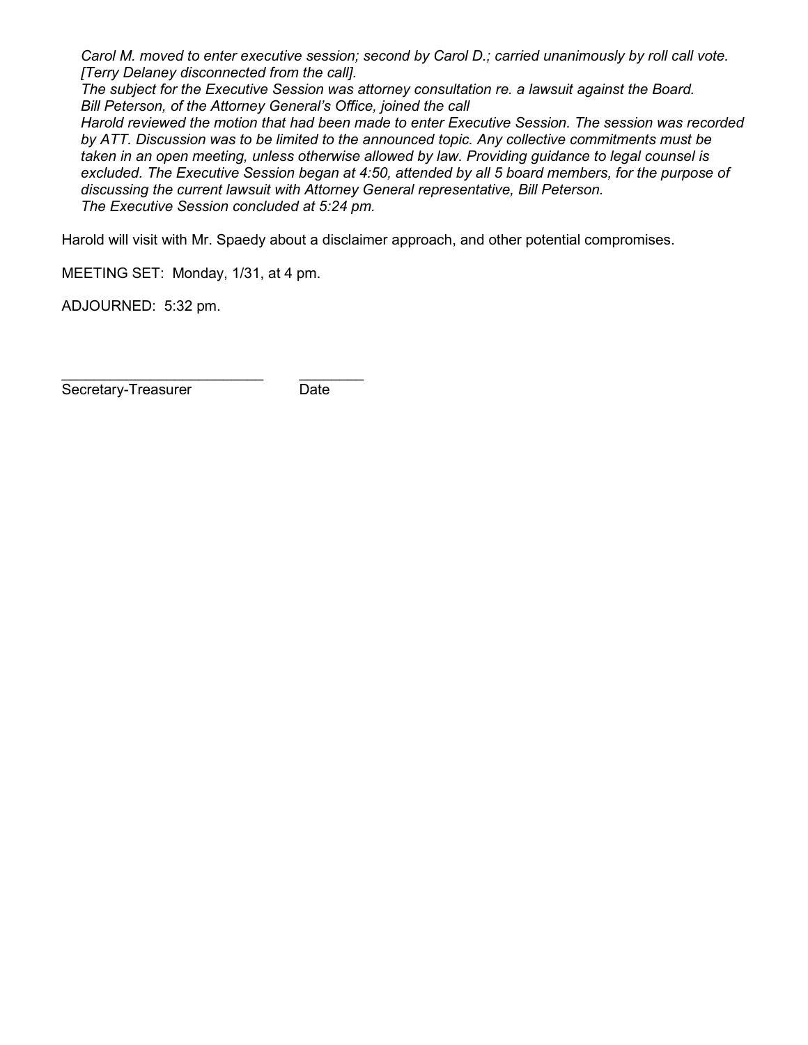*Carol M. moved to enter executive session; second by Carol D.; carried unanimously by roll call vote.*
*[Terry Delaney disconnected from the call].*
*The subject for the Executive Session was attorney consultation re. a lawsuit against the Board.*
*Bill Peterson, of the Attorney General's Office, joined the call*
*Harold reviewed the motion that had been made to enter Executive Session. The session was recorded by ATT. Discussion was to be limited to the announced topic. Any collective commitments must be taken in an open meeting, unless otherwise allowed by law. Providing guidance to legal counsel is excluded. The Executive Session began at 4:50, attended by all 5 board members, for the purpose of discussing the current lawsuit with Attorney General representative, Bill Peterson.*
*The Executive Session concluded at 5:24 pm.*

Harold will visit with Mr. Spaedy about a disclaimer approach, and other potential compromises.

MEETING SET: Monday, 1/31, at 4 pm.

ADJOURNED: 5:32 pm.

_________________________ ________
Secretary-Treasurer Date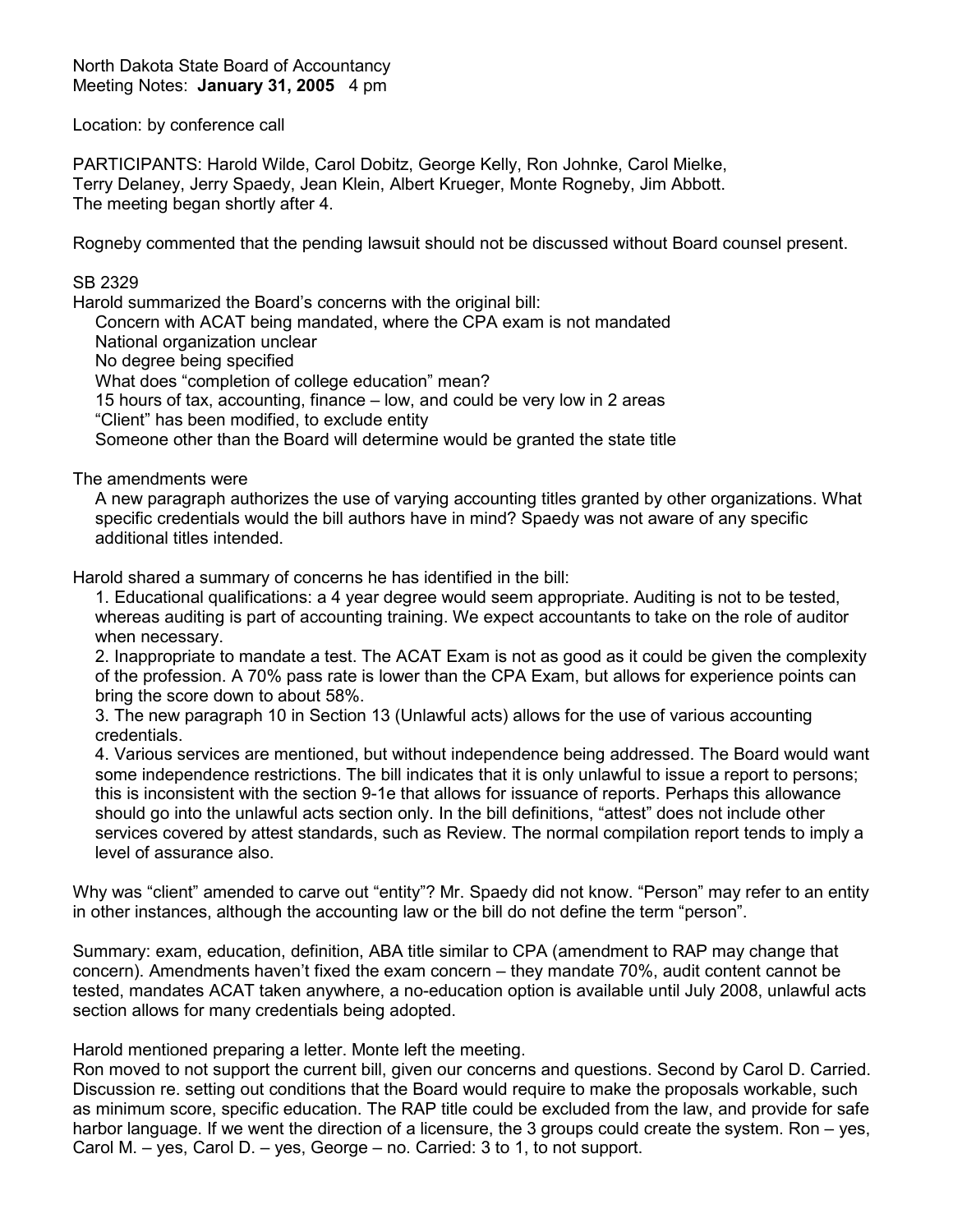North Dakota State Board of Accountancy
Meeting Notes: **January 31, 2005** 4 pm

Location: by conference call

PARTICIPANTS: Harold Wilde, Carol Dobitz, George Kelly, Ron Johnke, Carol Mielke, Terry Delaney, Jerry Spaedy, Jean Klein, Albert Krueger, Monte Rogneby, Jim Abbott.
The meeting began shortly after 4.

Rogneby commented that the pending lawsuit should not be discussed without Board counsel present.

SB 2329

Harold summarized the Board's concerns with the original bill:

- Concern with ACAT being mandated, where the CPA exam is not mandated
- National organization unclear
- No degree being specified
- What does "completion of college education" mean?
- 15 hours of tax, accounting, finance – low, and could be very low in 2 areas
- "Client" has been modified, to exclude entity
- Someone other than the Board will determine would be granted the state title

The amendments were

A new paragraph authorizes the use of varying accounting titles granted by other organizations. What specific credentials would the bill authors have in mind? Spaedy was not aware of any specific additional titles intended.

Harold shared a summary of concerns he has identified in the bill:

1. Educational qualifications: a 4 year degree would seem appropriate. Auditing is not to be tested, whereas auditing is part of accounting training. We expect accountants to take on the role of auditor when necessary.
2. Inappropriate to mandate a test. The ACAT Exam is not as good as it could be given the complexity of the profession. A 70% pass rate is lower than the CPA Exam, but allows for experience points can bring the score down to about 58%.
3. The new paragraph 10 in Section 13 (Unlawful acts) allows for the use of various accounting credentials.
4. Various services are mentioned, but without independence being addressed. The Board would want some independence restrictions. The bill indicates that it is only unlawful to issue a report to persons; this is inconsistent with the section 9-1e that allows for issuance of reports. Perhaps this allowance should go into the unlawful acts section only. In the bill definitions, "attest" does not include other services covered by attest standards, such as Review. The normal compilation report tends to imply a level of assurance also.

Why was "client" amended to carve out "entity"? Mr. Spaedy did not know. "Person" may refer to an entity in other instances, although the accounting law or the bill do not define the term "person".

Summary: exam, education, definition, ABA title similar to CPA (amendment to RAP may change that concern). Amendments haven't fixed the exam concern – they mandate 70%, audit content cannot be tested, mandates ACAT taken anywhere, a no-education option is available until July 2008, unlawful acts section allows for many credentials being adopted.

Harold mentioned preparing a letter. Monte left the meeting.
Ron moved to not support the current bill, given our concerns and questions. Second by Carol D. Carried. Discussion re. setting out conditions that the Board would require to make the proposals workable, such as minimum score, specific education. The RAP title could be excluded from the law, and provide for safe harbor language. If we went the direction of a licensure, the 3 groups could create the system. Ron – yes, Carol M. – yes, Carol D. – yes, George – no. Carried: 3 to 1, to not support.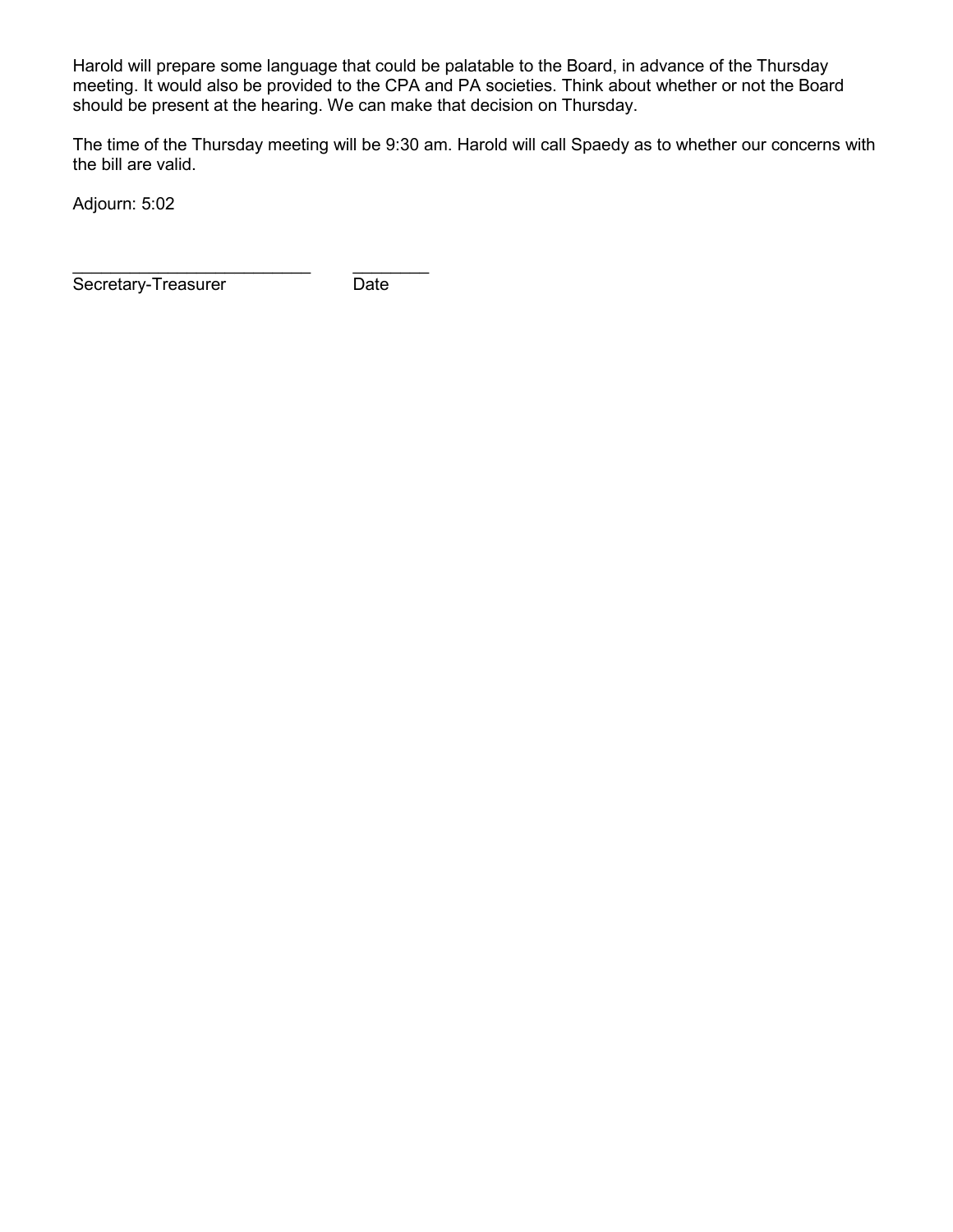Harold will prepare some language that could be palatable to the Board, in advance of the Thursday meeting. It would also be provided to the CPA and PA societies. Think about whether or not the Board should be present at the hearing. We can make that decision on Thursday.

The time of the Thursday meeting will be 9:30 am. Harold will call Spaedy as to whether our concerns with the bill are valid.

Adjourn: 5:02

_________________________ ________
Secretary-Treasurer Date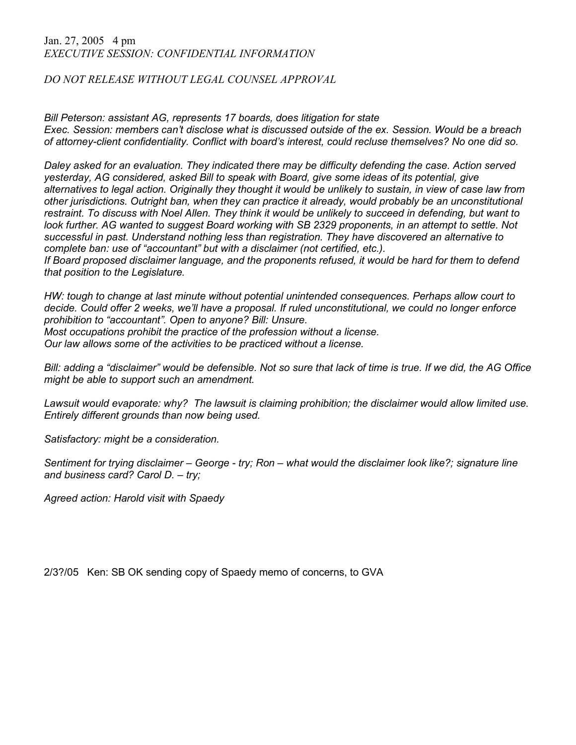Jan. 27, 2005 4 pm
*EXECUTIVE SESSION: CONFIDENTIAL INFORMATION*

*DO NOT RELEASE WITHOUT LEGAL COUNSEL APPROVAL*

*Bill Peterson: assistant AG, represents 17 boards, does litigation for state*
*Exec. Session: members can't disclose what is discussed outside of the ex. Session. Would be a breach of attorney-client confidentiality. Conflict with board's interest, could recluse themselves? No one did so.*

*Daley asked for an evaluation. They indicated there may be difficulty defending the case. Action served yesterday, AG considered, asked Bill to speak with Board, give some ideas of its potential, give alternatives to legal action. Originally they thought it would be unlikely to sustain, in view of case law from other jurisdictions. Outright ban, when they can practice it already, would probably be an unconstitutional restraint. To discuss with Noel Allen. They think it would be unlikely to succeed in defending, but want to look further. AG wanted to suggest Board working with SB 2329 proponents, in an attempt to settle. Not successful in past. Understand nothing less than registration. They have discovered an alternative to complete ban: use of "accountant" but with a disclaimer (not certified, etc.).*
*If Board proposed disclaimer language, and the proponents refused, it would be hard for them to defend that position to the Legislature.*

*HW: tough to change at last minute without potential unintended consequences. Perhaps allow court to decide. Could offer 2 weeks, we'll have a proposal. If ruled unconstitutional, we could no longer enforce prohibition to "accountant". Open to anyone? Bill: Unsure.*
*Most occupations prohibit the practice of the profession without a license.*
*Our law allows some of the activities to be practiced without a license.*

*Bill: adding a "disclaimer" would be defensible. Not so sure that lack of time is true. If we did, the AG Office might be able to support such an amendment.*

*Lawsuit would evaporate: why? The lawsuit is claiming prohibition; the disclaimer would allow limited use. Entirely different grounds than now being used.*

*Satisfactory: might be a consideration.*

*Sentiment for trying disclaimer – George - try; Ron – what would the disclaimer look like?; signature line and business card? Carol D. – try;*

*Agreed action: Harold visit with Spaedy*

2/3?/05 Ken: SB OK sending copy of Spaedy memo of concerns, to GVA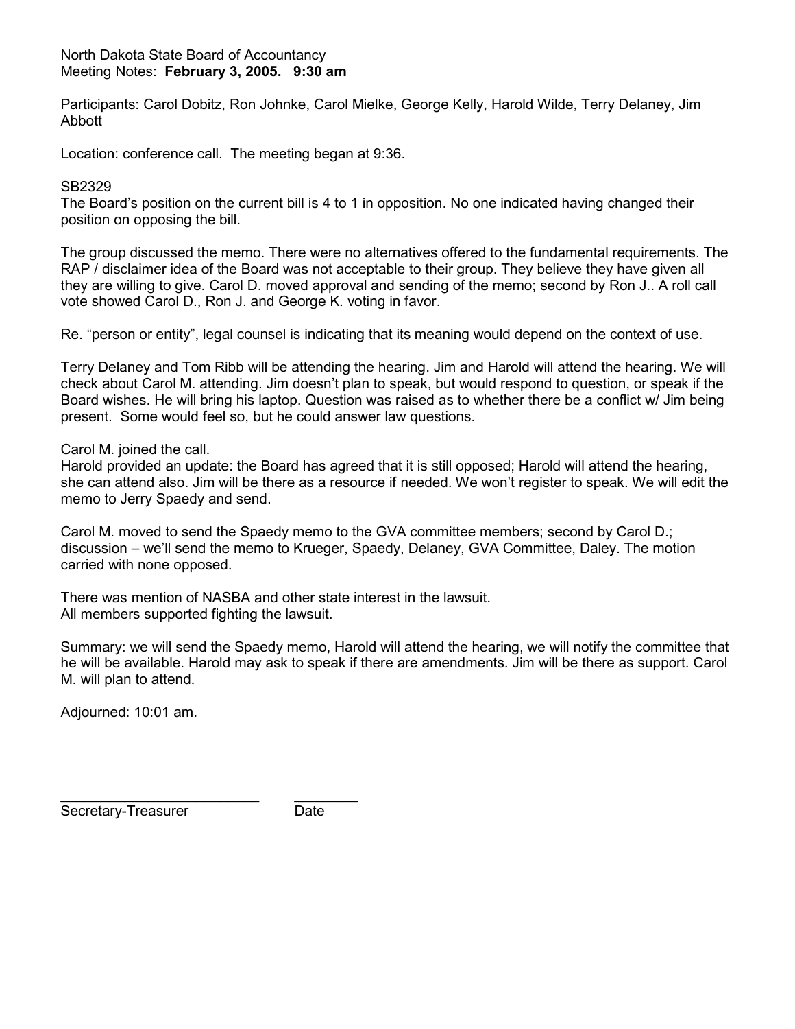North Dakota State Board of Accountancy
Meeting Notes: **February 3, 2005. 9:30 am**

Participants: Carol Dobitz, Ron Johnke, Carol Mielke, George Kelly, Harold Wilde, Terry Delaney, Jim Abbott

Location: conference call. The meeting began at 9:36.

SB2329
The Board's position on the current bill is 4 to 1 in opposition. No one indicated having changed their position on opposing the bill.

The group discussed the memo. There were no alternatives offered to the fundamental requirements. The RAP / disclaimer idea of the Board was not acceptable to their group. They believe they have given all they are willing to give. Carol D. moved approval and sending of the memo; second by Ron J.. A roll call vote showed Carol D., Ron J. and George K. voting in favor.

Re. "person or entity", legal counsel is indicating that its meaning would depend on the context of use.

Terry Delaney and Tom Ribb will be attending the hearing. Jim and Harold will attend the hearing. We will check about Carol M. attending. Jim doesn't plan to speak, but would respond to question, or speak if the Board wishes. He will bring his laptop. Question was raised as to whether there be a conflict w/ Jim being present. Some would feel so, but he could answer law questions.

Carol M. joined the call.
Harold provided an update: the Board has agreed that it is still opposed; Harold will attend the hearing, she can attend also. Jim will be there as a resource if needed. We won't register to speak. We will edit the memo to Jerry Spaedy and send.

Carol M. moved to send the Spaedy memo to the GVA committee members; second by Carol D.; discussion – we'll send the memo to Krueger, Spaedy, Delaney, GVA Committee, Daley. The motion carried with none opposed.

There was mention of NASBA and other state interest in the lawsuit.
All members supported fighting the lawsuit.

Summary: we will send the Spaedy memo, Harold will attend the hearing, we will notify the committee that he will be available. Harold may ask to speak if there are amendments. Jim will be there as support. Carol M. will plan to attend.

Adjourned: 10:01 am.

_________________________ ________
Secretary-Treasurer Date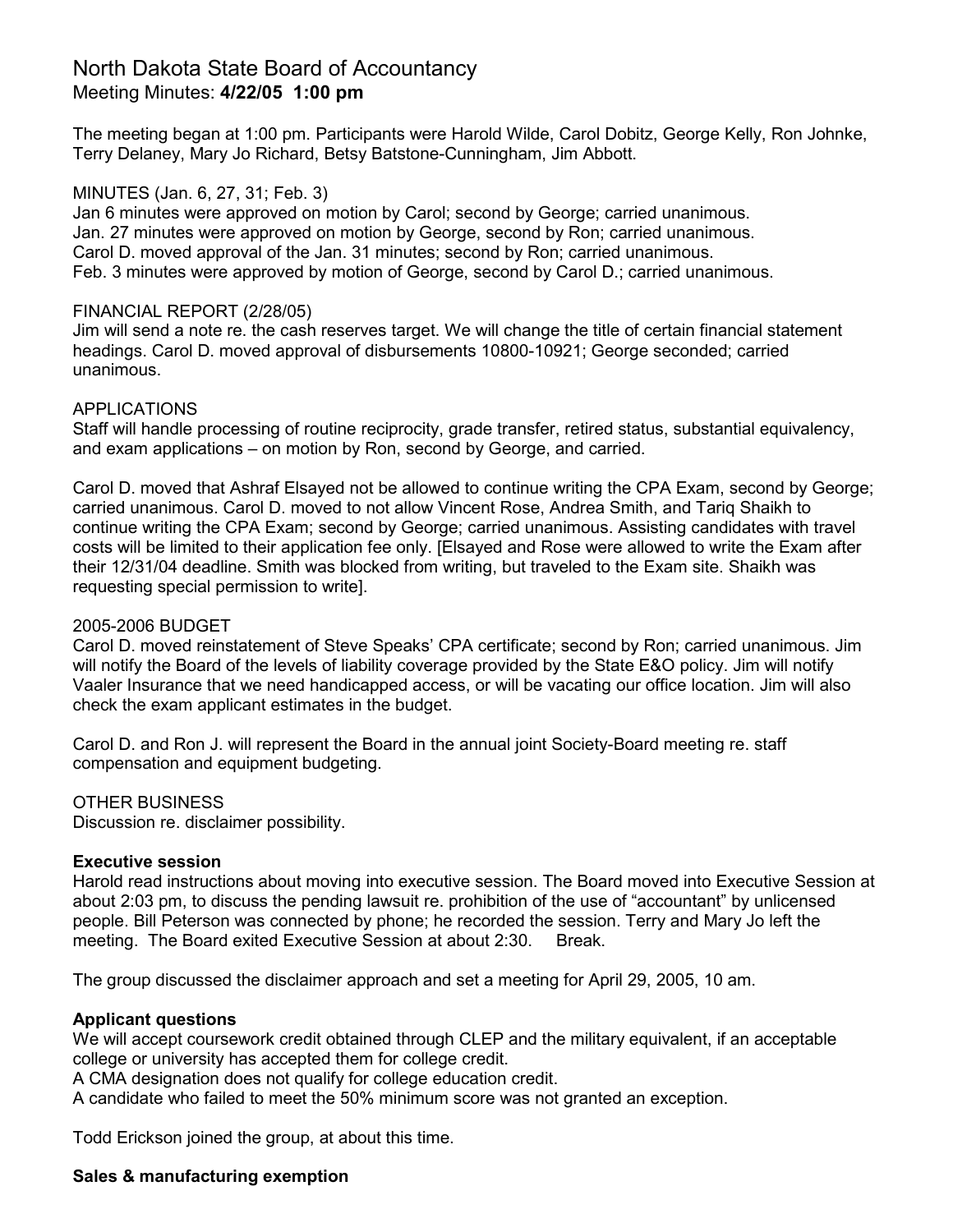# North Dakota State Board of Accountancy

## Meeting Minutes: **4/22/05 1:00 pm**

The meeting began at 1:00 pm. Participants were Harold Wilde, Carol Dobitz, George Kelly, Ron Johnke, Terry Delaney, Mary Jo Richard, Betsy Batstone-Cunningham, Jim Abbott.

MINUTES (Jan. 6, 27, 31; Feb. 3)
Jan 6 minutes were approved on motion by Carol; second by George; carried unanimous.
Jan. 27 minutes were approved on motion by George, second by Ron; carried unanimous.
Carol D. moved approval of the Jan. 31 minutes; second by Ron; carried unanimous.
Feb. 3 minutes were approved by motion of George, second by Carol D.; carried unanimous.

FINANCIAL REPORT (2/28/05)
Jim will send a note re. the cash reserves target. We will change the title of certain financial statement headings. Carol D. moved approval of disbursements 10800-10921; George seconded; carried unanimous.

APPLICATIONS
Staff will handle processing of routine reciprocity, grade transfer, retired status, substantial equivalency, and exam applications – on motion by Ron, second by George, and carried.

Carol D. moved that Ashraf Elsayed not be allowed to continue writing the CPA Exam, second by George; carried unanimous. Carol D. moved to not allow Vincent Rose, Andrea Smith, and Tariq Shaikh to continue writing the CPA Exam; second by George; carried unanimous. Assisting candidates with travel costs will be limited to their application fee only. [Elsayed and Rose were allowed to write the Exam after their 12/31/04 deadline. Smith was blocked from writing, but traveled to the Exam site. Shaikh was requesting special permission to write].

2005-2006 BUDGET
Carol D. moved reinstatement of Steve Speaks' CPA certificate; second by Ron; carried unanimous. Jim will notify the Board of the levels of liability coverage provided by the State E&O policy. Jim will notify Vaaler Insurance that we need handicapped access, or will be vacating our office location. Jim will also check the exam applicant estimates in the budget.

Carol D. and Ron J. will represent the Board in the annual joint Society-Board meeting re. staff compensation and equipment budgeting.

OTHER BUSINESS
Discussion re. disclaimer possibility.

**Executive session**
Harold read instructions about moving into executive session. The Board moved into Executive Session at about 2:03 pm, to discuss the pending lawsuit re. prohibition of the use of "accountant" by unlicensed people. Bill Peterson was connected by phone; he recorded the session. Terry and Mary Jo left the meeting. The Board exited Executive Session at about 2:30. Break.

The group discussed the disclaimer approach and set a meeting for April 29, 2005, 10 am.

**Applicant questions**
We will accept coursework credit obtained through CLEP and the military equivalent, if an acceptable college or university has accepted them for college credit.
A CMA designation does not qualify for college education credit.
A candidate who failed to meet the 50% minimum score was not granted an exception.

Todd Erickson joined the group, at about this time.

**Sales & manufacturing exemption**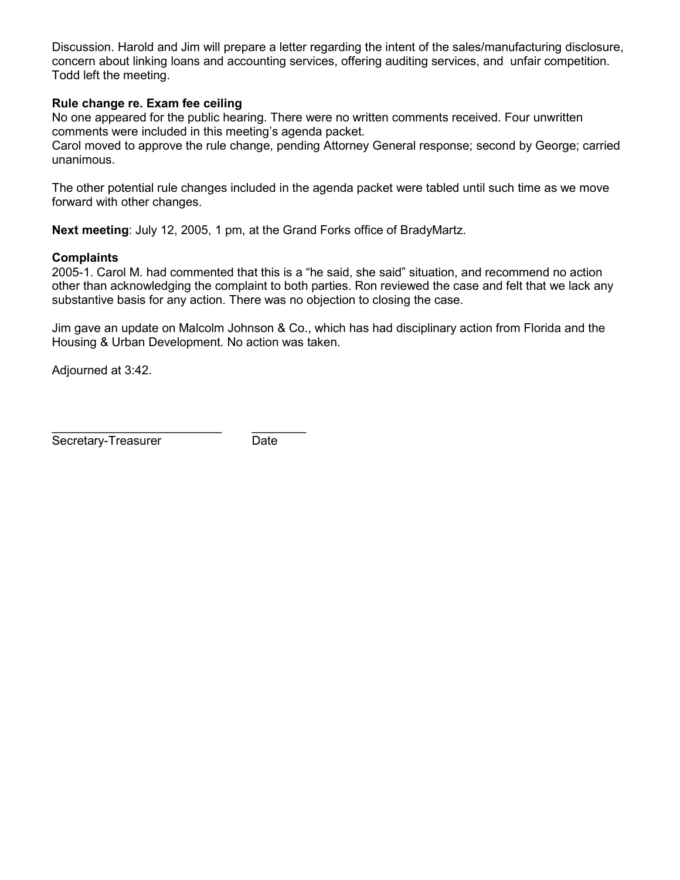Discussion. Harold and Jim will prepare a letter regarding the intent of the sales/manufacturing disclosure, concern about linking loans and accounting services, offering auditing services, and unfair competition. Todd left the meeting.

**Rule change re. Exam fee ceiling**

No one appeared for the public hearing. There were no written comments received. Four unwritten comments were included in this meeting's agenda packet.
Carol moved to approve the rule change, pending Attorney General response; second by George; carried unanimous.

The other potential rule changes included in the agenda packet were tabled until such time as we move forward with other changes.

**Next meeting**: July 12, 2005, 1 pm, at the Grand Forks office of BradyMartz.

**Complaints**

2005-1. Carol M. had commented that this is a "he said, she said" situation, and recommend no action other than acknowledging the complaint to both parties. Ron reviewed the case and felt that we lack any substantive basis for any action. There was no objection to closing the case.

Jim gave an update on Malcolm Johnson & Co., which has had disciplinary action from Florida and the Housing & Urban Development. No action was taken.

Adjourned at 3:42.

_________________________ ________
Secretary-Treasurer Date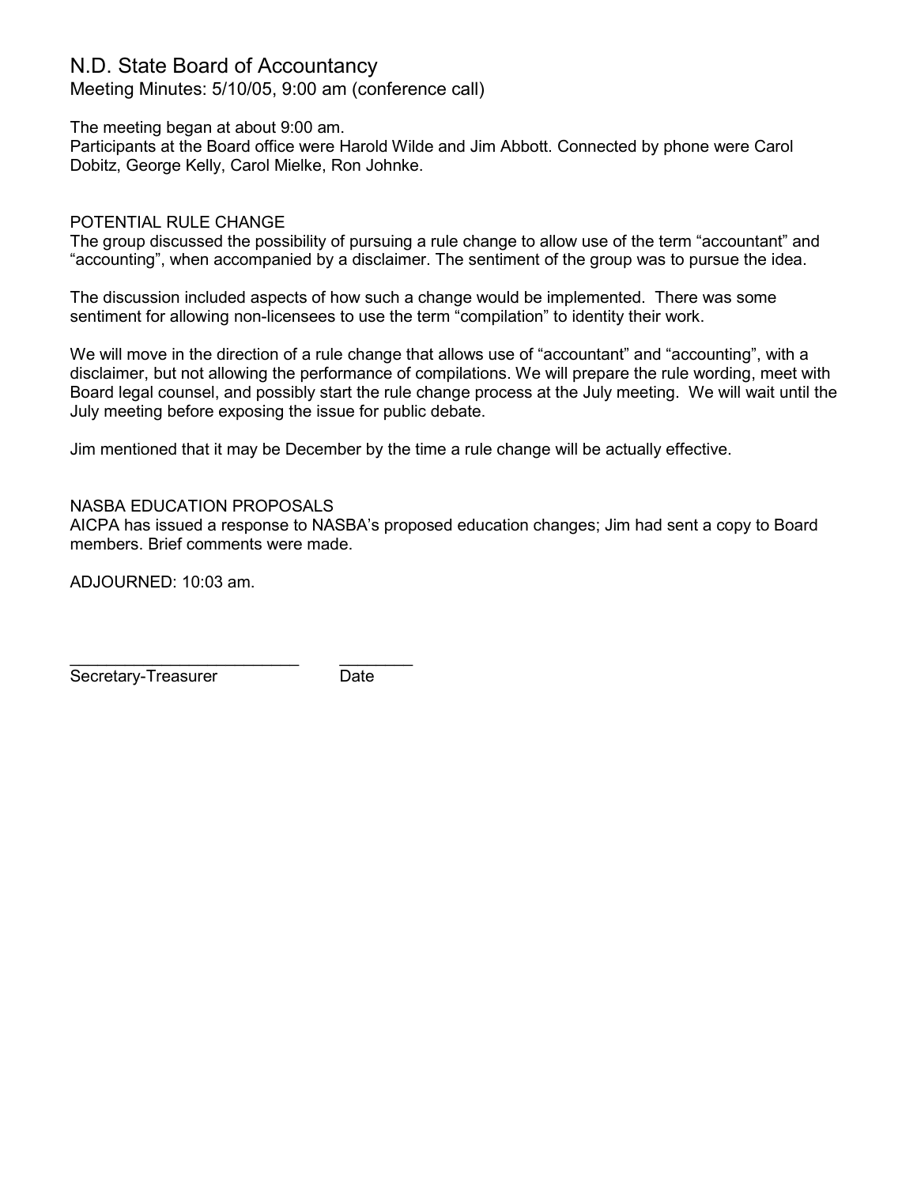# N.D. State Board of Accountancy

Meeting Minutes: 5/10/05, 9:00 am (conference call)

The meeting began at about 9:00 am.
Participants at the Board office were Harold Wilde and Jim Abbott. Connected by phone were Carol Dobitz, George Kelly, Carol Mielke, Ron Johnke.

## POTENTIAL RULE CHANGE

The group discussed the possibility of pursuing a rule change to allow use of the term "accountant" and "accounting", when accompanied by a disclaimer. The sentiment of the group was to pursue the idea.

The discussion included aspects of how such a change would be implemented. There was some sentiment for allowing non-licensees to use the term "compilation" to identity their work.

We will move in the direction of a rule change that allows use of "accountant" and "accounting", with a disclaimer, but not allowing the performance of compilations. We will prepare the rule wording, meet with Board legal counsel, and possibly start the rule change process at the July meeting. We will wait until the July meeting before exposing the issue for public debate.

Jim mentioned that it may be December by the time a rule change will be actually effective.

## NASBA EDUCATION PROPOSALS

AICPA has issued a response to NASBA's proposed education changes; Jim had sent a copy to Board members. Brief comments were made.

ADJOURNED: 10:03 am.

_________________________ ________
Secretary-Treasurer Date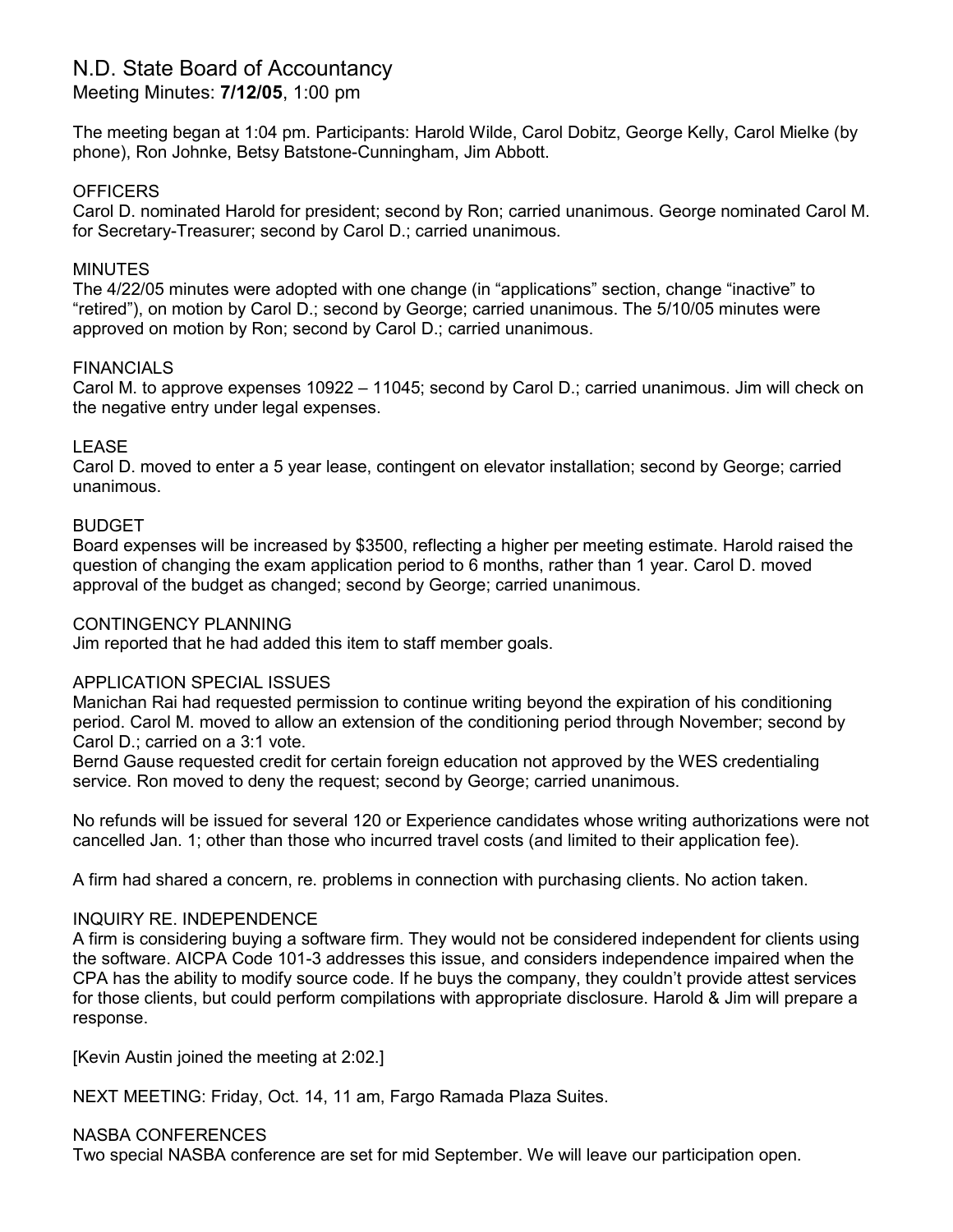# N.D. State Board of Accountancy

Meeting Minutes: **7/12/05**, 1:00 pm

The meeting began at 1:04 pm. Participants: Harold Wilde, Carol Dobitz, George Kelly, Carol Mielke (by phone), Ron Johnke, Betsy Batstone-Cunningham, Jim Abbott.

OFFICERS
Carol D. nominated Harold for president; second by Ron; carried unanimous. George nominated Carol M. for Secretary-Treasurer; second by Carol D.; carried unanimous.

MINUTES
The 4/22/05 minutes were adopted with one change (in "applications" section, change "inactive" to "retired"), on motion by Carol D.; second by George; carried unanimous. The 5/10/05 minutes were approved on motion by Ron; second by Carol D.; carried unanimous.

FINANCIALS
Carol M. to approve expenses 10922 – 11045; second by Carol D.; carried unanimous. Jim will check on the negative entry under legal expenses.

LEASE
Carol D. moved to enter a 5 year lease, contingent on elevator installation; second by George; carried unanimous.

BUDGET
Board expenses will be increased by $3500, reflecting a higher per meeting estimate. Harold raised the question of changing the exam application period to 6 months, rather than 1 year. Carol D. moved approval of the budget as changed; second by George; carried unanimous.

CONTINGENCY PLANNING
Jim reported that he had added this item to staff member goals.

APPLICATION SPECIAL ISSUES
Manichan Rai had requested permission to continue writing beyond the expiration of his conditioning period. Carol M. moved to allow an extension of the conditioning period through November; second by Carol D.; carried on a 3:1 vote.
Bernd Gause requested credit for certain foreign education not approved by the WES credentialing service. Ron moved to deny the request; second by George; carried unanimous.

No refunds will be issued for several 120 or Experience candidates whose writing authorizations were not cancelled Jan. 1; other than those who incurred travel costs (and limited to their application fee).

A firm had shared a concern, re. problems in connection with purchasing clients. No action taken.

INQUIRY RE. INDEPENDENCE
A firm is considering buying a software firm. They would not be considered independent for clients using the software. AICPA Code 101-3 addresses this issue, and considers independence impaired when the CPA has the ability to modify source code. If he buys the company, they couldn't provide attest services for those clients, but could perform compilations with appropriate disclosure. Harold & Jim will prepare a response.

[Kevin Austin joined the meeting at 2:02.]

NEXT MEETING: Friday, Oct. 14, 11 am, Fargo Ramada Plaza Suites.

NASBA CONFERENCES
Two special NASBA conference are set for mid September. We will leave our participation open.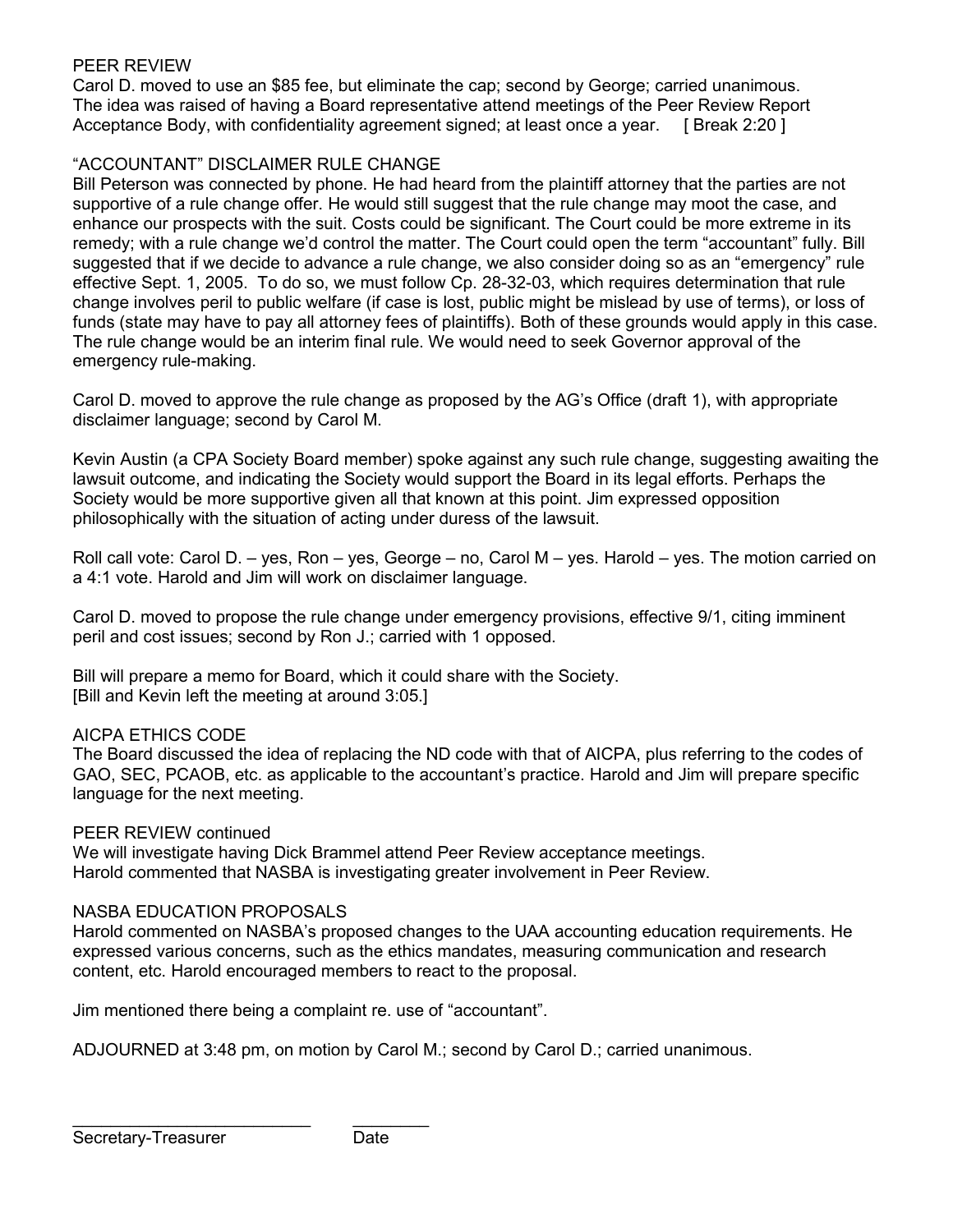## PEER REVIEW

Carol D. moved to use an $85 fee, but eliminate the cap; second by George; carried unanimous. The idea was raised of having a Board representative attend meetings of the Peer Review Report Acceptance Body, with confidentiality agreement signed; at least once a year. [ Break 2:20 ]

## "ACCOUNTANT" DISCLAIMER RULE CHANGE

Bill Peterson was connected by phone. He had heard from the plaintiff attorney that the parties are not supportive of a rule change offer. He would still suggest that the rule change may moot the case, and enhance our prospects with the suit. Costs could be significant. The Court could be more extreme in its remedy; with a rule change we'd control the matter. The Court could open the term "accountant" fully. Bill suggested that if we decide to advance a rule change, we also consider doing so as an "emergency" rule effective Sept. 1, 2005. To do so, we must follow Cp. 28-32-03, which requires determination that rule change involves peril to public welfare (if case is lost, public might be mislead by use of terms), or loss of funds (state may have to pay all attorney fees of plaintiffs). Both of these grounds would apply in this case. The rule change would be an interim final rule. We would need to seek Governor approval of the emergency rule-making.

Carol D. moved to approve the rule change as proposed by the AG's Office (draft 1), with appropriate disclaimer language; second by Carol M.

Kevin Austin (a CPA Society Board member) spoke against any such rule change, suggesting awaiting the lawsuit outcome, and indicating the Society would support the Board in its legal efforts. Perhaps the Society would be more supportive given all that known at this point. Jim expressed opposition philosophically with the situation of acting under duress of the lawsuit.

Roll call vote: Carol D. – yes, Ron – yes, George – no, Carol M – yes. Harold – yes. The motion carried on a 4:1 vote. Harold and Jim will work on disclaimer language.

Carol D. moved to propose the rule change under emergency provisions, effective 9/1, citing imminent peril and cost issues; second by Ron J.; carried with 1 opposed.

Bill will prepare a memo for Board, which it could share with the Society.
[Bill and Kevin left the meeting at around 3:05.]

## AICPA ETHICS CODE

The Board discussed the idea of replacing the ND code with that of AICPA, plus referring to the codes of GAO, SEC, PCAOB, etc. as applicable to the accountant's practice. Harold and Jim will prepare specific language for the next meeting.

## PEER REVIEW continued

We will investigate having Dick Brammel attend Peer Review acceptance meetings.
Harold commented that NASBA is investigating greater involvement in Peer Review.

## NASBA EDUCATION PROPOSALS

Harold commented on NASBA's proposed changes to the UAA accounting education requirements. He expressed various concerns, such as the ethics mandates, measuring communication and research content, etc. Harold encouraged members to react to the proposal.

Jim mentioned there being a complaint re. use of "accountant".

ADJOURNED at 3:48 pm, on motion by Carol M.; second by Carol D.; carried unanimous.

\_\_\_\_\_\_\_\_\_\_\_\_\_\_\_\_\_\_\_\_\_\_\_\_\_\_ \_\_\_\_\_\_\_\_\_
Secretary-Treasurer Date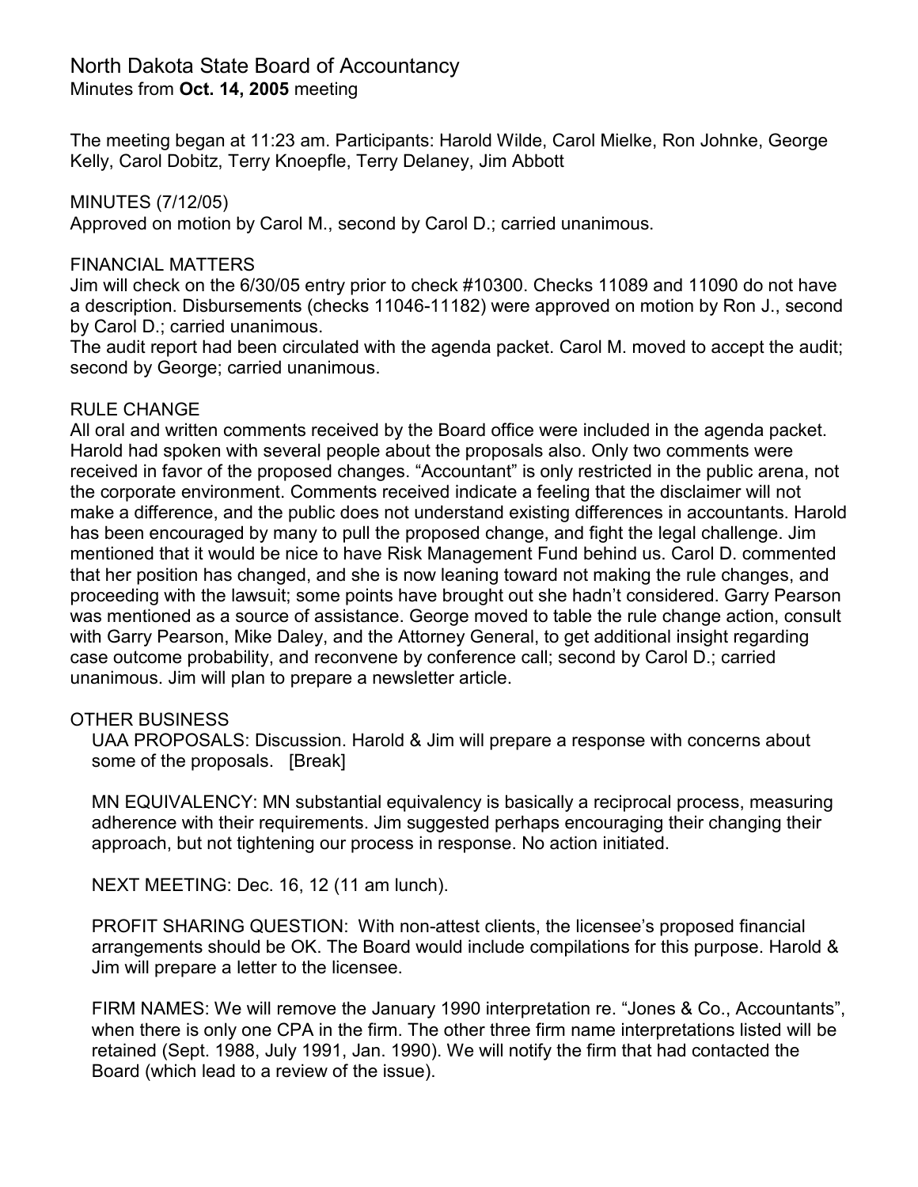# North Dakota State Board of Accountancy

Minutes from **Oct. 14, 2005** meeting

The meeting began at 11:23 am. Participants: Harold Wilde, Carol Mielke, Ron Johnke, George Kelly, Carol Dobitz, Terry Knoepfle, Terry Delaney, Jim Abbott

MINUTES (7/12/05)
Approved on motion by Carol M., second by Carol D.; carried unanimous.

FINANCIAL MATTERS
Jim will check on the 6/30/05 entry prior to check #10300. Checks 11089 and 11090 do not have a description. Disbursements (checks 11046-11182) were approved on motion by Ron J., second by Carol D.; carried unanimous.
The audit report had been circulated with the agenda packet. Carol M. moved to accept the audit; second by George; carried unanimous.

RULE CHANGE
All oral and written comments received by the Board office were included in the agenda packet. Harold had spoken with several people about the proposals also. Only two comments were received in favor of the proposed changes. "Accountant" is only restricted in the public arena, not the corporate environment. Comments received indicate a feeling that the disclaimer will not make a difference, and the public does not understand existing differences in accountants. Harold has been encouraged by many to pull the proposed change, and fight the legal challenge. Jim mentioned that it would be nice to have Risk Management Fund behind us. Carol D. commented that her position has changed, and she is now leaning toward not making the rule changes, and proceeding with the lawsuit; some points have brought out she hadn't considered. Garry Pearson was mentioned as a source of assistance. George moved to table the rule change action, consult with Garry Pearson, Mike Daley, and the Attorney General, to get additional insight regarding case outcome probability, and reconvene by conference call; second by Carol D.; carried unanimous. Jim will plan to prepare a newsletter article.

OTHER BUSINESS

UAA PROPOSALS: Discussion. Harold & Jim will prepare a response with concerns about some of the proposals. [Break]

MN EQUIVALENCY: MN substantial equivalency is basically a reciprocal process, measuring adherence with their requirements. Jim suggested perhaps encouraging their changing their approach, but not tightening our process in response. No action initiated.

NEXT MEETING: Dec. 16, 12 (11 am lunch).

PROFIT SHARING QUESTION: With non-attest clients, the licensee's proposed financial arrangements should be OK. The Board would include compilations for this purpose. Harold & Jim will prepare a letter to the licensee.

FIRM NAMES: We will remove the January 1990 interpretation re. "Jones & Co., Accountants", when there is only one CPA in the firm. The other three firm name interpretations listed will be retained (Sept. 1988, July 1991, Jan. 1990). We will notify the firm that had contacted the Board (which lead to a review of the issue).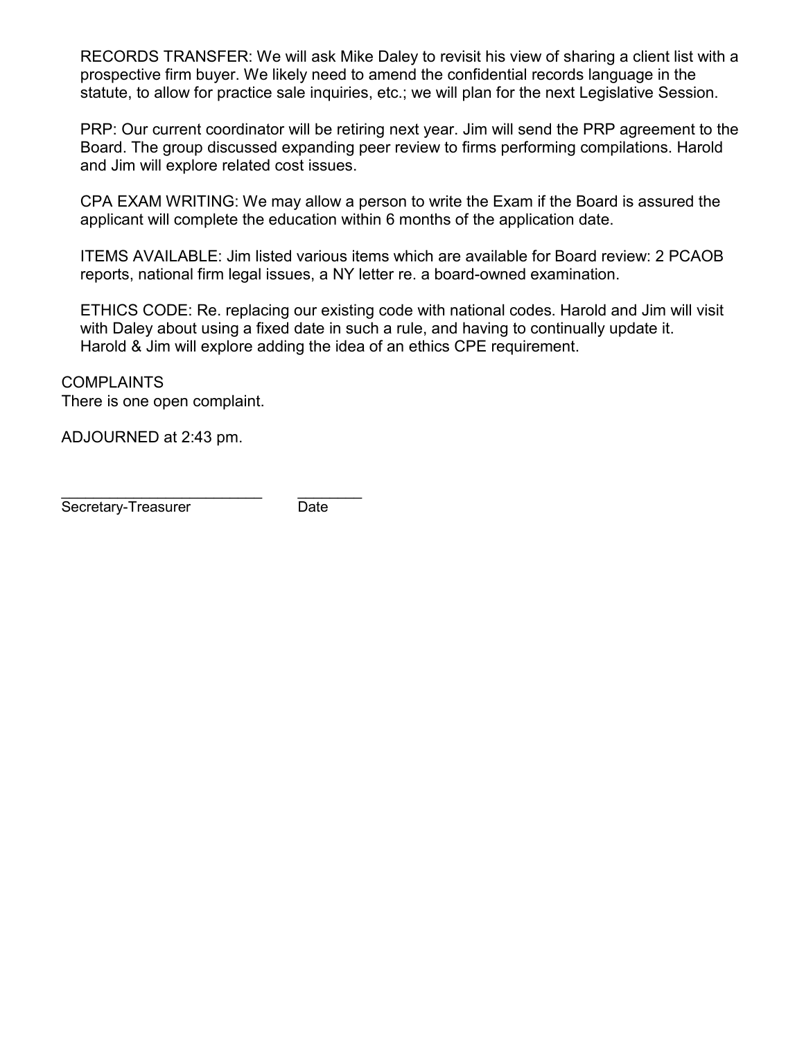RECORDS TRANSFER: We will ask Mike Daley to revisit his view of sharing a client list with a prospective firm buyer. We likely need to amend the confidential records language in the statute, to allow for practice sale inquiries, etc.; we will plan for the next Legislative Session.

PRP: Our current coordinator will be retiring next year. Jim will send the PRP agreement to the Board. The group discussed expanding peer review to firms performing compilations. Harold and Jim will explore related cost issues.

CPA EXAM WRITING: We may allow a person to write the Exam if the Board is assured the applicant will complete the education within 6 months of the application date.

ITEMS AVAILABLE: Jim listed various items which are available for Board review: 2 PCAOB reports, national firm legal issues, a NY letter re. a board-owned examination.

ETHICS CODE: Re. replacing our existing code with national codes. Harold and Jim will visit with Daley about using a fixed date in such a rule, and having to continually update it. Harold & Jim will explore adding the idea of an ethics CPE requirement.

COMPLAINTS
There is one open complaint.

ADJOURNED at 2:43 pm.

_________________________ ________
Secretary-Treasurer Date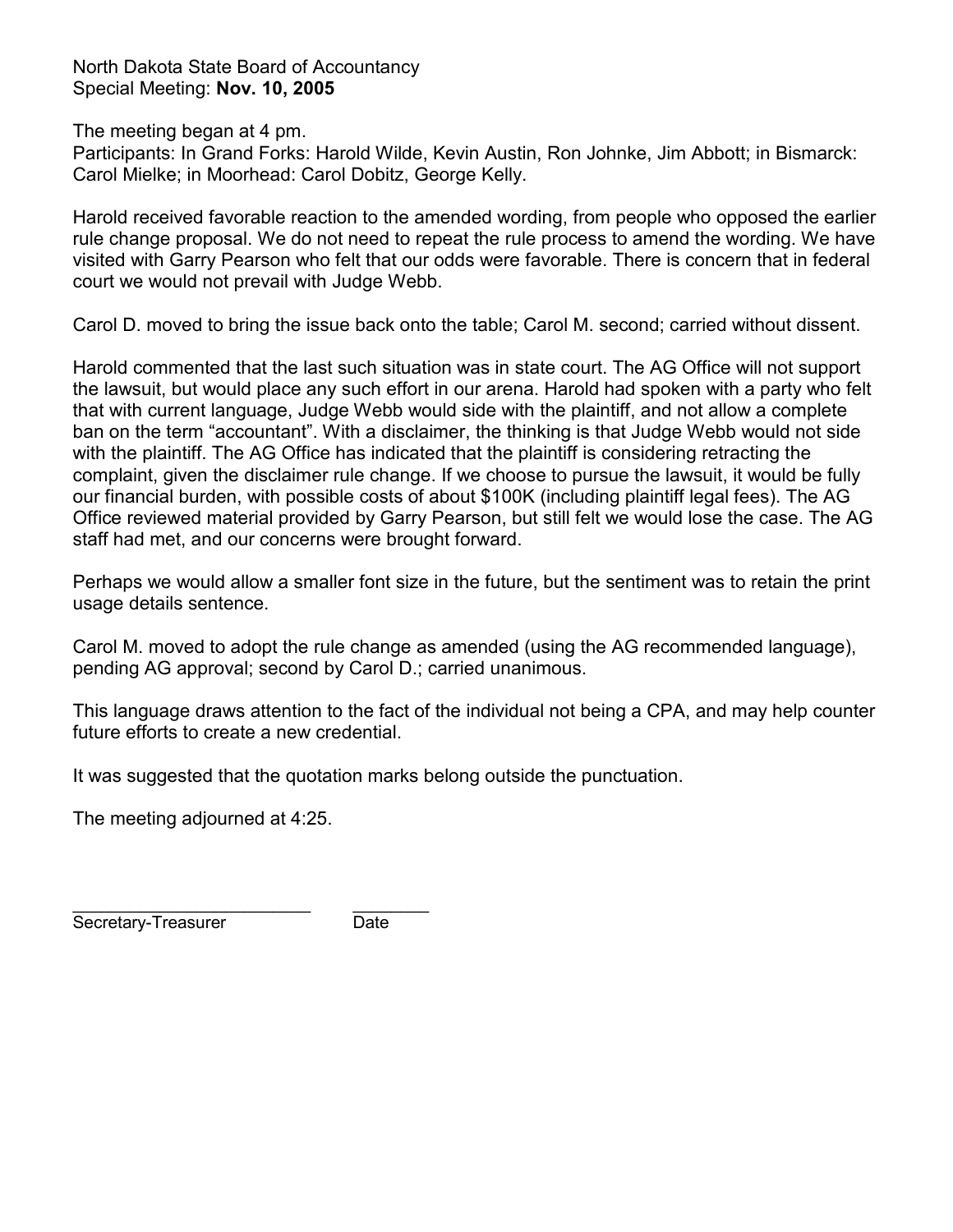North Dakota State Board of Accountancy
Special Meeting: **Nov. 10, 2005**

The meeting began at 4 pm.
Participants: In Grand Forks: Harold Wilde, Kevin Austin, Ron Johnke, Jim Abbott; in Bismarck: Carol Mielke; in Moorhead: Carol Dobitz, George Kelly.

Harold received favorable reaction to the amended wording, from people who opposed the earlier rule change proposal. We do not need to repeat the rule process to amend the wording. We have visited with Garry Pearson who felt that our odds were favorable. There is concern that in federal court we would not prevail with Judge Webb.

Carol D. moved to bring the issue back onto the table; Carol M. second; carried without dissent.

Harold commented that the last such situation was in state court. The AG Office will not support the lawsuit, but would place any such effort in our arena. Harold had spoken with a party who felt that with current language, Judge Webb would side with the plaintiff, and not allow a complete ban on the term "accountant". With a disclaimer, the thinking is that Judge Webb would not side with the plaintiff. The AG Office has indicated that the plaintiff is considering retracting the complaint, given the disclaimer rule change. If we choose to pursue the lawsuit, it would be fully our financial burden, with possible costs of about $100K (including plaintiff legal fees). The AG Office reviewed material provided by Garry Pearson, but still felt we would lose the case. The AG staff had met, and our concerns were brought forward.

Perhaps we would allow a smaller font size in the future, but the sentiment was to retain the print usage details sentence.

Carol M. moved to adopt the rule change as amended (using the AG recommended language), pending AG approval; second by Carol D.; carried unanimous.

This language draws attention to the fact of the individual not being a CPA, and may help counter future efforts to create a new credential.

It was suggested that the quotation marks belong outside the punctuation.

The meeting adjourned at 4:25.

_________________________ ________
Secretary-Treasurer Date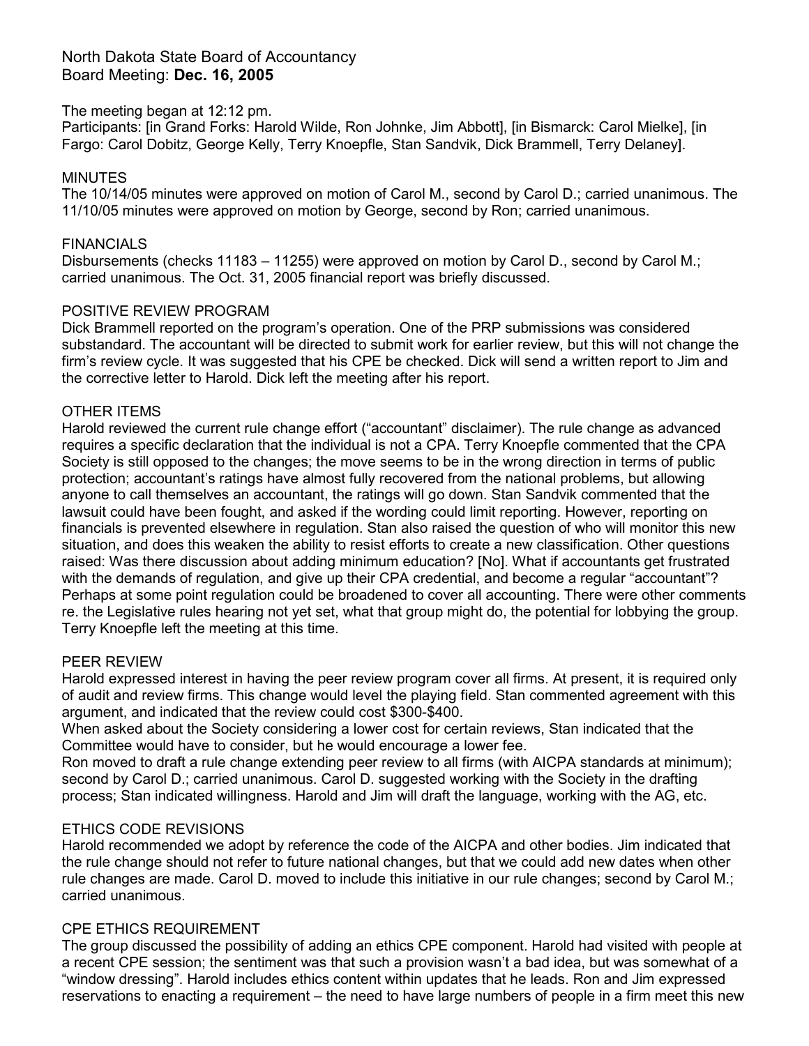North Dakota State Board of Accountancy
Board Meeting: **Dec. 16, 2005**

The meeting began at 12:12 pm.
Participants: [in Grand Forks: Harold Wilde, Ron Johnke, Jim Abbott], [in Bismarck: Carol Mielke], [in Fargo: Carol Dobitz, George Kelly, Terry Knoepfle, Stan Sandvik, Dick Brammell, Terry Delaney].

## MINUTES

The 10/14/05 minutes were approved on motion of Carol M., second by Carol D.; carried unanimous. The 11/10/05 minutes were approved on motion by George, second by Ron; carried unanimous.

## FINANCIALS

Disbursements (checks 11183 – 11255) were approved on motion by Carol D., second by Carol M.; carried unanimous. The Oct. 31, 2005 financial report was briefly discussed.

## POSITIVE REVIEW PROGRAM

Dick Brammell reported on the program's operation. One of the PRP submissions was considered substandard. The accountant will be directed to submit work for earlier review, but this will not change the firm's review cycle. It was suggested that his CPE be checked. Dick will send a written report to Jim and the corrective letter to Harold. Dick left the meeting after his report.

## OTHER ITEMS

Harold reviewed the current rule change effort ("accountant" disclaimer). The rule change as advanced requires a specific declaration that the individual is not a CPA. Terry Knoepfle commented that the CPA Society is still opposed to the changes; the move seems to be in the wrong direction in terms of public protection; accountant's ratings have almost fully recovered from the national problems, but allowing anyone to call themselves an accountant, the ratings will go down. Stan Sandvik commented that the lawsuit could have been fought, and asked if the wording could limit reporting. However, reporting on financials is prevented elsewhere in regulation. Stan also raised the question of who will monitor this new situation, and does this weaken the ability to resist efforts to create a new classification. Other questions raised: Was there discussion about adding minimum education? [No]. What if accountants get frustrated with the demands of regulation, and give up their CPA credential, and become a regular "accountant"? Perhaps at some point regulation could be broadened to cover all accounting. There were other comments re. the Legislative rules hearing not yet set, what that group might do, the potential for lobbying the group. Terry Knoepfle left the meeting at this time.

## PEER REVIEW

Harold expressed interest in having the peer review program cover all firms. At present, it is required only of audit and review firms. This change would level the playing field. Stan commented agreement with this argument, and indicated that the review could cost $300-$400.
When asked about the Society considering a lower cost for certain reviews, Stan indicated that the Committee would have to consider, but he would encourage a lower fee.
Ron moved to draft a rule change extending peer review to all firms (with AICPA standards at minimum); second by Carol D.; carried unanimous. Carol D. suggested working with the Society in the drafting process; Stan indicated willingness. Harold and Jim will draft the language, working with the AG, etc.

## ETHICS CODE REVISIONS

Harold recommended we adopt by reference the code of the AICPA and other bodies. Jim indicated that the rule change should not refer to future national changes, but that we could add new dates when other rule changes are made. Carol D. moved to include this initiative in our rule changes; second by Carol M.; carried unanimous.

## CPE ETHICS REQUIREMENT

The group discussed the possibility of adding an ethics CPE component. Harold had visited with people at a recent CPE session; the sentiment was that such a provision wasn't a bad idea, but was somewhat of a "window dressing". Harold includes ethics content within updates that he leads. Ron and Jim expressed reservations to enacting a requirement – the need to have large numbers of people in a firm meet this new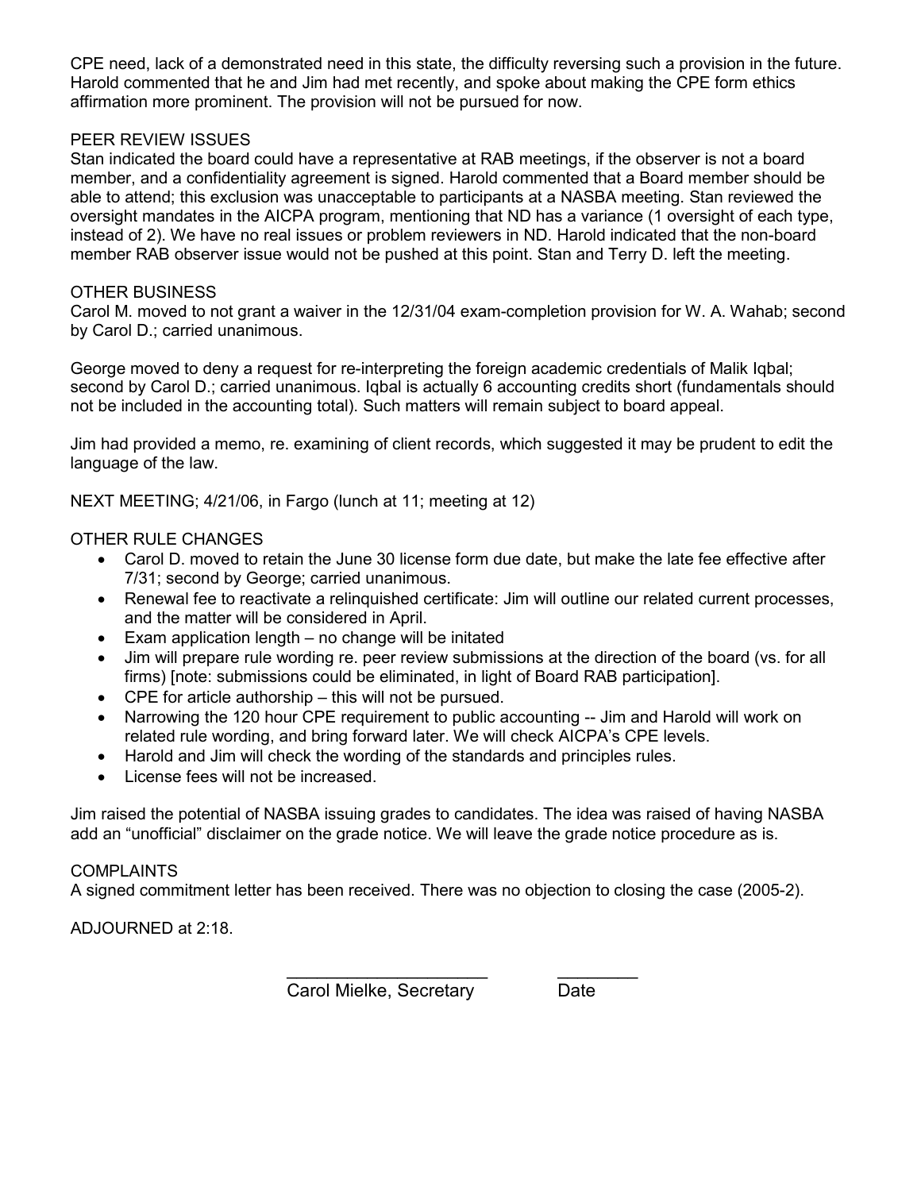CPE need, lack of a demonstrated need in this state, the difficulty reversing such a provision in the future. Harold commented that he and Jim had met recently, and spoke about making the CPE form ethics affirmation more prominent. The provision will not be pursued for now.

PEER REVIEW ISSUES

Stan indicated the board could have a representative at RAB meetings, if the observer is not a board member, and a confidentiality agreement is signed. Harold commented that a Board member should be able to attend; this exclusion was unacceptable to participants at a NASBA meeting. Stan reviewed the oversight mandates in the AICPA program, mentioning that ND has a variance (1 oversight of each type, instead of 2). We have no real issues or problem reviewers in ND. Harold indicated that the non-board member RAB observer issue would not be pushed at this point. Stan and Terry D. left the meeting.

OTHER BUSINESS

Carol M. moved to not grant a waiver in the 12/31/04 exam-completion provision for W. A. Wahab; second by Carol D.; carried unanimous.

George moved to deny a request for re-interpreting the foreign academic credentials of Malik Iqbal; second by Carol D.; carried unanimous. Iqbal is actually 6 accounting credits short (fundamentals should not be included in the accounting total). Such matters will remain subject to board appeal.

Jim had provided a memo, re. examining of client records, which suggested it may be prudent to edit the language of the law.

NEXT MEETING; 4/21/06, in Fargo (lunch at 11; meeting at 12)

OTHER RULE CHANGES

- Carol D. moved to retain the June 30 license form due date, but make the late fee effective after 7/31; second by George; carried unanimous.
- Renewal fee to reactivate a relinquished certificate: Jim will outline our related current processes, and the matter will be considered in April.
- Exam application length – no change will be initated
- Jim will prepare rule wording re. peer review submissions at the direction of the board (vs. for all firms) [note: submissions could be eliminated, in light of Board RAB participation].
- CPE for article authorship – this will not be pursued.
- Narrowing the 120 hour CPE requirement to public accounting -- Jim and Harold will work on related rule wording, and bring forward later. We will check AICPA's CPE levels.
- Harold and Jim will check the wording of the standards and principles rules.
- License fees will not be increased.

Jim raised the potential of NASBA issuing grades to candidates. The idea was raised of having NASBA add an "unofficial" disclaimer on the grade notice. We will leave the grade notice procedure as is.

COMPLAINTS

A signed commitment letter has been received. There was no objection to closing the case (2005-2).

ADJOURNED at 2:18.

_____________________ ________

Carol Mielke, Secretary Date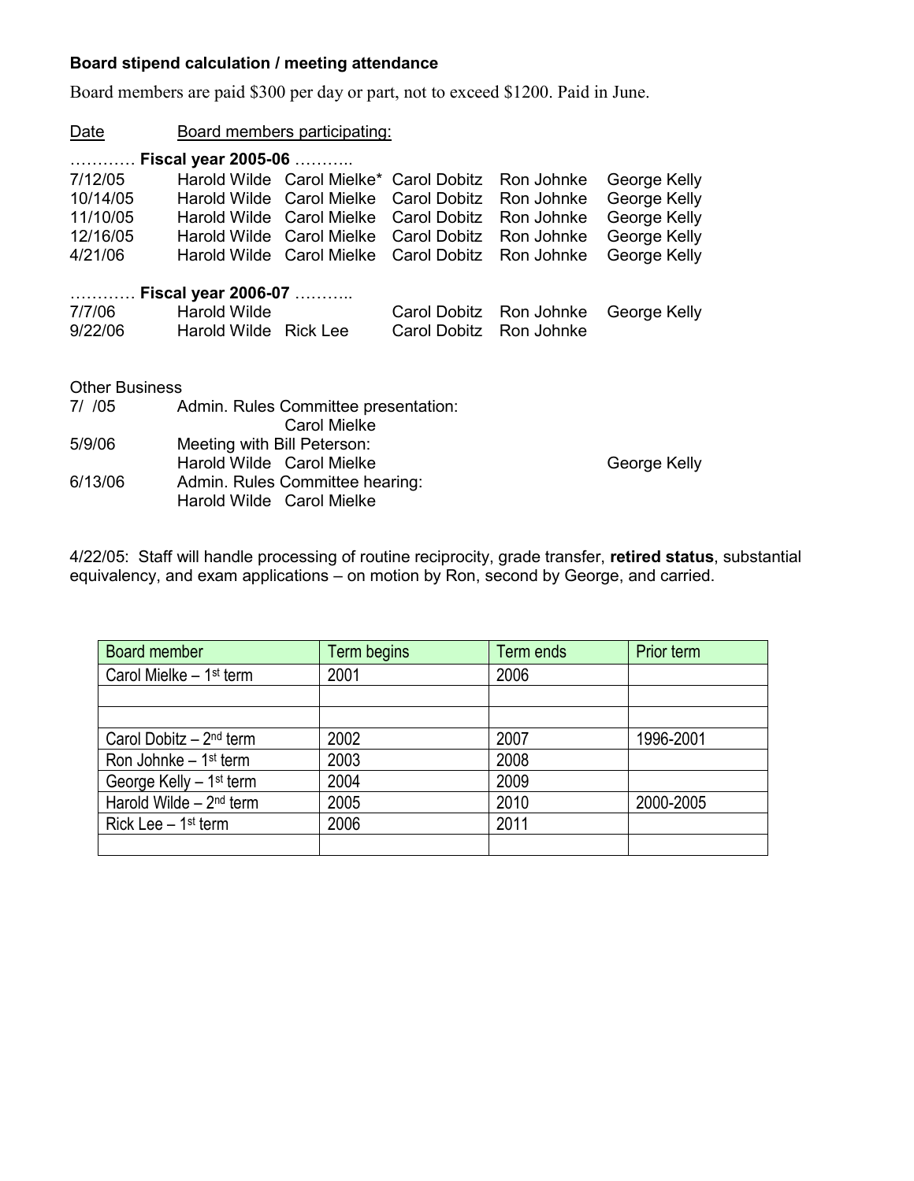**Board stipend calculation / meeting attendance**

Board members are paid $300 per day or part, not to exceed $1200. Paid in June.

| Date | Board members participating: | | | | |
|---|---|---|---|---|---|
| ………… **Fiscal year 2005-06** ……….. | | | | | |
| 7/12/05 | Harold Wilde | Carol Mielke* | Carol Dobitz | Ron Johnke | George Kelly |
| 10/14/05 | Harold Wilde | Carol Mielke | Carol Dobitz | Ron Johnke | George Kelly |
| 11/10/05 | Harold Wilde | Carol Mielke | Carol Dobitz | Ron Johnke | George Kelly |
| 12/16/05 | Harold Wilde | Carol Mielke | Carol Dobitz | Ron Johnke | George Kelly |
| 4/21/06 | Harold Wilde | Carol Mielke | Carol Dobitz | Ron Johnke | George Kelly |
| ………… **Fiscal year 2006-07** ……….. | | | | | |
| 7/7/06 | Harold Wilde | | Carol Dobitz | Ron Johnke | George Kelly |
| 9/22/06 | Harold Wilde | Rick Lee | Carol Dobitz | Ron Johnke | |

Other Business

| | | | | | |
|---|---|---|---|---|---|
| 7/ /05 | Admin. Rules Committee presentation: | | | | |
| | | Carol Mielke | | | |
| 5/9/06 | Meeting with Bill Peterson: | | | | |
| | Harold Wilde | Carol Mielke | | | George Kelly |
| 6/13/06 | Admin. Rules Committee hearing: | | | | |
| | Harold Wilde | Carol Mielke | | | |

4/22/05: Staff will handle processing of routine reciprocity, grade transfer, **retired status**, substantial equivalency, and exam applications – on motion by Ron, second by George, and carried.

| Board member | Term begins | Term ends | Prior term |
|---|---|---|---|
| Carol Mielke – 1st term | 2001 | 2006 | |
| | | | |
| | | | |
| Carol Dobitz – 2nd term | 2002 | 2007 | 1996-2001 |
| Ron Johnke – 1st term | 2003 | 2008 | |
| George Kelly – 1st term | 2004 | 2009 | |
| Harold Wilde – 2nd term | 2005 | 2010 | 2000-2005 |
| Rick Lee – 1st term | 2006 | 2011 | |
| | | | |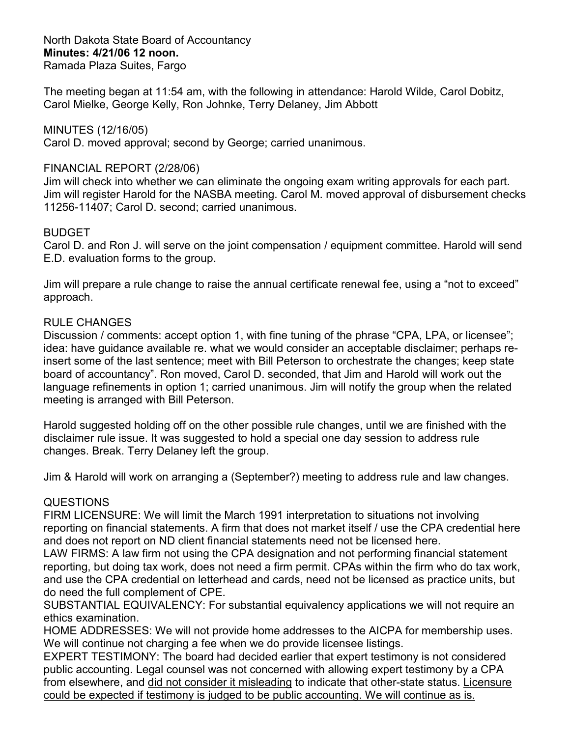North Dakota State Board of Accountancy
**Minutes: 4/21/06 12 noon.**
Ramada Plaza Suites, Fargo

The meeting began at 11:54 am, with the following in attendance: Harold Wilde, Carol Dobitz, Carol Mielke, George Kelly, Ron Johnke, Terry Delaney, Jim Abbott

MINUTES (12/16/05)
Carol D. moved approval; second by George; carried unanimous.

FINANCIAL REPORT (2/28/06)
Jim will check into whether we can eliminate the ongoing exam writing approvals for each part. Jim will register Harold for the NASBA meeting. Carol M. moved approval of disbursement checks 11256-11407; Carol D. second; carried unanimous.

BUDGET
Carol D. and Ron J. will serve on the joint compensation / equipment committee. Harold will send E.D. evaluation forms to the group.

Jim will prepare a rule change to raise the annual certificate renewal fee, using a "not to exceed" approach.

RULE CHANGES
Discussion / comments: accept option 1, with fine tuning of the phrase "CPA, LPA, or licensee"; idea: have guidance available re. what we would consider an acceptable disclaimer; perhaps re-insert some of the last sentence; meet with Bill Peterson to orchestrate the changes; keep state board of accountancy". Ron moved, Carol D. seconded, that Jim and Harold will work out the language refinements in option 1; carried unanimous. Jim will notify the group when the related meeting is arranged with Bill Peterson.

Harold suggested holding off on the other possible rule changes, until we are finished with the disclaimer rule issue. It was suggested to hold a special one day session to address rule changes. Break. Terry Delaney left the group.

Jim & Harold will work on arranging a (September?) meeting to address rule and law changes.

QUESTIONS
FIRM LICENSURE: We will limit the March 1991 interpretation to situations not involving reporting on financial statements. A firm that does not market itself / use the CPA credential here and does not report on ND client financial statements need not be licensed here.
LAW FIRMS: A law firm not using the CPA designation and not performing financial statement reporting, but doing tax work, does not need a firm permit. CPAs within the firm who do tax work, and use the CPA credential on letterhead and cards, need not be licensed as practice units, but do need the full complement of CPE.
SUBSTANTIAL EQUIVALENCY: For substantial equivalency applications we will not require an ethics examination.
HOME ADDRESSES: We will not provide home addresses to the AICPA for membership uses. We will continue not charging a fee when we do provide licensee listings.
EXPERT TESTIMONY: The board had decided earlier that expert testimony is not considered public accounting. Legal counsel was not concerned with allowing expert testimony by a CPA from elsewhere, and did not consider it misleading to indicate that other-state status. Licensure could be expected if testimony is judged to be public accounting. We will continue as is.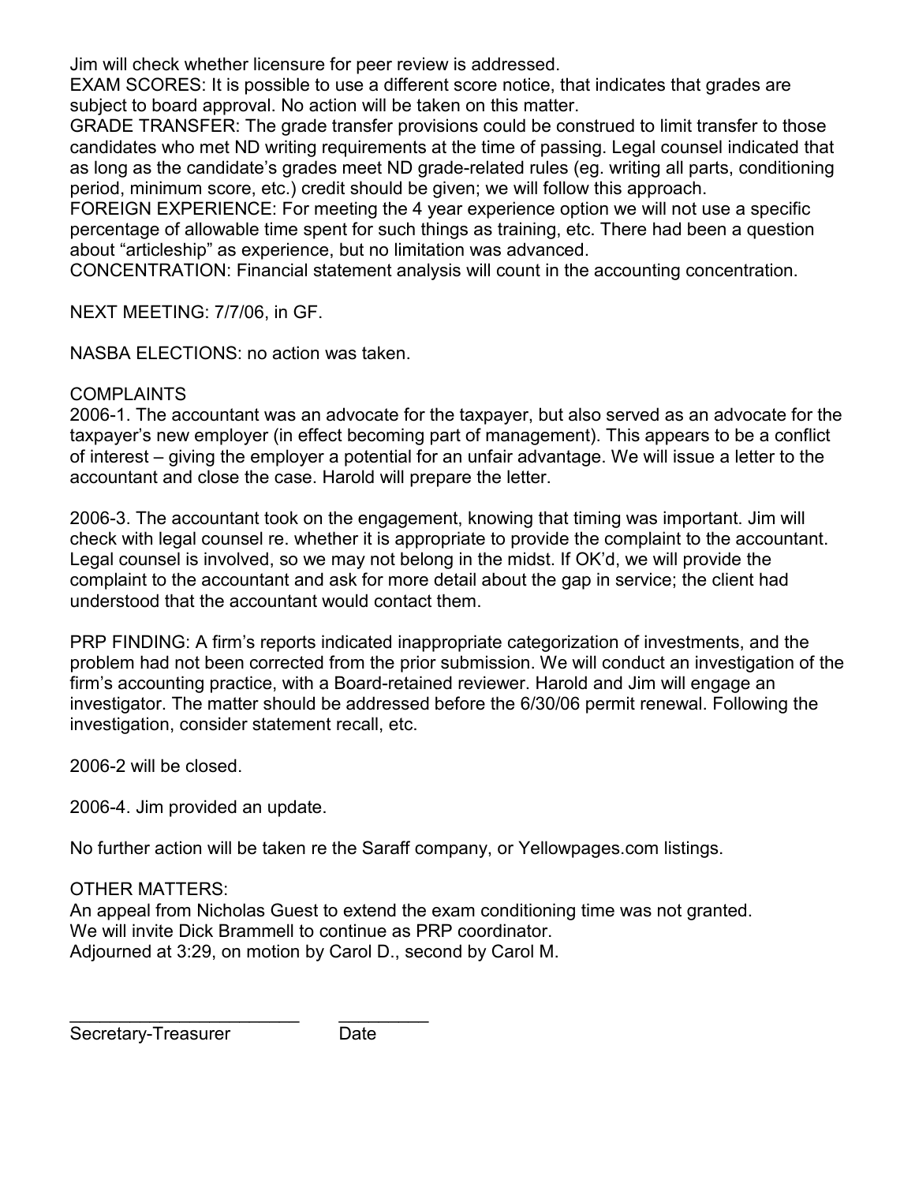Jim will check whether licensure for peer review is addressed.
EXAM SCORES: It is possible to use a different score notice, that indicates that grades are subject to board approval. No action will be taken on this matter.
GRADE TRANSFER: The grade transfer provisions could be construed to limit transfer to those candidates who met ND writing requirements at the time of passing. Legal counsel indicated that as long as the candidate's grades meet ND grade-related rules (eg. writing all parts, conditioning period, minimum score, etc.) credit should be given; we will follow this approach.
FOREIGN EXPERIENCE: For meeting the 4 year experience option we will not use a specific percentage of allowable time spent for such things as training, etc. There had been a question about "articleship" as experience, but no limitation was advanced.
CONCENTRATION: Financial statement analysis will count in the accounting concentration.

NEXT MEETING: 7/7/06, in GF.

NASBA ELECTIONS: no action was taken.

COMPLAINTS
2006-1. The accountant was an advocate for the taxpayer, but also served as an advocate for the taxpayer's new employer (in effect becoming part of management). This appears to be a conflict of interest – giving the employer a potential for an unfair advantage. We will issue a letter to the accountant and close the case. Harold will prepare the letter.

2006-3. The accountant took on the engagement, knowing that timing was important. Jim will check with legal counsel re. whether it is appropriate to provide the complaint to the accountant. Legal counsel is involved, so we may not belong in the midst. If OK'd, we will provide the complaint to the accountant and ask for more detail about the gap in service; the client had understood that the accountant would contact them.

PRP FINDING: A firm's reports indicated inappropriate categorization of investments, and the problem had not been corrected from the prior submission. We will conduct an investigation of the firm's accounting practice, with a Board-retained reviewer. Harold and Jim will engage an investigator. The matter should be addressed before the 6/30/06 permit renewal. Following the investigation, consider statement recall, etc.

2006-2 will be closed.

2006-4. Jim provided an update.

No further action will be taken re the Saraff company, or Yellowpages.com listings.

OTHER MATTERS:
An appeal from Nicholas Guest to extend the exam conditioning time was not granted.
We will invite Dick Brammell to continue as PRP coordinator.
Adjourned at 3:29, on motion by Carol D., second by Carol M.

_______________________ _________
Secretary-Treasurer Date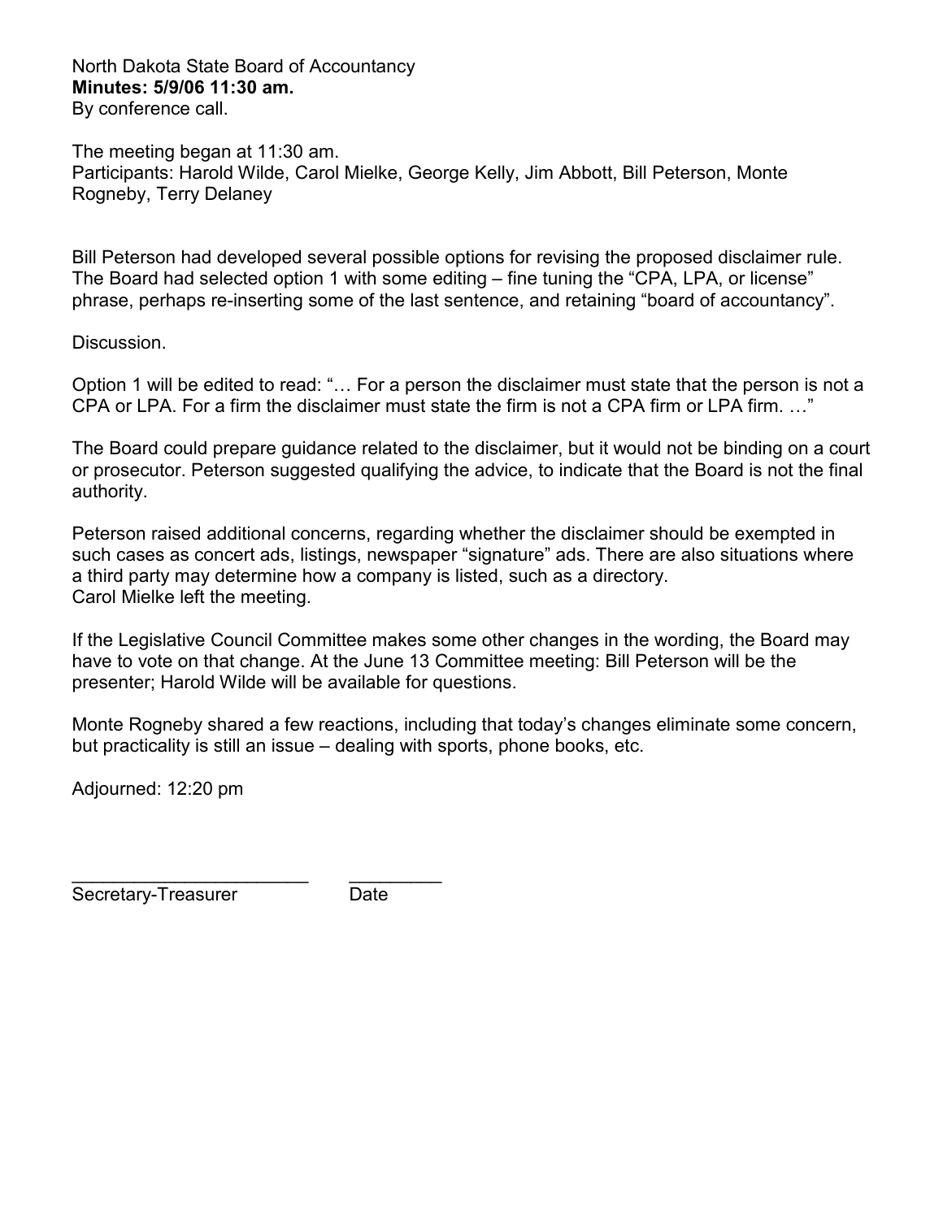North Dakota State Board of Accountancy
**Minutes: 5/9/06 11:30 am.**
By conference call.

The meeting began at 11:30 am.
Participants: Harold Wilde, Carol Mielke, George Kelly, Jim Abbott, Bill Peterson, Monte Rogneby, Terry Delaney

Bill Peterson had developed several possible options for revising the proposed disclaimer rule. The Board had selected option 1 with some editing – fine tuning the "CPA, LPA, or license" phrase, perhaps re-inserting some of the last sentence, and retaining "board of accountancy".

Discussion.

Option 1 will be edited to read: "… For a person the disclaimer must state that the person is not a CPA or LPA. For a firm the disclaimer must state the firm is not a CPA firm or LPA firm. …"

The Board could prepare guidance related to the disclaimer, but it would not be binding on a court or prosecutor. Peterson suggested qualifying the advice, to indicate that the Board is not the final authority.

Peterson raised additional concerns, regarding whether the disclaimer should be exempted in such cases as concert ads, listings, newspaper "signature" ads. There are also situations where a third party may determine how a company is listed, such as a directory.
Carol Mielke left the meeting.

If the Legislative Council Committee makes some other changes in the wording, the Board may have to vote on that change. At the June 13 Committee meeting: Bill Peterson will be the presenter; Harold Wilde will be available for questions.

Monte Rogneby shared a few reactions, including that today's changes eliminate some concern, but practicality is still an issue – dealing with sports, phone books, etc.

Adjourned: 12:20 pm

\_\_\_\_\_\_\_\_\_\_\_\_\_\_\_\_\_\_\_\_\_\_\_\_ \_\_\_\_\_\_\_\_\_
Secretary-Treasurer Date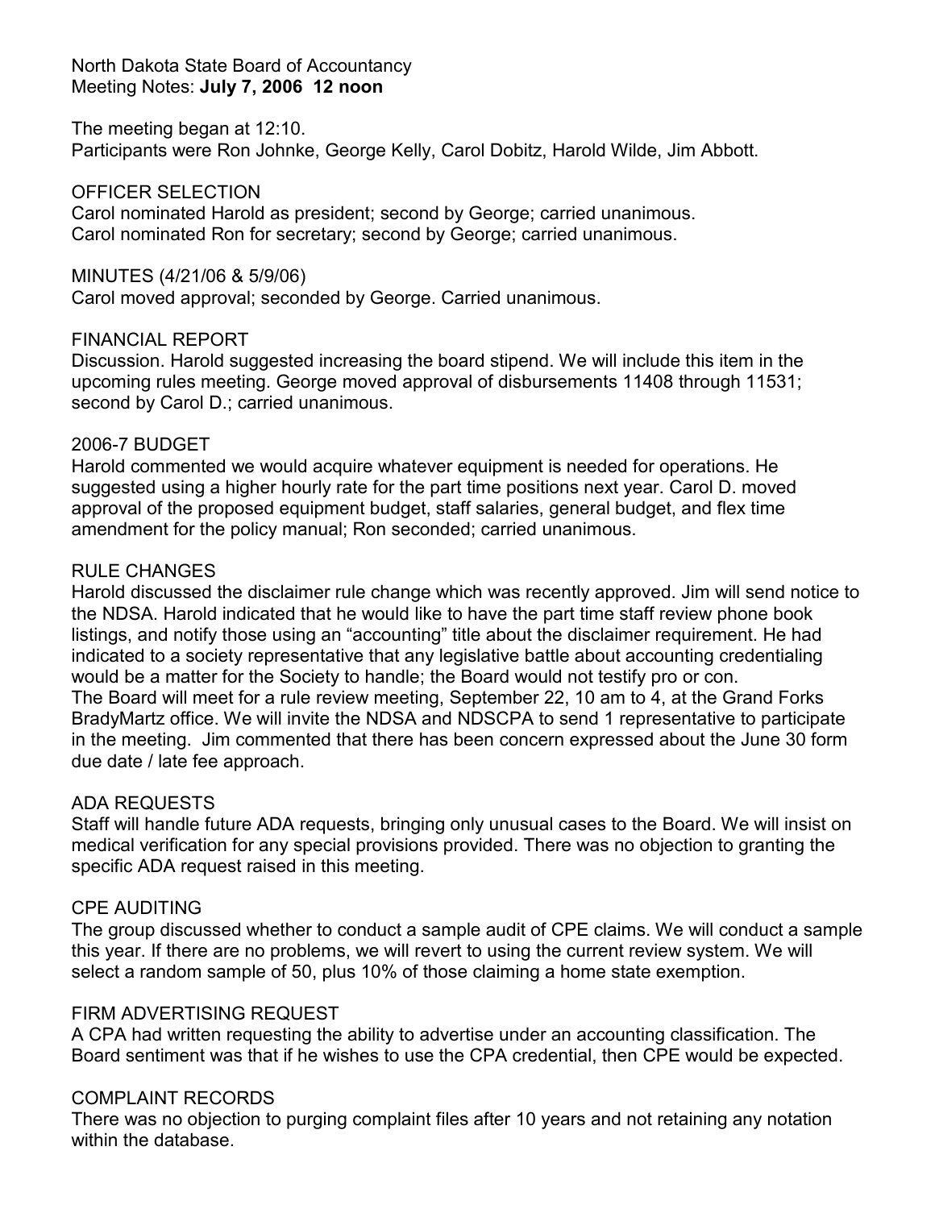North Dakota State Board of Accountancy
Meeting Notes: **July 7, 2006 12 noon**

The meeting began at 12:10.
Participants were Ron Johnke, George Kelly, Carol Dobitz, Harold Wilde, Jim Abbott.

## OFFICER SELECTION

Carol nominated Harold as president; second by George; carried unanimous.
Carol nominated Ron for secretary; second by George; carried unanimous.

## MINUTES (4/21/06 & 5/9/06)

Carol moved approval; seconded by George. Carried unanimous.

## FINANCIAL REPORT

Discussion. Harold suggested increasing the board stipend. We will include this item in the upcoming rules meeting. George moved approval of disbursements 11408 through 11531; second by Carol D.; carried unanimous.

## 2006-7 BUDGET

Harold commented we would acquire whatever equipment is needed for operations. He suggested using a higher hourly rate for the part time positions next year. Carol D. moved approval of the proposed equipment budget, staff salaries, general budget, and flex time amendment for the policy manual; Ron seconded; carried unanimous.

## RULE CHANGES

Harold discussed the disclaimer rule change which was recently approved. Jim will send notice to the NDSA. Harold indicated that he would like to have the part time staff review phone book listings, and notify those using an "accounting" title about the disclaimer requirement. He had indicated to a society representative that any legislative battle about accounting credentialing would be a matter for the Society to handle; the Board would not testify pro or con.
The Board will meet for a rule review meeting, September 22, 10 am to 4, at the Grand Forks BradyMartz office. We will invite the NDSA and NDSCPA to send 1 representative to participate in the meeting. Jim commented that there has been concern expressed about the June 30 form due date / late fee approach.

## ADA REQUESTS

Staff will handle future ADA requests, bringing only unusual cases to the Board. We will insist on medical verification for any special provisions provided. There was no objection to granting the specific ADA request raised in this meeting.

## CPE AUDITING

The group discussed whether to conduct a sample audit of CPE claims. We will conduct a sample this year. If there are no problems, we will revert to using the current review system. We will select a random sample of 50, plus 10% of those claiming a home state exemption.

## FIRM ADVERTISING REQUEST

A CPA had written requesting the ability to advertise under an accounting classification. The Board sentiment was that if he wishes to use the CPA credential, then CPE would be expected.

## COMPLAINT RECORDS

There was no objection to purging complaint files after 10 years and not retaining any notation within the database.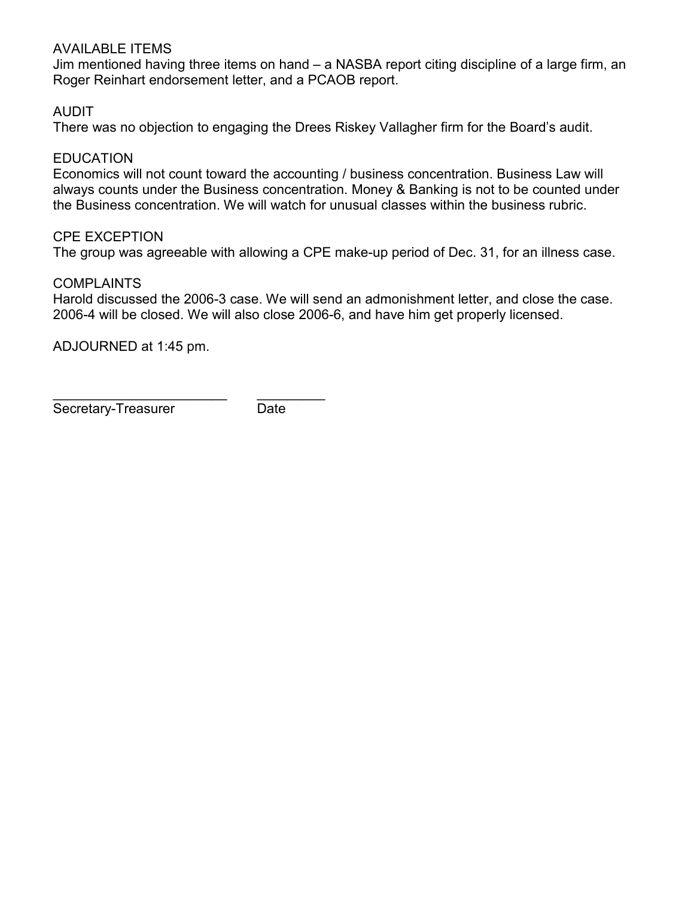AVAILABLE ITEMS
Jim mentioned having three items on hand – a NASBA report citing discipline of a large firm, an Roger Reinhart endorsement letter, and a PCAOB report.

AUDIT
There was no objection to engaging the Drees Riskey Vallagher firm for the Board's audit.

EDUCATION
Economics will not count toward the accounting / business concentration. Business Law will always counts under the Business concentration. Money & Banking is not to be counted under the Business concentration. We will watch for unusual classes within the business rubric.

CPE EXCEPTION
The group was agreeable with allowing a CPE make-up period of Dec. 31, for an illness case.

COMPLAINTS
Harold discussed the 2006-3 case. We will send an admonishment letter, and close the case. 2006-4 will be closed. We will also close 2006-6, and have him get properly licensed.

ADJOURNED at 1:45 pm.

\_\_\_\_\_\_\_\_\_\_\_\_\_\_\_\_\_\_\_\_\_\_\_\_ \_\_\_\_\_\_\_\_\_
Secretary-Treasurer Date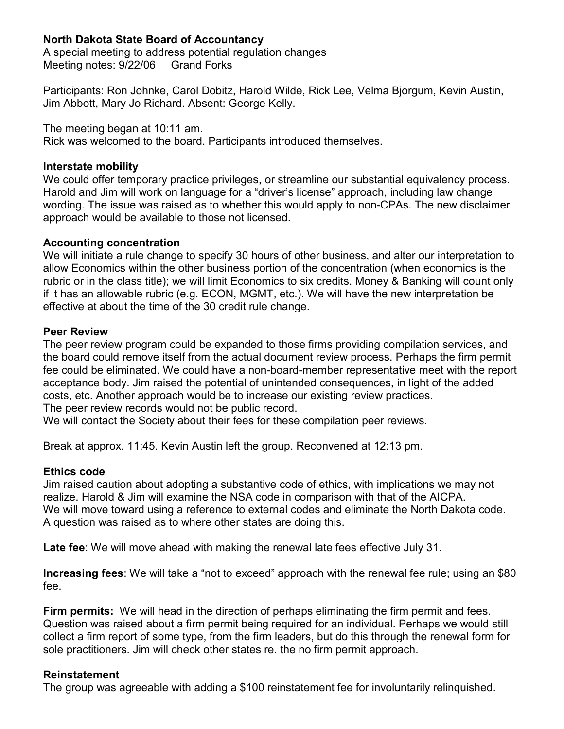**North Dakota State Board of Accountancy**
A special meeting to address potential regulation changes
Meeting notes: 9/22/06 Grand Forks

Participants: Ron Johnke, Carol Dobitz, Harold Wilde, Rick Lee, Velma Bjorgum, Kevin Austin, Jim Abbott, Mary Jo Richard. Absent: George Kelly.

The meeting began at 10:11 am.
Rick was welcomed to the board. Participants introduced themselves.

**Interstate mobility**
We could offer temporary practice privileges, or streamline our substantial equivalency process. Harold and Jim will work on language for a "driver's license" approach, including law change wording. The issue was raised as to whether this would apply to non-CPAs. The new disclaimer approach would be available to those not licensed.

**Accounting concentration**
We will initiate a rule change to specify 30 hours of other business, and alter our interpretation to allow Economics within the other business portion of the concentration (when economics is the rubric or in the class title); we will limit Economics to six credits. Money & Banking will count only if it has an allowable rubric (e.g. ECON, MGMT, etc.). We will have the new interpretation be effective at about the time of the 30 credit rule change.

**Peer Review**
The peer review program could be expanded to those firms providing compilation services, and the board could remove itself from the actual document review process. Perhaps the firm permit fee could be eliminated. We could have a non-board-member representative meet with the report acceptance body. Jim raised the potential of unintended consequences, in light of the added costs, etc. Another approach would be to increase our existing review practices.
The peer review records would not be public record.
We will contact the Society about their fees for these compilation peer reviews.

Break at approx. 11:45. Kevin Austin left the group. Reconvened at 12:13 pm.

**Ethics code**
Jim raised caution about adopting a substantive code of ethics, with implications we may not realize. Harold & Jim will examine the NSA code in comparison with that of the AICPA.
We will move toward using a reference to external codes and eliminate the North Dakota code.
A question was raised as to where other states are doing this.

**Late fee**: We will move ahead with making the renewal late fees effective July 31.

**Increasing fees**: We will take a "not to exceed" approach with the renewal fee rule; using an $80 fee.

**Firm permits:** We will head in the direction of perhaps eliminating the firm permit and fees. Question was raised about a firm permit being required for an individual. Perhaps we would still collect a firm report of some type, from the firm leaders, but do this through the renewal form for sole practitioners. Jim will check other states re. the no firm permit approach.

**Reinstatement**
The group was agreeable with adding a $100 reinstatement fee for involuntarily relinquished.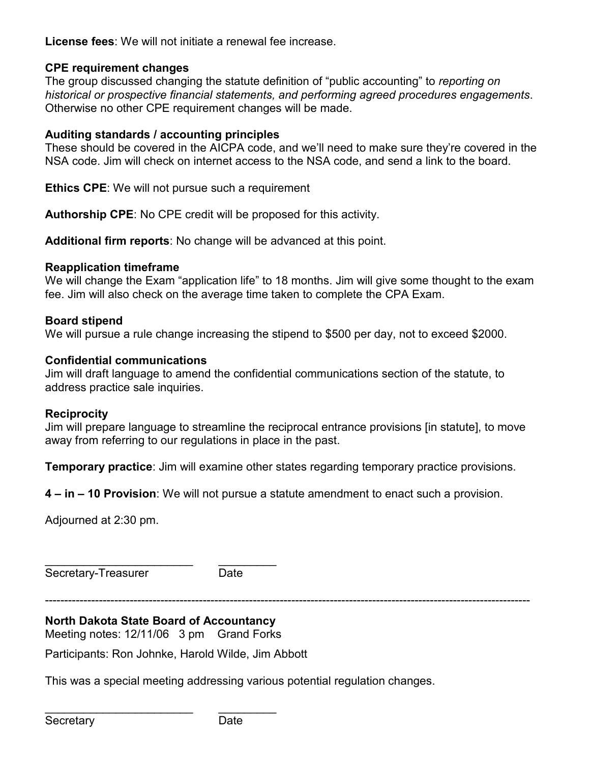**License fees**: We will not initiate a renewal fee increase.

**CPE requirement changes**

The group discussed changing the statute definition of “public accounting” to *reporting on historical or prospective financial statements, and performing agreed procedures engagements*. Otherwise no other CPE requirement changes will be made.

**Auditing standards / accounting principles**

These should be covered in the AICPA code, and we’ll need to make sure they’re covered in the NSA code. Jim will check on internet access to the NSA code, and send a link to the board.

**Ethics CPE**: We will not pursue such a requirement

**Authorship CPE**: No CPE credit will be proposed for this activity.

**Additional firm reports**: No change will be advanced at this point.

**Reapplication timeframe**

We will change the Exam “application life” to 18 months. Jim will give some thought to the exam fee. Jim will also check on the average time taken to complete the CPA Exam.

**Board stipend**

We will pursue a rule change increasing the stipend to $500 per day, not to exceed $2000.

**Confidential communications**

Jim will draft language to amend the confidential communications section of the statute, to address practice sale inquiries.

**Reciprocity**

Jim will prepare language to streamline the reciprocal entrance provisions [in statute], to move away from referring to our regulations in place in the past.

**Temporary practice**: Jim will examine other states regarding temporary practice provisions.

**4 – in – 10 Provision**: We will not pursue a statute amendment to enact such a provision.

Adjourned at 2:30 pm.

________________________ _________
Secretary-Treasurer Date

---

**North Dakota State Board of Accountancy**

Meeting notes: 12/11/06 3 pm Grand Forks

Participants: Ron Johnke, Harold Wilde, Jim Abbott

This was a special meeting addressing various potential regulation changes.

________________________ _________
Secretary Date